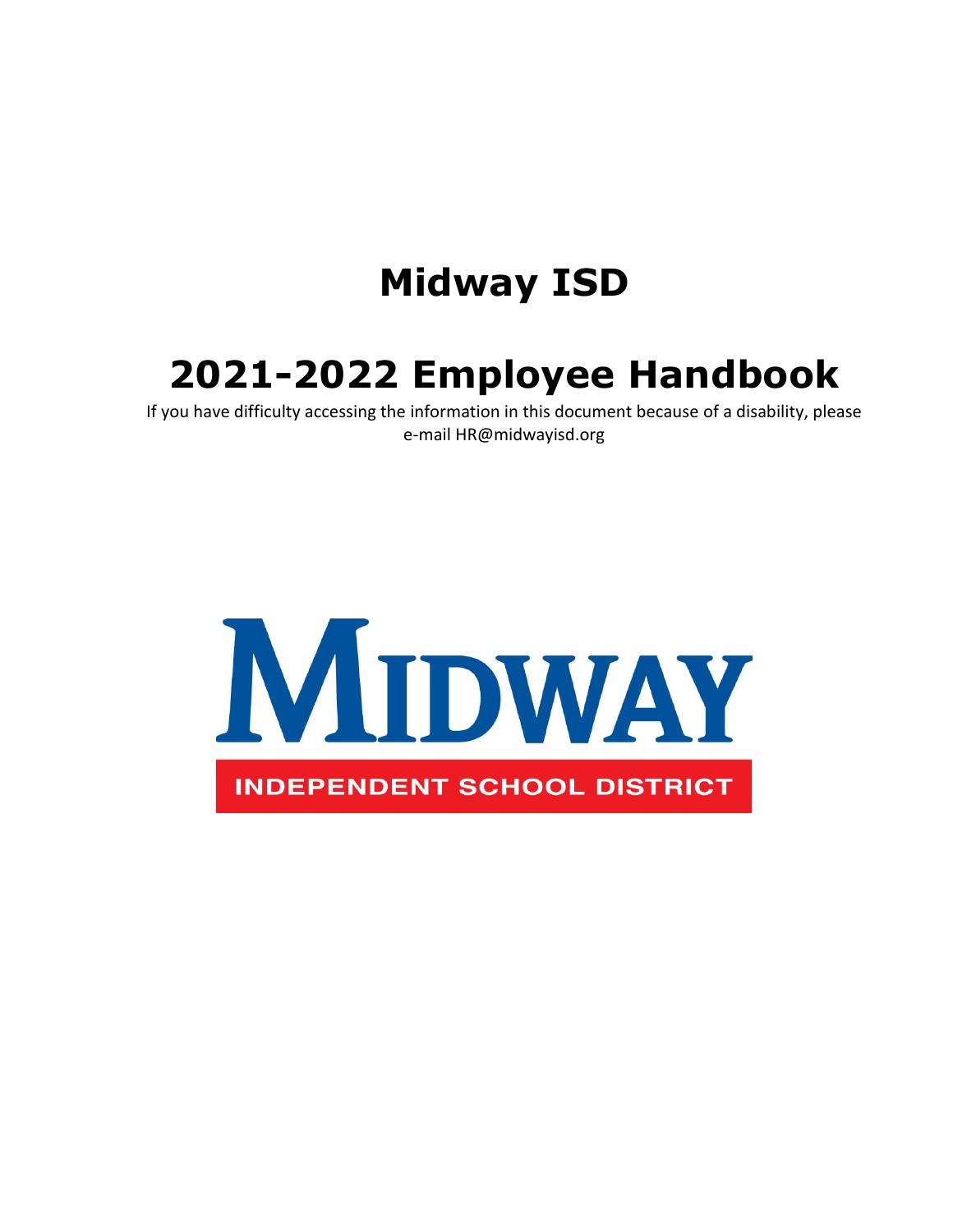# Midway ISD

# 2021-2022 Employee Handbook

If you have difficulty accessing the information in this document because of a disability, please e-mail HR@midwayisd.org

MIDWAY

INDEPENDENT SCHOOL DISTRICT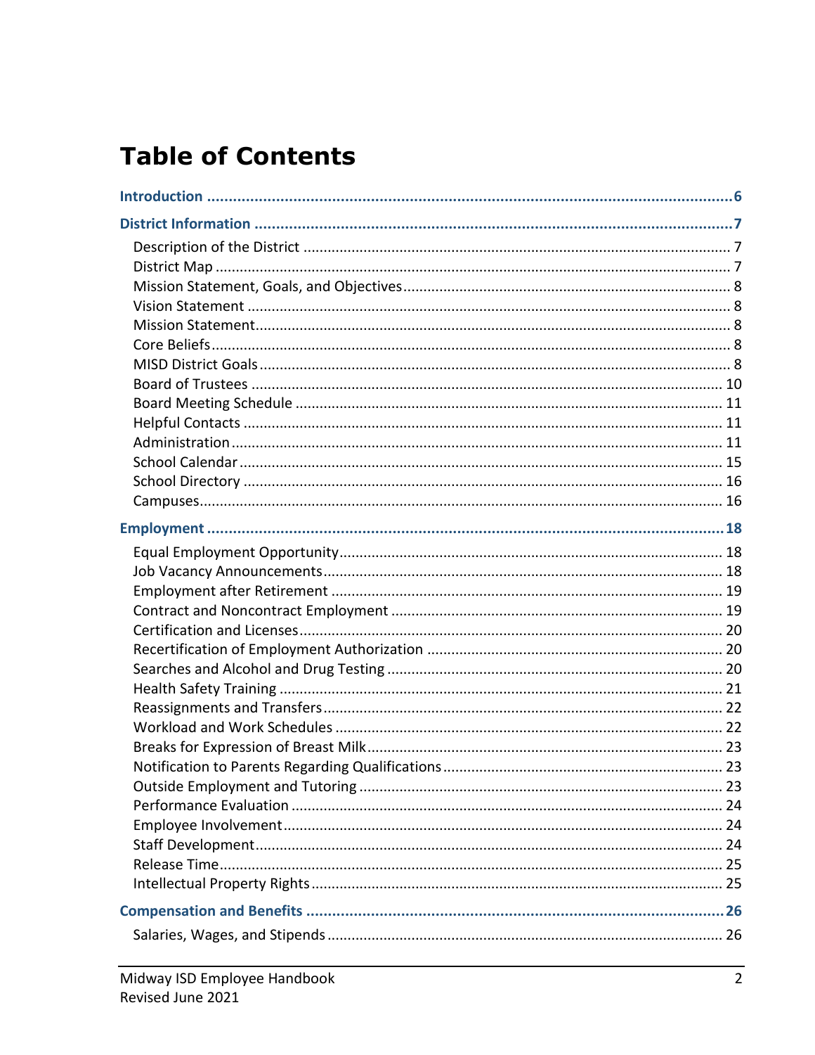# Table of Contents

**Introduction** .......... 6

**District Information** .......... 7

- Description of the District .......... 7
- District Map .......... 7
- Mission Statement, Goals, and Objectives .......... 8
- Vision Statement .......... 8
- Mission Statement .......... 8
- Core Beliefs .......... 8
- MISD District Goals .......... 8
- Board of Trustees .......... 10
- Board Meeting Schedule .......... 11
- Helpful Contacts .......... 11
- Administration .......... 11
- School Calendar .......... 15
- School Directory .......... 16
- Campuses .......... 16

**Employment** .......... 18

- Equal Employment Opportunity .......... 18
- Job Vacancy Announcements .......... 18
- Employment after Retirement .......... 19
- Contract and Noncontract Employment .......... 19
- Certification and Licenses .......... 20
- Recertification of Employment Authorization .......... 20
- Searches and Alcohol and Drug Testing .......... 20
- Health Safety Training .......... 21
- Reassignments and Transfers .......... 22
- Workload and Work Schedules .......... 22
- Breaks for Expression of Breast Milk .......... 23
- Notification to Parents Regarding Qualifications .......... 23
- Outside Employment and Tutoring .......... 23
- Performance Evaluation .......... 24
- Employee Involvement .......... 24
- Staff Development .......... 24
- Release Time .......... 25
- Intellectual Property Rights .......... 25

**Compensation and Benefits** .......... 26

- Salaries, Wages, and Stipends .......... 26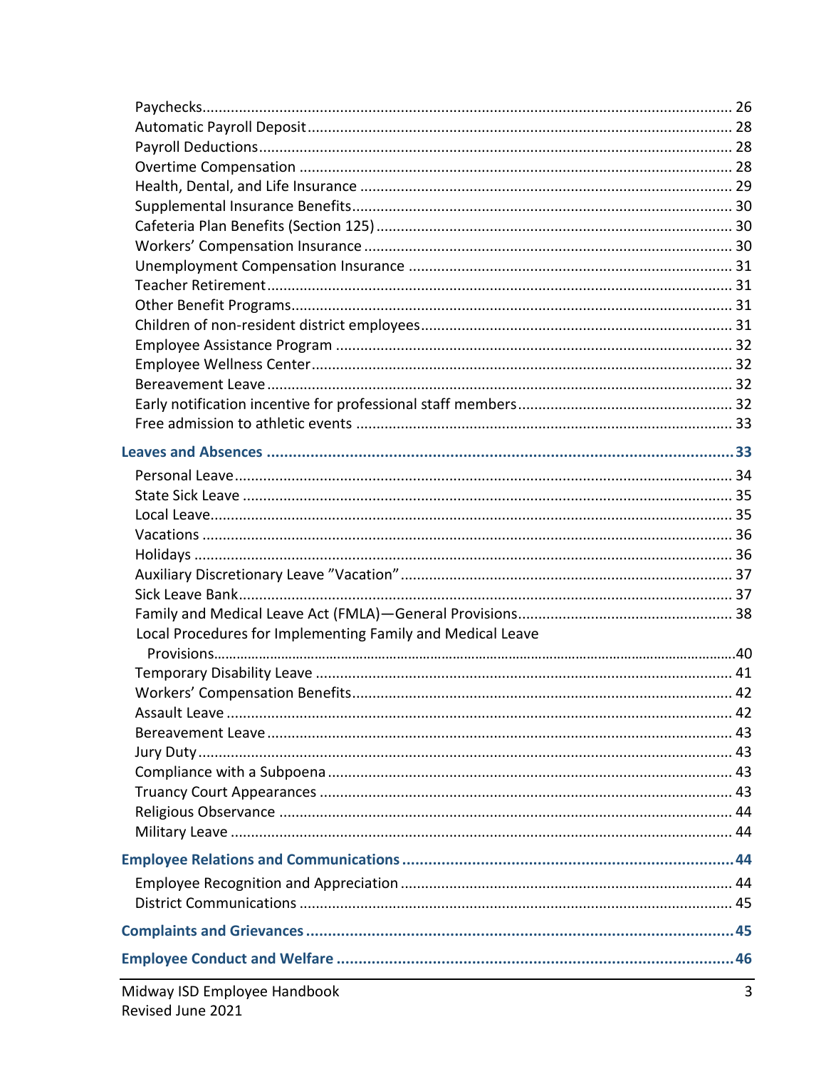Paychecks ... 26
Automatic Payroll Deposit ... 28
Payroll Deductions ... 28
Overtime Compensation ... 28
Health, Dental, and Life Insurance ... 29
Supplemental Insurance Benefits ... 30
Cafeteria Plan Benefits (Section 125) ... 30
Workers' Compensation Insurance ... 30
Unemployment Compensation Insurance ... 31
Teacher Retirement ... 31
Other Benefit Programs ... 31
Children of non-resident district employees ... 31
Employee Assistance Program ... 32
Employee Wellness Center ... 32
Bereavement Leave ... 32
Early notification incentive for professional staff members ... 32
Free admission to athletic events ... 33

**Leaves and Absences ... 33**

Personal Leave ... 34
State Sick Leave ... 35
Local Leave ... 35
Vacations ... 36
Holidays ... 36
Auxiliary Discretionary Leave "Vacation" ... 37
Sick Leave Bank ... 37
Family and Medical Leave Act (FMLA)—General Provisions ... 38
Local Procedures for Implementing Family and Medical Leave Provisions ... 40
Temporary Disability Leave ... 41
Workers' Compensation Benefits ... 42
Assault Leave ... 42
Bereavement Leave ... 43
Jury Duty ... 43
Compliance with a Subpoena ... 43
Truancy Court Appearances ... 43
Religious Observance ... 44
Military Leave ... 44

**Employee Relations and Communications ... 44**

Employee Recognition and Appreciation ... 44
District Communications ... 45

**Complaints and Grievances ... 45**

**Employee Conduct and Welfare ... 46**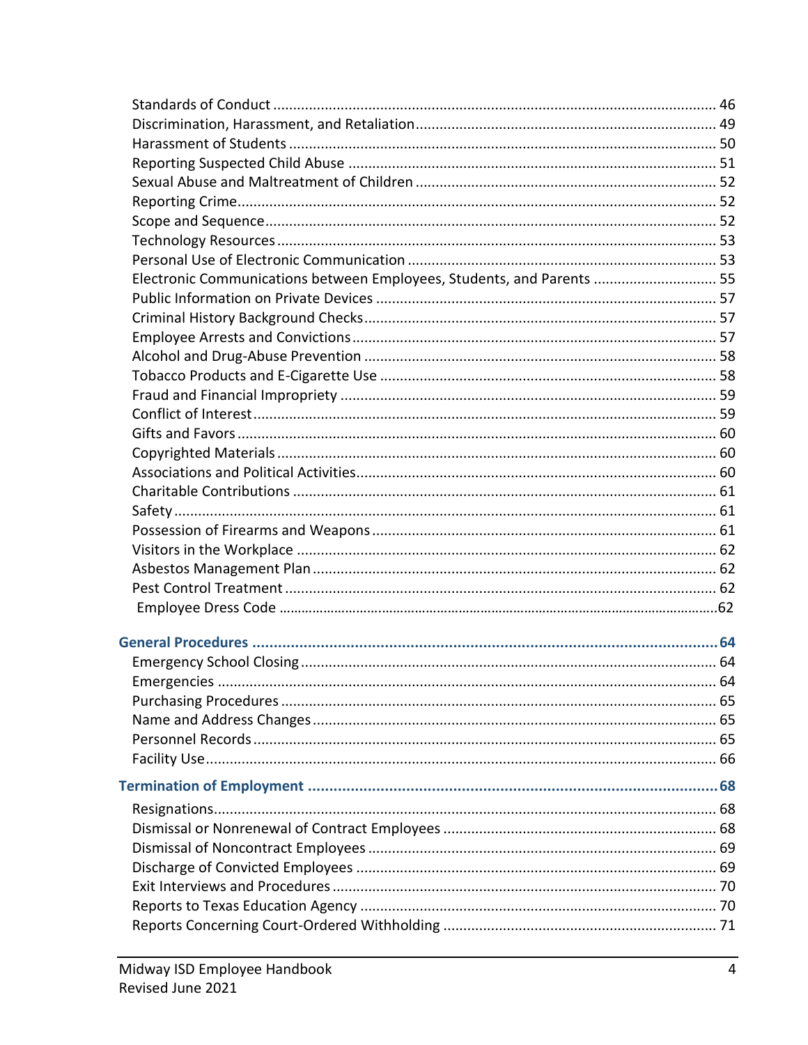Standards of Conduct .............................................................................................................. 46
Discrimination, Harassment, and Retaliation........................................................................... 49
Harassment of Students ........................................................................................................... 50
Reporting Suspected Child Abuse ............................................................................................ 51
Sexual Abuse and Maltreatment of Children ........................................................................... 52
Reporting Crime........................................................................................................................ 52
Scope and Sequence................................................................................................................. 52
Technology Resources .............................................................................................................. 53
Personal Use of Electronic Communication ............................................................................. 53
Electronic Communications between Employees, Students, and Parents ............................... 55
Public Information on Private Devices ..................................................................................... 57
Criminal History Background Checks........................................................................................ 57
Employee Arrests and Convictions............................................................................................ 57
Alcohol and Drug-Abuse Prevention ........................................................................................ 58
Tobacco Products and E-Cigarette Use .................................................................................... 58
Fraud and Financial Impropriety .............................................................................................. 59
Conflict of Interest.................................................................................................................... 59
Gifts and Favors........................................................................................................................ 60
Copyrighted Materials.............................................................................................................. 60
Associations and Political Activities.......................................................................................... 60
Charitable Contributions .......................................................................................................... 61
Safety ....................................................................................................................................... 61
Possession of Firearms and Weapons...................................................................................... 61
Visitors in the Workplace ......................................................................................................... 62
Asbestos Management Plan..................................................................................................... 62
Pest Control Treatment ............................................................................................................ 62
Employee Dress Code ...................................................................................................................62

**General Procedures ............................................................................................................. 64**

Emergency School Closing ....................................................................................................... 64
Emergencies ............................................................................................................................ 64
Purchasing Procedures............................................................................................................. 65
Name and Address Changes..................................................................................................... 65
Personnel Records.................................................................................................................... 65
Facility Use............................................................................................................................... 66

**Termination of Employment ................................................................................................ 68**

Resignations............................................................................................................................. 68
Dismissal or Nonrenewal of Contract Employees .................................................................... 68
Dismissal of Noncontract Employees ....................................................................................... 69
Discharge of Convicted Employees .......................................................................................... 69
Exit Interviews and Procedures ................................................................................................ 70
Reports to Texas Education Agency ......................................................................................... 70
Reports Concerning Court-Ordered Withholding .................................................................... 71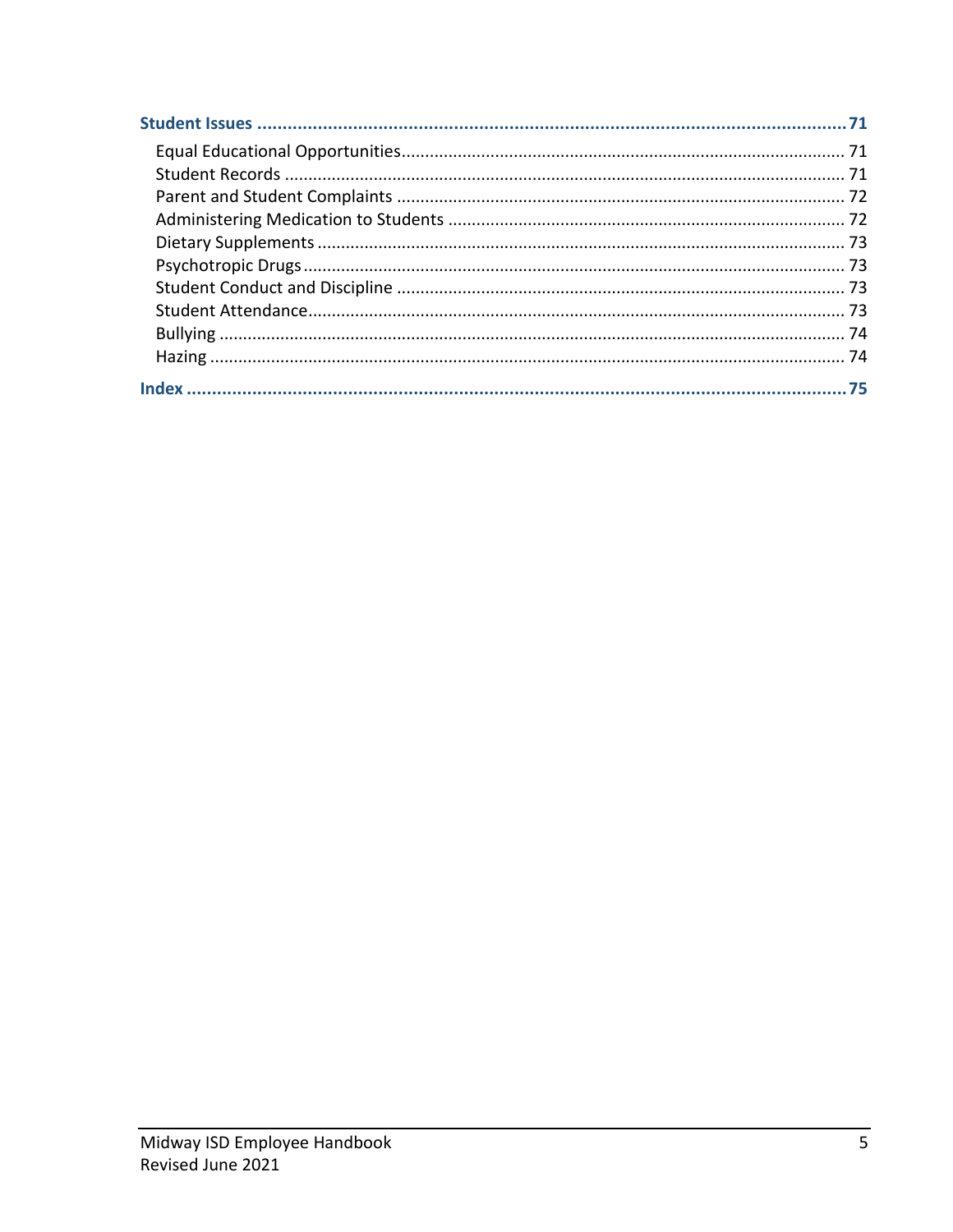**Student Issues ........................................................................................................................ 71**

Equal Educational Opportunities ......................................................................................... 71

Student Records ................................................................................................................. 71

Parent and Student Complaints .......................................................................................... 72

Administering Medication to Students ............................................................................... 72

Dietary Supplements .......................................................................................................... 73

Psychotropic Drugs ............................................................................................................. 73

Student Conduct and Discipline .......................................................................................... 73

Student Attendance ............................................................................................................ 73

Bullying ............................................................................................................................... 74

Hazing ................................................................................................................................. 74

**Index ....................................................................................................................................... 75**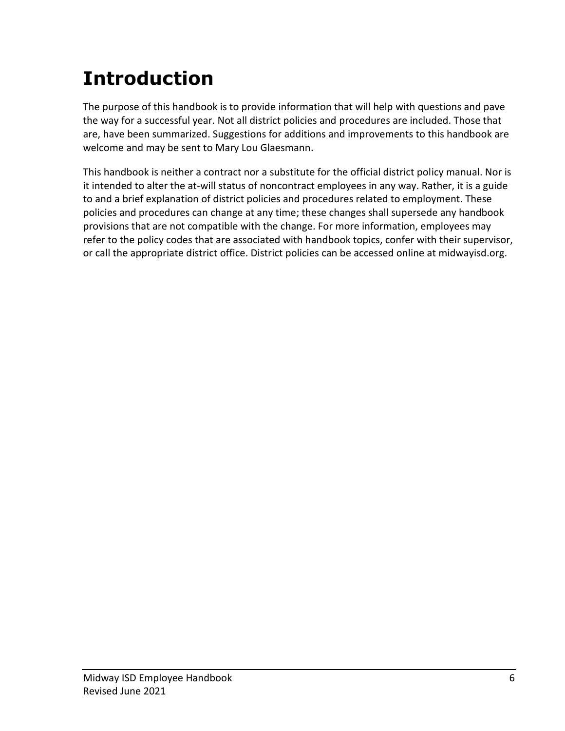# Introduction

The purpose of this handbook is to provide information that will help with questions and pave the way for a successful year. Not all district policies and procedures are included. Those that are, have been summarized. Suggestions for additions and improvements to this handbook are welcome and may be sent to Mary Lou Glaesmann.

This handbook is neither a contract nor a substitute for the official district policy manual. Nor is it intended to alter the at-will status of noncontract employees in any way. Rather, it is a guide to and a brief explanation of district policies and procedures related to employment. These policies and procedures can change at any time; these changes shall supersede any handbook provisions that are not compatible with the change. For more information, employees may refer to the policy codes that are associated with handbook topics, confer with their supervisor, or call the appropriate district office. District policies can be accessed online at midwayisd.org.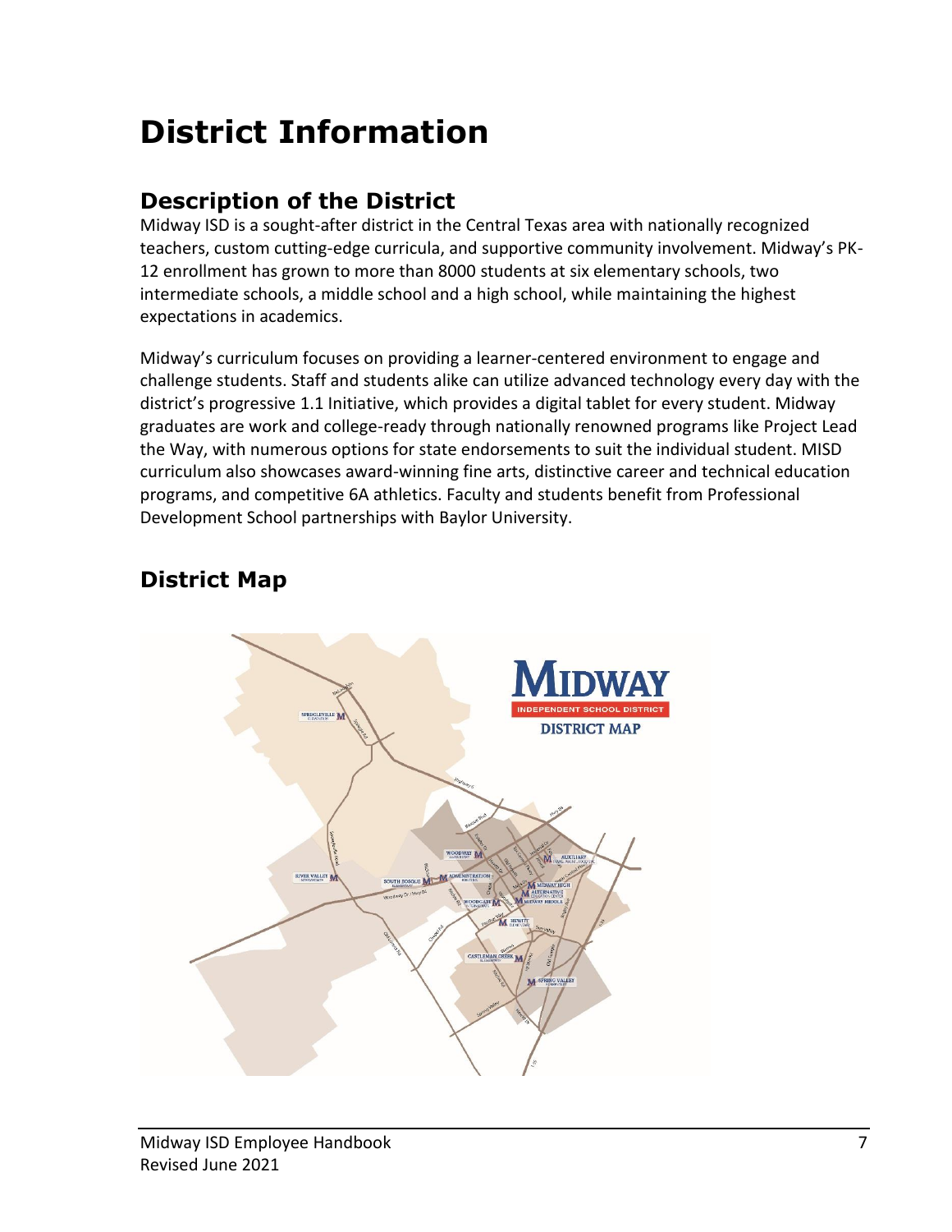# District Information

## Description of the District

Midway ISD is a sought-after district in the Central Texas area with nationally recognized teachers, custom cutting-edge curricula, and supportive community involvement. Midway's PK-12 enrollment has grown to more than 8000 students at six elementary schools, two intermediate schools, a middle school and a high school, while maintaining the highest expectations in academics.

Midway's curriculum focuses on providing a learner-centered environment to engage and challenge students. Staff and students alike can utilize advanced technology every day with the district's progressive 1.1 Initiative, which provides a digital tablet for every student. Midway graduates are work and college-ready through nationally renowned programs like Project Lead the Way, with numerous options for state endorsements to suit the individual student. MISD curriculum also showcases award-winning fine arts, distinctive career and technical education programs, and competitive 6A athletics. Faculty and students benefit from Professional Development School partnerships with Baylor University.

## District Map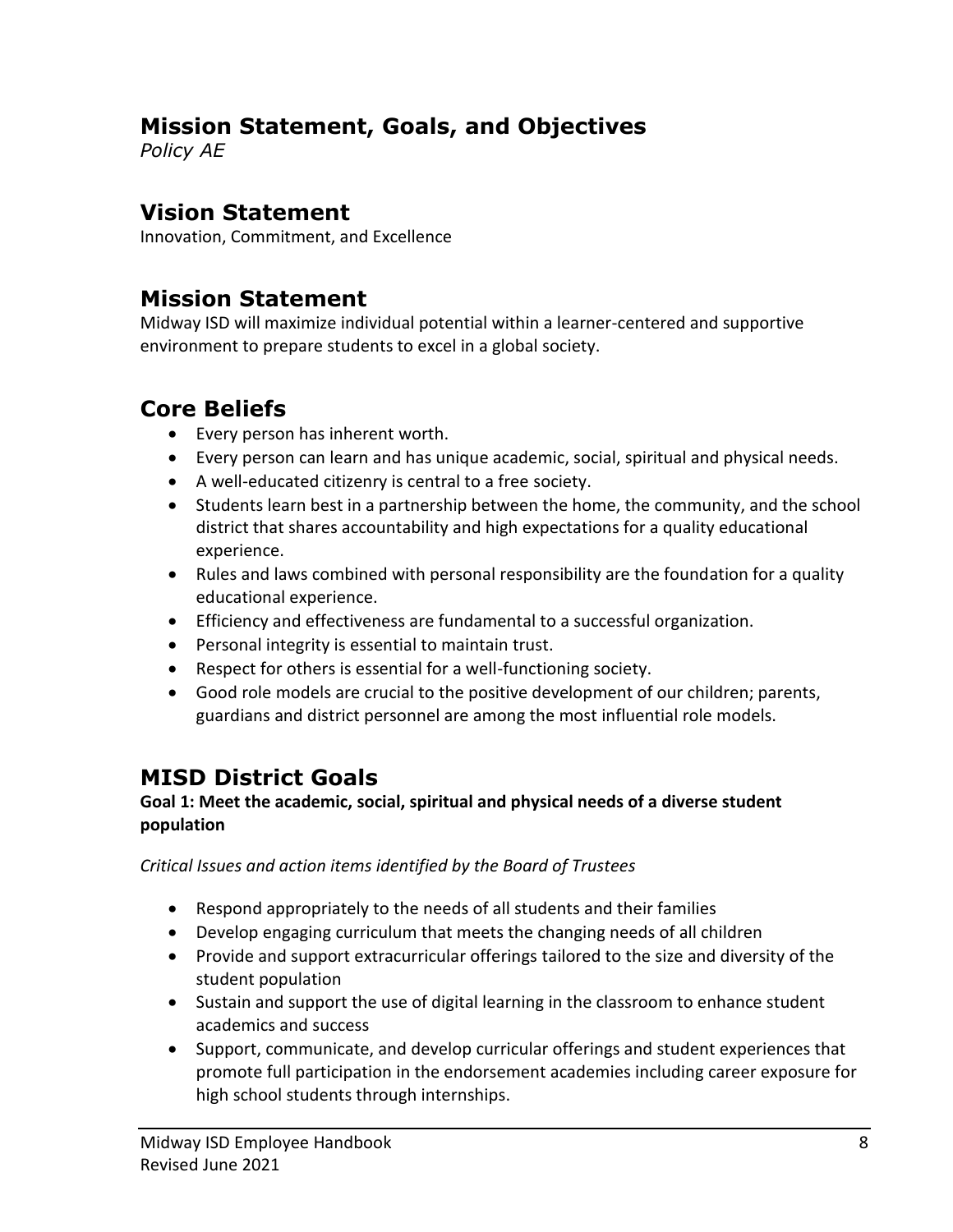## Mission Statement, Goals, and Objectives

*Policy AE*

## Vision Statement

Innovation, Commitment, and Excellence

## Mission Statement

Midway ISD will maximize individual potential within a learner-centered and supportive environment to prepare students to excel in a global society.

## Core Beliefs

- Every person has inherent worth.
- Every person can learn and has unique academic, social, spiritual and physical needs.
- A well-educated citizenry is central to a free society.
- Students learn best in a partnership between the home, the community, and the school district that shares accountability and high expectations for a quality educational experience.
- Rules and laws combined with personal responsibility are the foundation for a quality educational experience.
- Efficiency and effectiveness are fundamental to a successful organization.
- Personal integrity is essential to maintain trust.
- Respect for others is essential for a well-functioning society.
- Good role models are crucial to the positive development of our children; parents, guardians and district personnel are among the most influential role models.

## MISD District Goals

**Goal 1: Meet the academic, social, spiritual and physical needs of a diverse student population**

*Critical Issues and action items identified by the Board of Trustees*

- Respond appropriately to the needs of all students and their families
- Develop engaging curriculum that meets the changing needs of all children
- Provide and support extracurricular offerings tailored to the size and diversity of the student population
- Sustain and support the use of digital learning in the classroom to enhance student academics and success
- Support, communicate, and develop curricular offerings and student experiences that promote full participation in the endorsement academies including career exposure for high school students through internships.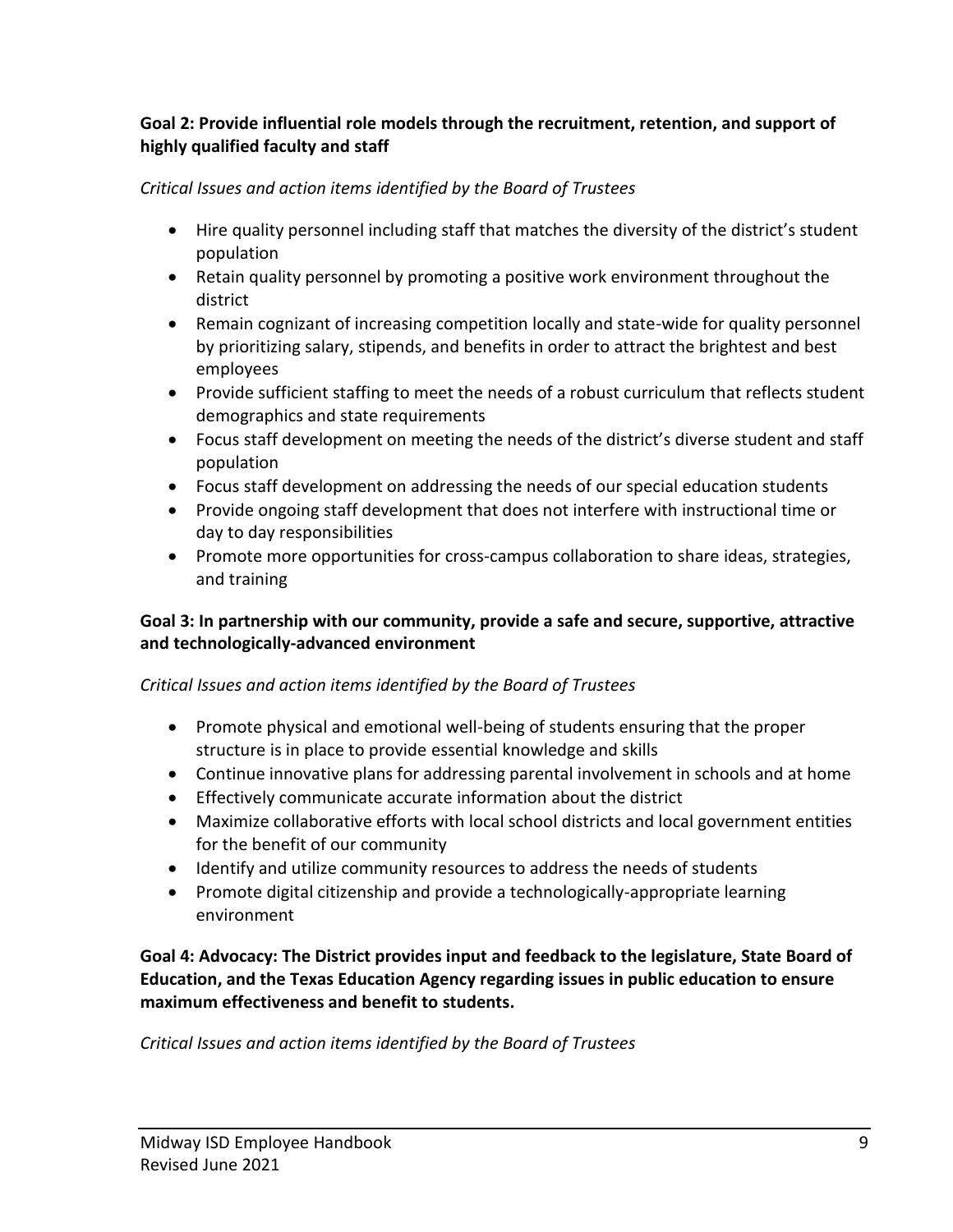**Goal 2: Provide influential role models through the recruitment, retention, and support of highly qualified faculty and staff**

*Critical Issues and action items identified by the Board of Trustees*

- Hire quality personnel including staff that matches the diversity of the district's student population
- Retain quality personnel by promoting a positive work environment throughout the district
- Remain cognizant of increasing competition locally and state-wide for quality personnel by prioritizing salary, stipends, and benefits in order to attract the brightest and best employees
- Provide sufficient staffing to meet the needs of a robust curriculum that reflects student demographics and state requirements
- Focus staff development on meeting the needs of the district's diverse student and staff population
- Focus staff development on addressing the needs of our special education students
- Provide ongoing staff development that does not interfere with instructional time or day to day responsibilities
- Promote more opportunities for cross-campus collaboration to share ideas, strategies, and training

**Goal 3: In partnership with our community, provide a safe and secure, supportive, attractive and technologically-advanced environment**

*Critical Issues and action items identified by the Board of Trustees*

- Promote physical and emotional well-being of students ensuring that the proper structure is in place to provide essential knowledge and skills
- Continue innovative plans for addressing parental involvement in schools and at home
- Effectively communicate accurate information about the district
- Maximize collaborative efforts with local school districts and local government entities for the benefit of our community
- Identify and utilize community resources to address the needs of students
- Promote digital citizenship and provide a technologically-appropriate learning environment

**Goal 4: Advocacy: The District provides input and feedback to the legislature, State Board of Education, and the Texas Education Agency regarding issues in public education to ensure maximum effectiveness and benefit to students.**

*Critical Issues and action items identified by the Board of Trustees*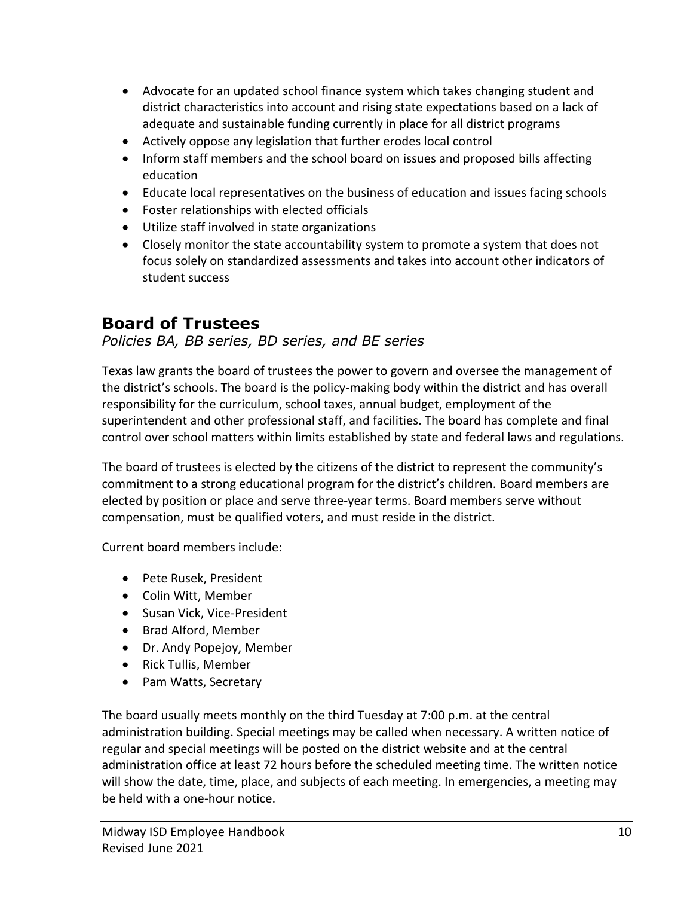- Advocate for an updated school finance system which takes changing student and district characteristics into account and rising state expectations based on a lack of adequate and sustainable funding currently in place for all district programs
- Actively oppose any legislation that further erodes local control
- Inform staff members and the school board on issues and proposed bills affecting education
- Educate local representatives on the business of education and issues facing schools
- Foster relationships with elected officials
- Utilize staff involved in state organizations
- Closely monitor the state accountability system to promote a system that does not focus solely on standardized assessments and takes into account other indicators of student success

## Board of Trustees

*Policies BA, BB series, BD series, and BE series*

Texas law grants the board of trustees the power to govern and oversee the management of the district's schools. The board is the policy-making body within the district and has overall responsibility for the curriculum, school taxes, annual budget, employment of the superintendent and other professional staff, and facilities. The board has complete and final control over school matters within limits established by state and federal laws and regulations.

The board of trustees is elected by the citizens of the district to represent the community's commitment to a strong educational program for the district's children. Board members are elected by position or place and serve three-year terms. Board members serve without compensation, must be qualified voters, and must reside in the district.

Current board members include:

- Pete Rusek, President
- Colin Witt, Member
- Susan Vick, Vice-President
- Brad Alford, Member
- Dr. Andy Popejoy, Member
- Rick Tullis, Member
- Pam Watts, Secretary

The board usually meets monthly on the third Tuesday at 7:00 p.m. at the central administration building. Special meetings may be called when necessary. A written notice of regular and special meetings will be posted on the district website and at the central administration office at least 72 hours before the scheduled meeting time. The written notice will show the date, time, place, and subjects of each meeting. In emergencies, a meeting may be held with a one-hour notice.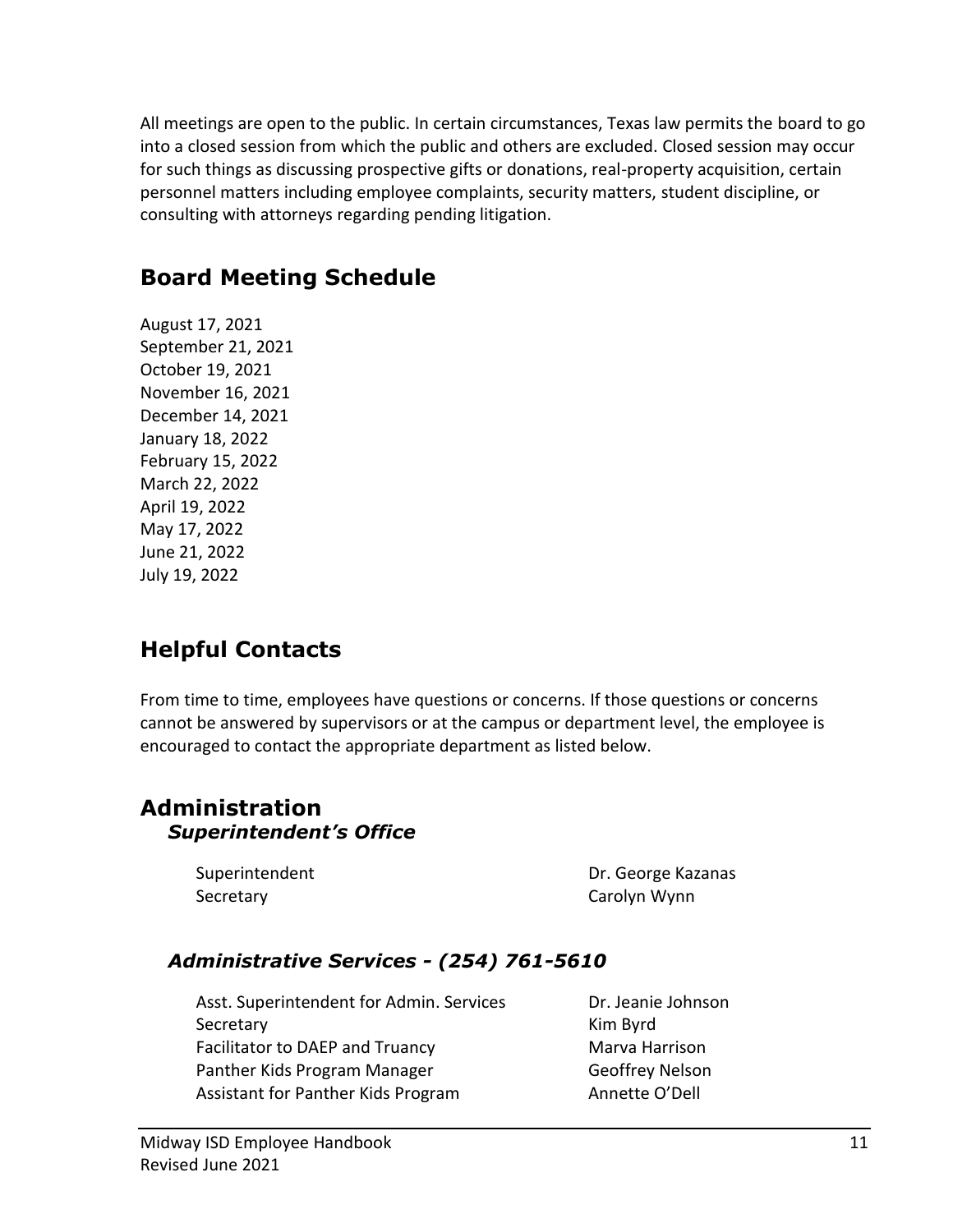All meetings are open to the public. In certain circumstances, Texas law permits the board to go into a closed session from which the public and others are excluded. Closed session may occur for such things as discussing prospective gifts or donations, real-property acquisition, certain personnel matters including employee complaints, security matters, student discipline, or consulting with attorneys regarding pending litigation.

## Board Meeting Schedule

August 17, 2021
September 21, 2021
October 19, 2021
November 16, 2021
December 14, 2021
January 18, 2022
February 15, 2022
March 22, 2022
April 19, 2022
May 17, 2022
June 21, 2022
July 19, 2022

## Helpful Contacts

From time to time, employees have questions or concerns. If those questions or concerns cannot be answered by supervisors or at the campus or department level, the employee is encouraged to contact the appropriate department as listed below.

## Administration

### *Superintendent's Office*

| | |
|---|---|
| Superintendent | Dr. George Kazanas |
| Secretary | Carolyn Wynn |

### *Administrative Services - (254) 761-5610*

| | |
|---|---|
| Asst. Superintendent for Admin. Services | Dr. Jeanie Johnson |
| Secretary | Kim Byrd |
| Facilitator to DAEP and Truancy | Marva Harrison |
| Panther Kids Program Manager | Geoffrey Nelson |
| Assistant for Panther Kids Program | Annette O'Dell |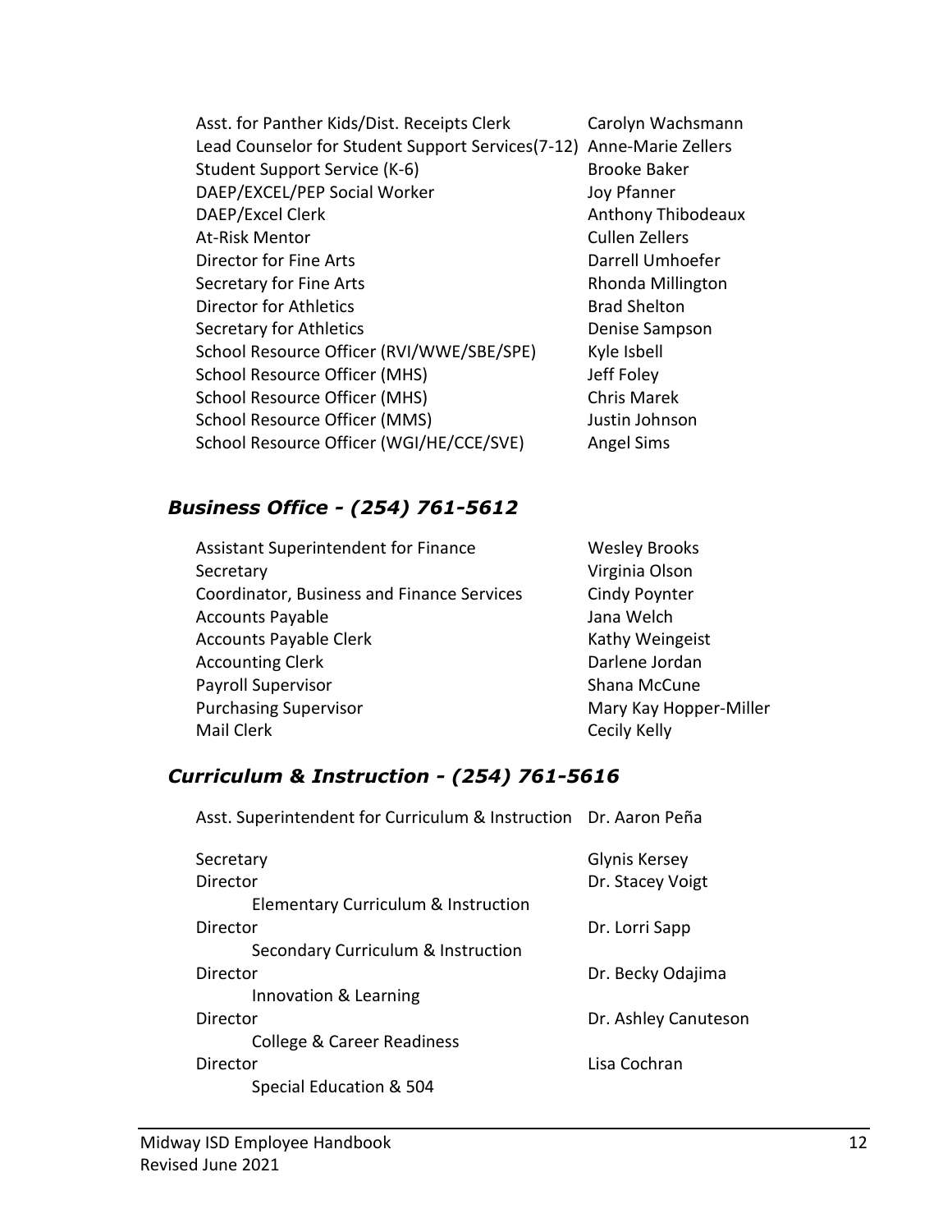| | |
|---|---|
| Asst. for Panther Kids/Dist. Receipts Clerk | Carolyn Wachsmann |
| Lead Counselor for Student Support Services(7-12) | Anne-Marie Zellers |
| Student Support Service (K-6) | Brooke Baker |
| DAEP/EXCEL/PEP Social Worker | Joy Pfanner |
| DAEP/Excel Clerk | Anthony Thibodeaux |
| At-Risk Mentor | Cullen Zellers |
| Director for Fine Arts | Darrell Umhoefer |
| Secretary for Fine Arts | Rhonda Millington |
| Director for Athletics | Brad Shelton |
| Secretary for Athletics | Denise Sampson |
| School Resource Officer (RVI/WWE/SBE/SPE) | Kyle Isbell |
| School Resource Officer (MHS) | Jeff Foley |
| School Resource Officer (MHS) | Chris Marek |
| School Resource Officer (MMS) | Justin Johnson |
| School Resource Officer (WGI/HE/CCE/SVE) | Angel Sims |

## *Business Office - (254) 761-5612*

| | |
|---|---|
| Assistant Superintendent for Finance | Wesley Brooks |
| Secretary | Virginia Olson |
| Coordinator, Business and Finance Services | Cindy Poynter |
| Accounts Payable | Jana Welch |
| Accounts Payable Clerk | Kathy Weingeist |
| Accounting Clerk | Darlene Jordan |
| Payroll Supervisor | Shana McCune |
| Purchasing Supervisor | Mary Kay Hopper-Miller |
| Mail Clerk | Cecily Kelly |

## *Curriculum & Instruction - (254) 761-5616*

| | |
|---|---|
| Asst. Superintendent for Curriculum & Instruction | Dr. Aaron Peña |
| Secretary | Glynis Kersey |
| Director<br>Elementary Curriculum & Instruction | Dr. Stacey Voigt |
| Director<br>Secondary Curriculum & Instruction | Dr. Lorri Sapp |
| Director<br>Innovation & Learning | Dr. Becky Odajima |
| Director<br>College & Career Readiness | Dr. Ashley Canuteson |
| Director<br>Special Education & 504 | Lisa Cochran |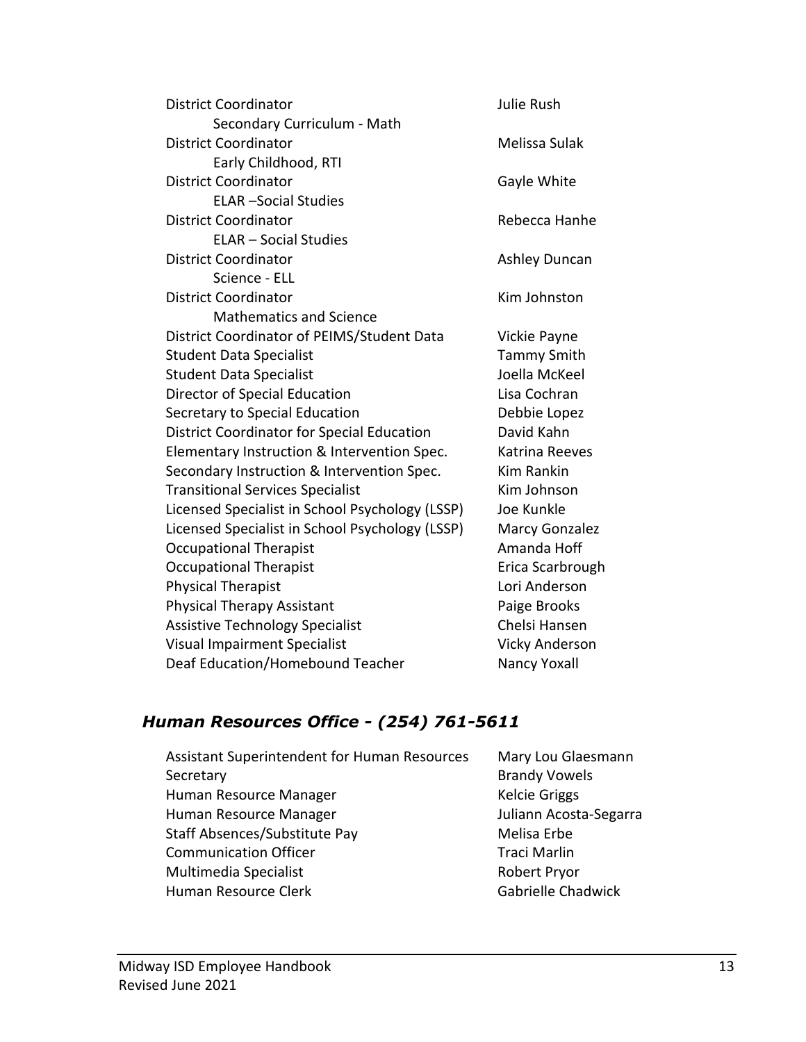| | |
|---|---|
| District Coordinator<br>Secondary Curriculum - Math | Julie Rush |
| District Coordinator<br>Early Childhood, RTI | Melissa Sulak |
| District Coordinator<br>ELAR –Social Studies | Gayle White |
| District Coordinator<br>ELAR – Social Studies | Rebecca Hanhe |
| District Coordinator<br>Science - ELL | Ashley Duncan |
| District Coordinator<br>Mathematics and Science | Kim Johnston |
| District Coordinator of PEIMS/Student Data | Vickie Payne |
| Student Data Specialist | Tammy Smith |
| Student Data Specialist | Joella McKeel |
| Director of Special Education | Lisa Cochran |
| Secretary to Special Education | Debbie Lopez |
| District Coordinator for Special Education | David Kahn |
| Elementary Instruction & Intervention Spec. | Katrina Reeves |
| Secondary Instruction & Intervention Spec. | Kim Rankin |
| Transitional Services Specialist | Kim Johnson |
| Licensed Specialist in School Psychology (LSSP) | Joe Kunkle |
| Licensed Specialist in School Psychology (LSSP) | Marcy Gonzalez |
| Occupational Therapist | Amanda Hoff |
| Occupational Therapist | Erica Scarbrough |
| Physical Therapist | Lori Anderson |
| Physical Therapy Assistant | Paige Brooks |
| Assistive Technology Specialist | Chelsi Hansen |
| Visual Impairment Specialist | Vicky Anderson |
| Deaf Education/Homebound Teacher | Nancy Yoxall |

## *Human Resources Office - (254) 761-5611*

| | |
|---|---|
| Assistant Superintendent for Human Resources | Mary Lou Glaesmann |
| Secretary | Brandy Vowels |
| Human Resource Manager | Kelcie Griggs |
| Human Resource Manager | Juliann Acosta-Segarra |
| Staff Absences/Substitute Pay | Melisa Erbe |
| Communication Officer | Traci Marlin |
| Multimedia Specialist | Robert Pryor |
| Human Resource Clerk | Gabrielle Chadwick |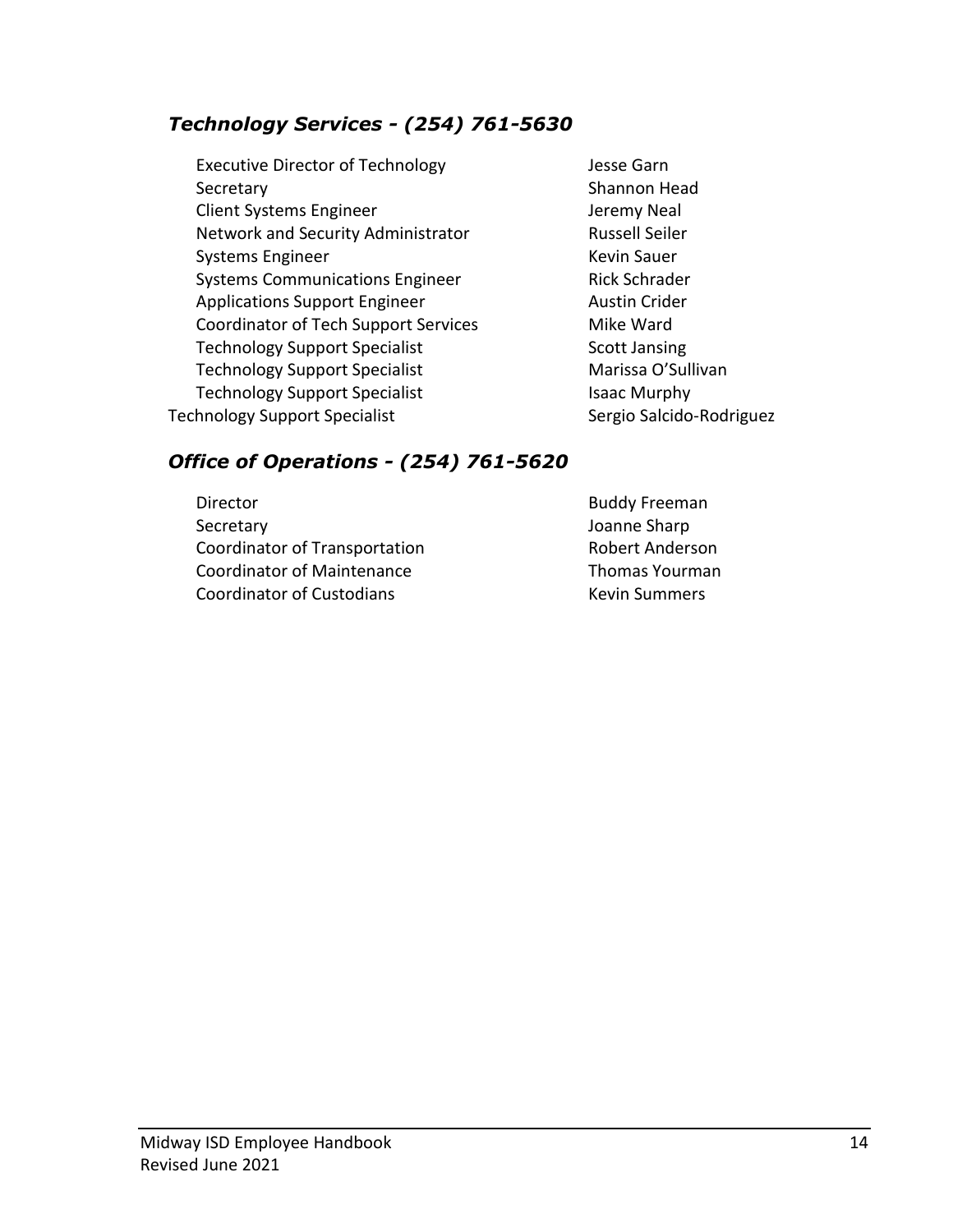### *Technology Services - (254) 761-5630*

| | |
|---|---|
| Executive Director of Technology | Jesse Garn |
| Secretary | Shannon Head |
| Client Systems Engineer | Jeremy Neal |
| Network and Security Administrator | Russell Seiler |
| Systems Engineer | Kevin Sauer |
| Systems Communications Engineer | Rick Schrader |
| Applications Support Engineer | Austin Crider |
| Coordinator of Tech Support Services | Mike Ward |
| Technology Support Specialist | Scott Jansing |
| Technology Support Specialist | Marissa O'Sullivan |
| Technology Support Specialist | Isaac Murphy |
| Technology Support Specialist | Sergio Salcido-Rodriguez |

### *Office of Operations - (254) 761-5620*

| | |
|---|---|
| Director | Buddy Freeman |
| Secretary | Joanne Sharp |
| Coordinator of Transportation | Robert Anderson |
| Coordinator of Maintenance | Thomas Yourman |
| Coordinator of Custodians | Kevin Summers |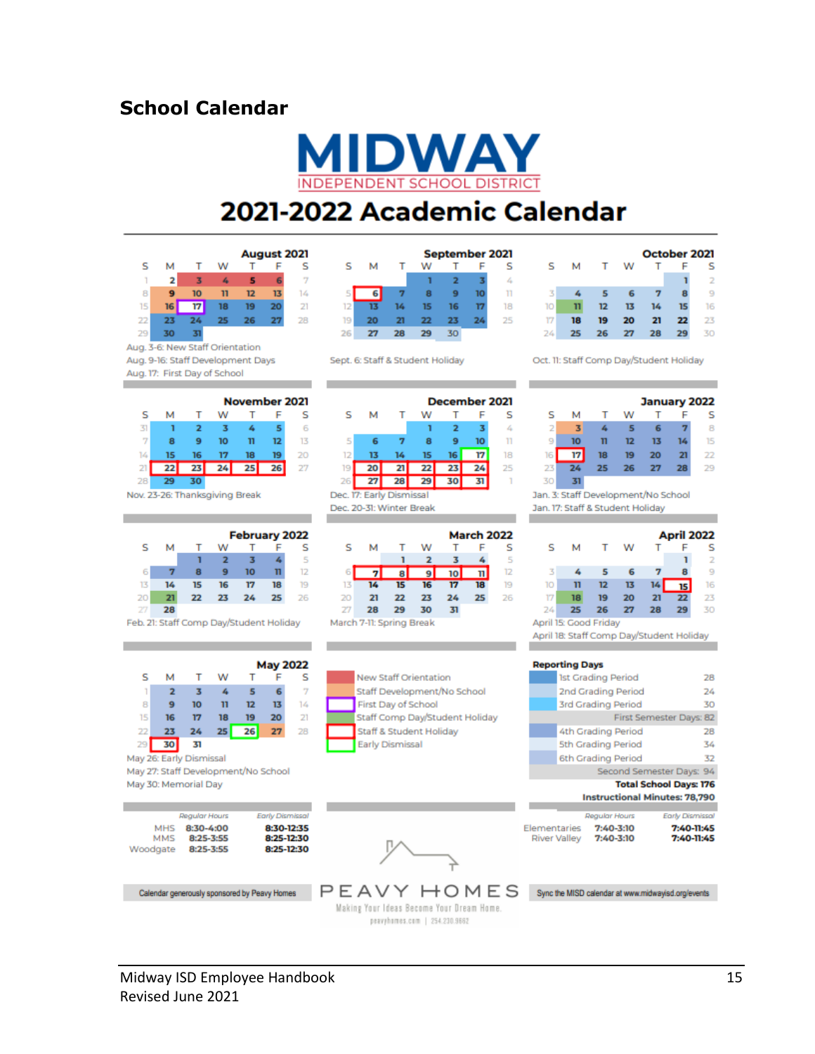## School Calendar

# MIDWAY
INDEPENDENT SCHOOL DISTRICT

## 2021-2022 Academic Calendar

**August 2021**

| S | M | T | W | T | F | S |
|---|---|---|---|---|---|---|
| 1 | 2 | 3 | 4 | 5 | 6 | 7 |
| 8 | 9 | 10 | 11 | 12 | 13 | 14 |
| 15 | 16 | 17 | 18 | 19 | 20 | 21 |
| 22 | 23 | 24 | 25 | 26 | 27 | 28 |
| 29 | 30 | 31 | | | | |

Aug. 3-6: New Staff Orientation
Aug. 9-16: Staff Development Days
Aug. 17: First Day of School

**September 2021**

| S | M | T | W | T | F | S |
|---|---|---|---|---|---|---|
| | | | 1 | 2 | 3 | 4 |
| 5 | 6 | 7 | 8 | 9 | 10 | 11 |
| 12 | 13 | 14 | 15 | 16 | 17 | 18 |
| 19 | 20 | 21 | 22 | 23 | 24 | 25 |
| 26 | 27 | 28 | 29 | 30 | | |

Sept. 6: Staff & Student Holiday

**October 2021**

| S | M | T | W | T | F | S |
|---|---|---|---|---|---|---|
| | | | | | 1 | 2 |
| 3 | 4 | 5 | 6 | 7 | 8 | 9 |
| 10 | 11 | 12 | 13 | 14 | 15 | 16 |
| 17 | 18 | 19 | 20 | 21 | 22 | 23 |
| 24 | 25 | 26 | 27 | 28 | 29 | 30 |

Oct. 11: Staff Comp Day/Student Holiday

**November 2021**

| S | M | T | W | T | F | S |
|---|---|---|---|---|---|---|
| 31 | 1 | 2 | 3 | 4 | 5 | 6 |
| 7 | 8 | 9 | 10 | 11 | 12 | 13 |
| 14 | 15 | 16 | 17 | 18 | 19 | 20 |
| 21 | 22 | 23 | 24 | 25 | 26 | 27 |
| 28 | 29 | 30 | | | | |

Nov. 23-26: Thanksgiving Break

**December 2021**

| S | M | T | W | T | F | S |
|---|---|---|---|---|---|---|
| | | | 1 | 2 | 3 | 4 |
| 5 | 6 | 7 | 8 | 9 | 10 | 11 |
| 12 | 13 | 14 | 15 | 16 | 17 | 18 |
| 19 | 20 | 21 | 22 | 23 | 24 | 25 |
| 26 | 27 | 28 | 29 | 30 | 31 | 1 |

Dec. 17: Early Dismissal
Dec. 20-31: Winter Break

**January 2022**

| S | M | T | W | T | F | S |
|---|---|---|---|---|---|---|
| 2 | 3 | 4 | 5 | 6 | 7 | 8 |
| 9 | 10 | 11 | 12 | 13 | 14 | 15 |
| 16 | 17 | 18 | 19 | 20 | 21 | 22 |
| 23 | 24 | 25 | 26 | 27 | 28 | 29 |
| 30 | 31 | | | | | |

Jan. 3: Staff Development/No School
Jan. 17: Staff & Student Holiday

**February 2022**

| S | M | T | W | T | F | S |
|---|---|---|---|---|---|---|
| | | 1 | 2 | 3 | 4 | 5 |
| 6 | 7 | 8 | 9 | 10 | 11 | 12 |
| 13 | 14 | 15 | 16 | 17 | 18 | 19 |
| 20 | 21 | 22 | 23 | 24 | 25 | 26 |
| 27 | 28 | | | | | |

Feb. 21: Staff Comp Day/Student Holiday

**March 2022**

| S | M | T | W | T | F | S |
|---|---|---|---|---|---|---|
| | | 1 | 2 | 3 | 4 | 5 |
| 6 | 7 | 8 | 9 | 10 | 11 | 12 |
| 13 | 14 | 15 | 16 | 17 | 18 | 19 |
| 20 | 21 | 22 | 23 | 24 | 25 | 26 |
| 27 | 28 | 29 | 30 | 31 | | |

March 7-11: Spring Break

**April 2022**

| S | M | T | W | T | F | S |
|---|---|---|---|---|---|---|
| | | | | | 1 | 2 |
| 3 | 4 | 5 | 6 | 7 | 8 | 9 |
| 10 | 11 | 12 | 13 | 14 | 15 | 16 |
| 17 | 18 | 19 | 20 | 21 | 22 | 23 |
| 24 | 25 | 26 | 27 | 28 | 29 | 30 |

April 15: Good Friday
April 18: Staff Comp Day/Student Holiday

**May 2022**

| S | M | T | W | T | F | S |
|---|---|---|---|---|---|---|
| 1 | 2 | 3 | 4 | 5 | 6 | 7 |
| 8 | 9 | 10 | 11 | 12 | 13 | 14 |
| 15 | 16 | 17 | 18 | 19 | 20 | 21 |
| 22 | 23 | 24 | 25 | 26 | 27 | 28 |
| 29 | 30 | 31 | | | | |

May 26: Early Dismissal
May 27: Staff Development/No School
May 30: Memorial Day

**Legend**

- New Staff Orientation
- Staff Development/No School
- First Day of School
- Staff Comp Day/Student Holiday
- Staff & Student Holiday
- Early Dismissal

**Reporting Days**

| Period | Days |
|---|---|
| 1st Grading Period | 28 |
| 2nd Grading Period | 24 |
| 3rd Grading Period | 30 |
| First Semester Days: | 82 |
| 4th Grading Period | 28 |
| 5th Grading Period | 34 |
| 6th Grading Period | 32 |
| Second Semester Days: | 94 |
| **Total School Days:** | **176** |
| **Instructional Minutes:** | **78,790** |

| | Regular Hours | Early Dismissal |
|---|---|---|
| MHS | 8:30-4:00 | 8:30-12:35 |
| MMS | 8:25-3:55 | 8:25-12:30 |
| Woodgate | 8:25-3:55 | 8:25-12:30 |

| | Regular Hours | Early Dismissal |
|---|---|---|
| Elementaries | 7:40-3:10 | 7:40-11:45 |
| River Valley | 7:40-3:10 | 7:40-11:45 |

Calendar generously sponsored by Peavy Homes

PEAVY HOMES
Making Your Ideas Become Your Dream Home.
peavyhomes.com | 254.230.9662

Sync the MISD calendar at www.midwayisd.org/events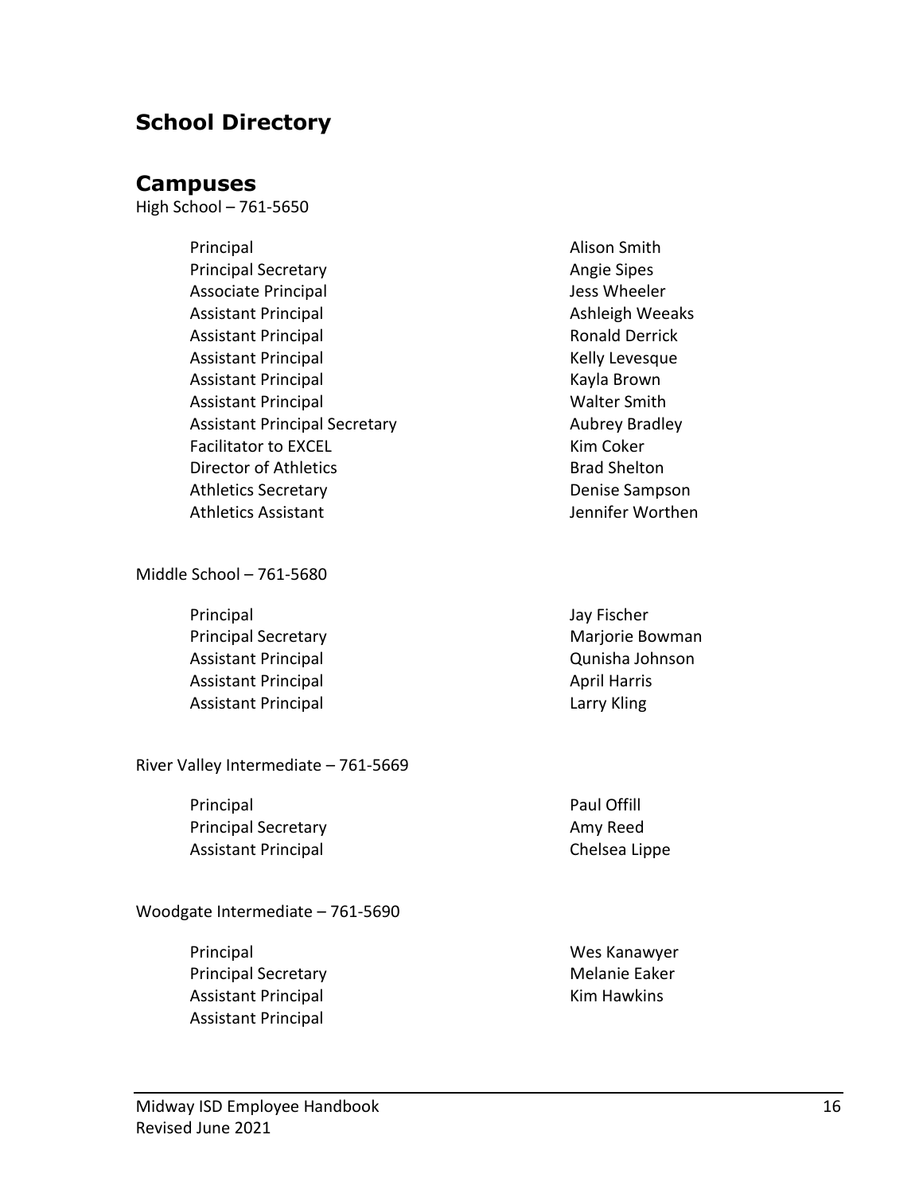## School Directory

## Campuses

High School – 761-5650

| | |
|---|---|
| Principal | Alison Smith |
| Principal Secretary | Angie Sipes |
| Associate Principal | Jess Wheeler |
| Assistant Principal | Ashleigh Weeaks |
| Assistant Principal | Ronald Derrick |
| Assistant Principal | Kelly Levesque |
| Assistant Principal | Kayla Brown |
| Assistant Principal | Walter Smith |
| Assistant Principal Secretary | Aubrey Bradley |
| Facilitator to EXCEL | Kim Coker |
| Director of Athletics | Brad Shelton |
| Athletics Secretary | Denise Sampson |
| Athletics Assistant | Jennifer Worthen |

Middle School – 761-5680

| | |
|---|---|
| Principal | Jay Fischer |
| Principal Secretary | Marjorie Bowman |
| Assistant Principal | Qunisha Johnson |
| Assistant Principal | April Harris |
| Assistant Principal | Larry Kling |

River Valley Intermediate – 761-5669

| | |
|---|---|
| Principal | Paul Offill |
| Principal Secretary | Amy Reed |
| Assistant Principal | Chelsea Lippe |

Woodgate Intermediate – 761-5690

| | |
|---|---|
| Principal | Wes Kanawyer |
| Principal Secretary | Melanie Eaker |
| Assistant Principal | Kim Hawkins |
| Assistant Principal | |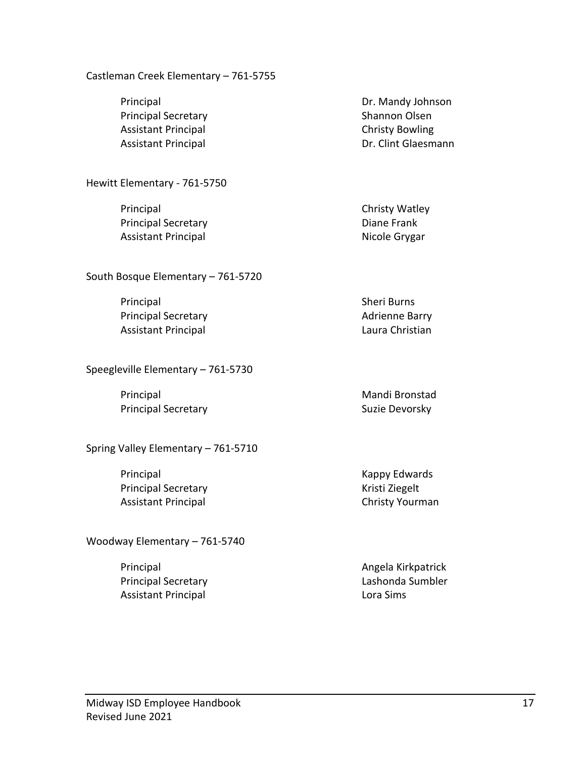Castleman Creek Elementary – 761-5755

| | |
|---|---|
| Principal | Dr. Mandy Johnson |
| Principal Secretary | Shannon Olsen |
| Assistant Principal | Christy Bowling |
| Assistant Principal | Dr. Clint Glaesmann |

Hewitt Elementary - 761-5750

| | |
|---|---|
| Principal | Christy Watley |
| Principal Secretary | Diane Frank |
| Assistant Principal | Nicole Grygar |

South Bosque Elementary – 761-5720

| | |
|---|---|
| Principal | Sheri Burns |
| Principal Secretary | Adrienne Barry |
| Assistant Principal | Laura Christian |

Speegleville Elementary – 761-5730

| | |
|---|---|
| Principal | Mandi Bronstad |
| Principal Secretary | Suzie Devorsky |

Spring Valley Elementary – 761-5710

| | |
|---|---|
| Principal | Kappy Edwards |
| Principal Secretary | Kristi Ziegelt |
| Assistant Principal | Christy Yourman |

Woodway Elementary – 761-5740

| | |
|---|---|
| Principal | Angela Kirkpatrick |
| Principal Secretary | Lashonda Sumbler |
| Assistant Principal | Lora Sims |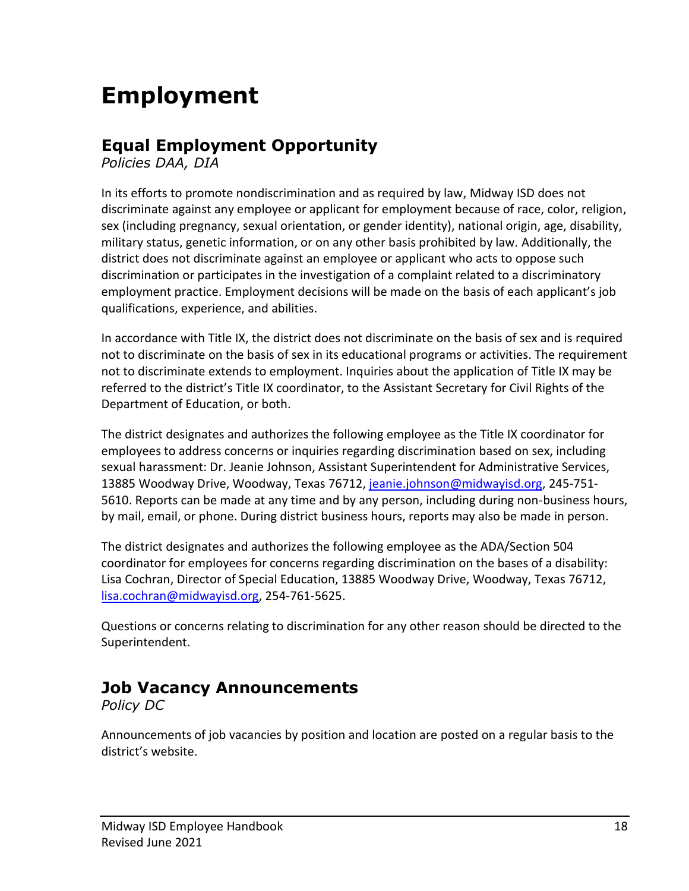# Employment

## Equal Employment Opportunity

*Policies DAA, DIA*

In its efforts to promote nondiscrimination and as required by law, Midway ISD does not discriminate against any employee or applicant for employment because of race, color, religion, sex (including pregnancy, sexual orientation, or gender identity), national origin, age, disability, military status, genetic information, or on any other basis prohibited by law. Additionally, the district does not discriminate against an employee or applicant who acts to oppose such discrimination or participates in the investigation of a complaint related to a discriminatory employment practice. Employment decisions will be made on the basis of each applicant's job qualifications, experience, and abilities.

In accordance with Title IX, the district does not discriminate on the basis of sex and is required not to discriminate on the basis of sex in its educational programs or activities. The requirement not to discriminate extends to employment. Inquiries about the application of Title IX may be referred to the district's Title IX coordinator, to the Assistant Secretary for Civil Rights of the Department of Education, or both.

The district designates and authorizes the following employee as the Title IX coordinator for employees to address concerns or inquiries regarding discrimination based on sex, including sexual harassment: Dr. Jeanie Johnson, Assistant Superintendent for Administrative Services, 13885 Woodway Drive, Woodway, Texas 76712, jeanie.johnson@midwayisd.org, 245-751-5610. Reports can be made at any time and by any person, including during non-business hours, by mail, email, or phone. During district business hours, reports may also be made in person.

The district designates and authorizes the following employee as the ADA/Section 504 coordinator for employees for concerns regarding discrimination on the bases of a disability: Lisa Cochran, Director of Special Education, 13885 Woodway Drive, Woodway, Texas 76712, lisa.cochran@midwayisd.org, 254-761-5625.

Questions or concerns relating to discrimination for any other reason should be directed to the Superintendent.

## Job Vacancy Announcements

*Policy DC*

Announcements of job vacancies by position and location are posted on a regular basis to the district's website.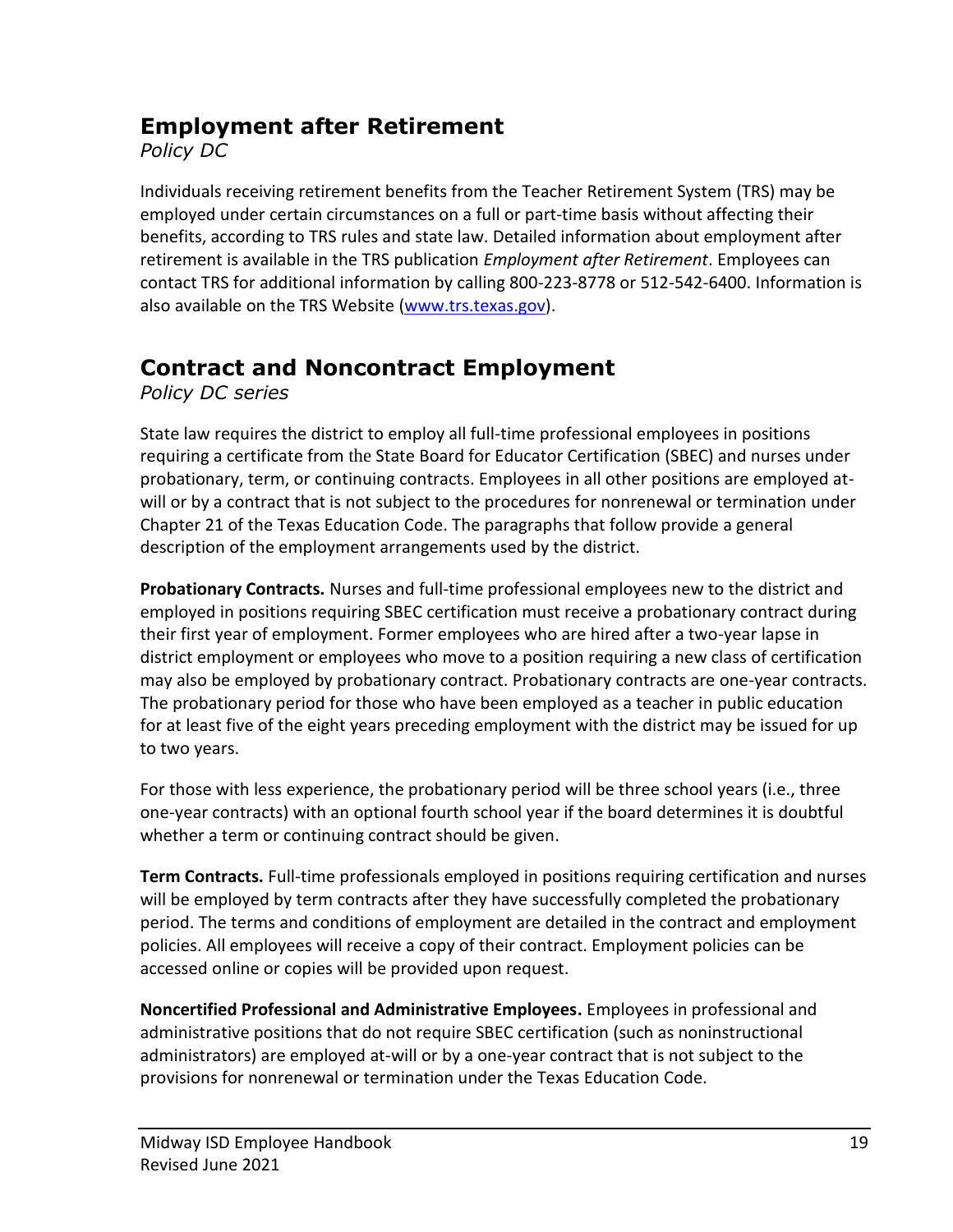## Employment after Retirement

*Policy DC*

Individuals receiving retirement benefits from the Teacher Retirement System (TRS) may be employed under certain circumstances on a full or part-time basis without affecting their benefits, according to TRS rules and state law. Detailed information about employment after retirement is available in the TRS publication *Employment after Retirement*. Employees can contact TRS for additional information by calling 800-223-8778 or 512-542-6400. Information is also available on the TRS Website ([www.trs.texas.gov](www.trs.texas.gov)).

## Contract and Noncontract Employment

*Policy DC series*

State law requires the district to employ all full-time professional employees in positions requiring a certificate from the State Board for Educator Certification (SBEC) and nurses under probationary, term, or continuing contracts. Employees in all other positions are employed at-will or by a contract that is not subject to the procedures for nonrenewal or termination under Chapter 21 of the Texas Education Code. The paragraphs that follow provide a general description of the employment arrangements used by the district.

**Probationary Contracts.** Nurses and full-time professional employees new to the district and employed in positions requiring SBEC certification must receive a probationary contract during their first year of employment. Former employees who are hired after a two-year lapse in district employment or employees who move to a position requiring a new class of certification may also be employed by probationary contract. Probationary contracts are one-year contracts. The probationary period for those who have been employed as a teacher in public education for at least five of the eight years preceding employment with the district may be issued for up to two years.

For those with less experience, the probationary period will be three school years (i.e., three one-year contracts) with an optional fourth school year if the board determines it is doubtful whether a term or continuing contract should be given.

**Term Contracts.** Full-time professionals employed in positions requiring certification and nurses will be employed by term contracts after they have successfully completed the probationary period. The terms and conditions of employment are detailed in the contract and employment policies. All employees will receive a copy of their contract. Employment policies can be accessed online or copies will be provided upon request.

**Noncertified Professional and Administrative Employees.** Employees in professional and administrative positions that do not require SBEC certification (such as noninstructional administrators) are employed at-will or by a one-year contract that is not subject to the provisions for nonrenewal or termination under the Texas Education Code.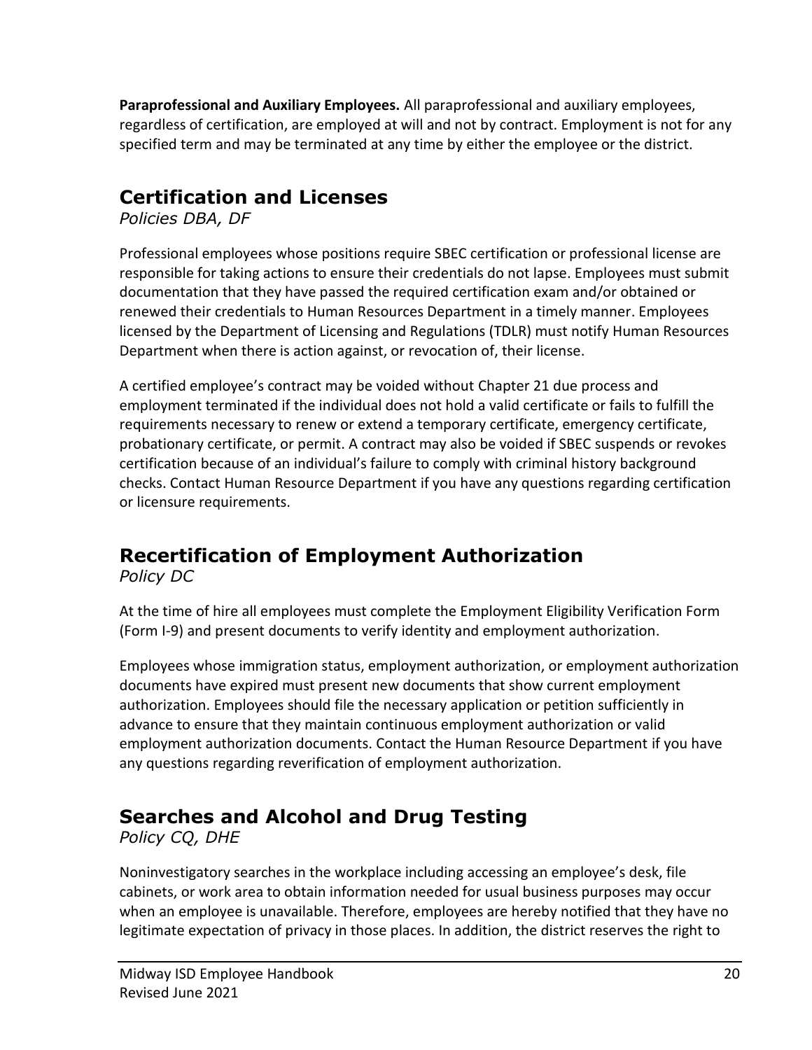**Paraprofessional and Auxiliary Employees.** All paraprofessional and auxiliary employees, regardless of certification, are employed at will and not by contract. Employment is not for any specified term and may be terminated at any time by either the employee or the district.

## Certification and Licenses

*Policies DBA, DF*

Professional employees whose positions require SBEC certification or professional license are responsible for taking actions to ensure their credentials do not lapse. Employees must submit documentation that they have passed the required certification exam and/or obtained or renewed their credentials to Human Resources Department in a timely manner. Employees licensed by the Department of Licensing and Regulations (TDLR) must notify Human Resources Department when there is action against, or revocation of, their license.

A certified employee's contract may be voided without Chapter 21 due process and employment terminated if the individual does not hold a valid certificate or fails to fulfill the requirements necessary to renew or extend a temporary certificate, emergency certificate, probationary certificate, or permit. A contract may also be voided if SBEC suspends or revokes certification because of an individual's failure to comply with criminal history background checks. Contact Human Resource Department if you have any questions regarding certification or licensure requirements.

## Recertification of Employment Authorization

*Policy DC*

At the time of hire all employees must complete the Employment Eligibility Verification Form (Form I-9) and present documents to verify identity and employment authorization.

Employees whose immigration status, employment authorization, or employment authorization documents have expired must present new documents that show current employment authorization. Employees should file the necessary application or petition sufficiently in advance to ensure that they maintain continuous employment authorization or valid employment authorization documents. Contact the Human Resource Department if you have any questions regarding reverification of employment authorization.

## Searches and Alcohol and Drug Testing

*Policy CQ, DHE*

Noninvestigatory searches in the workplace including accessing an employee's desk, file cabinets, or work area to obtain information needed for usual business purposes may occur when an employee is unavailable. Therefore, employees are hereby notified that they have no legitimate expectation of privacy in those places. In addition, the district reserves the right to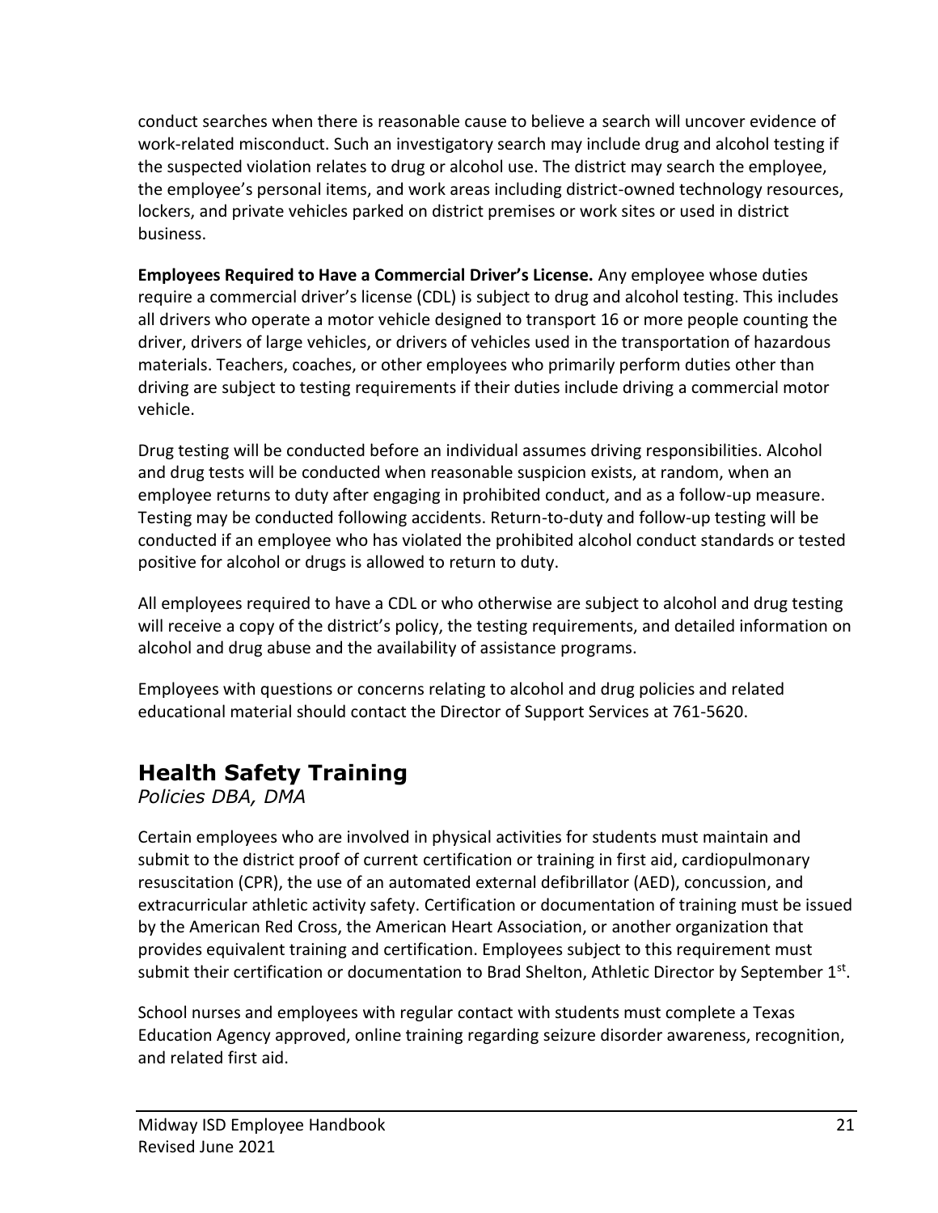conduct searches when there is reasonable cause to believe a search will uncover evidence of work-related misconduct. Such an investigatory search may include drug and alcohol testing if the suspected violation relates to drug or alcohol use. The district may search the employee, the employee's personal items, and work areas including district-owned technology resources, lockers, and private vehicles parked on district premises or work sites or used in district business.

**Employees Required to Have a Commercial Driver's License.** Any employee whose duties require a commercial driver's license (CDL) is subject to drug and alcohol testing. This includes all drivers who operate a motor vehicle designed to transport 16 or more people counting the driver, drivers of large vehicles, or drivers of vehicles used in the transportation of hazardous materials. Teachers, coaches, or other employees who primarily perform duties other than driving are subject to testing requirements if their duties include driving a commercial motor vehicle.

Drug testing will be conducted before an individual assumes driving responsibilities. Alcohol and drug tests will be conducted when reasonable suspicion exists, at random, when an employee returns to duty after engaging in prohibited conduct, and as a follow-up measure. Testing may be conducted following accidents. Return-to-duty and follow-up testing will be conducted if an employee who has violated the prohibited alcohol conduct standards or tested positive for alcohol or drugs is allowed to return to duty.

All employees required to have a CDL or who otherwise are subject to alcohol and drug testing will receive a copy of the district's policy, the testing requirements, and detailed information on alcohol and drug abuse and the availability of assistance programs.

Employees with questions or concerns relating to alcohol and drug policies and related educational material should contact the Director of Support Services at 761-5620.

## Health Safety Training

*Policies DBA, DMA*

Certain employees who are involved in physical activities for students must maintain and submit to the district proof of current certification or training in first aid, cardiopulmonary resuscitation (CPR), the use of an automated external defibrillator (AED), concussion, and extracurricular athletic activity safety. Certification or documentation of training must be issued by the American Red Cross, the American Heart Association, or another organization that provides equivalent training and certification. Employees subject to this requirement must submit their certification or documentation to Brad Shelton, Athletic Director by September 1st.

School nurses and employees with regular contact with students must complete a Texas Education Agency approved, online training regarding seizure disorder awareness, recognition, and related first aid.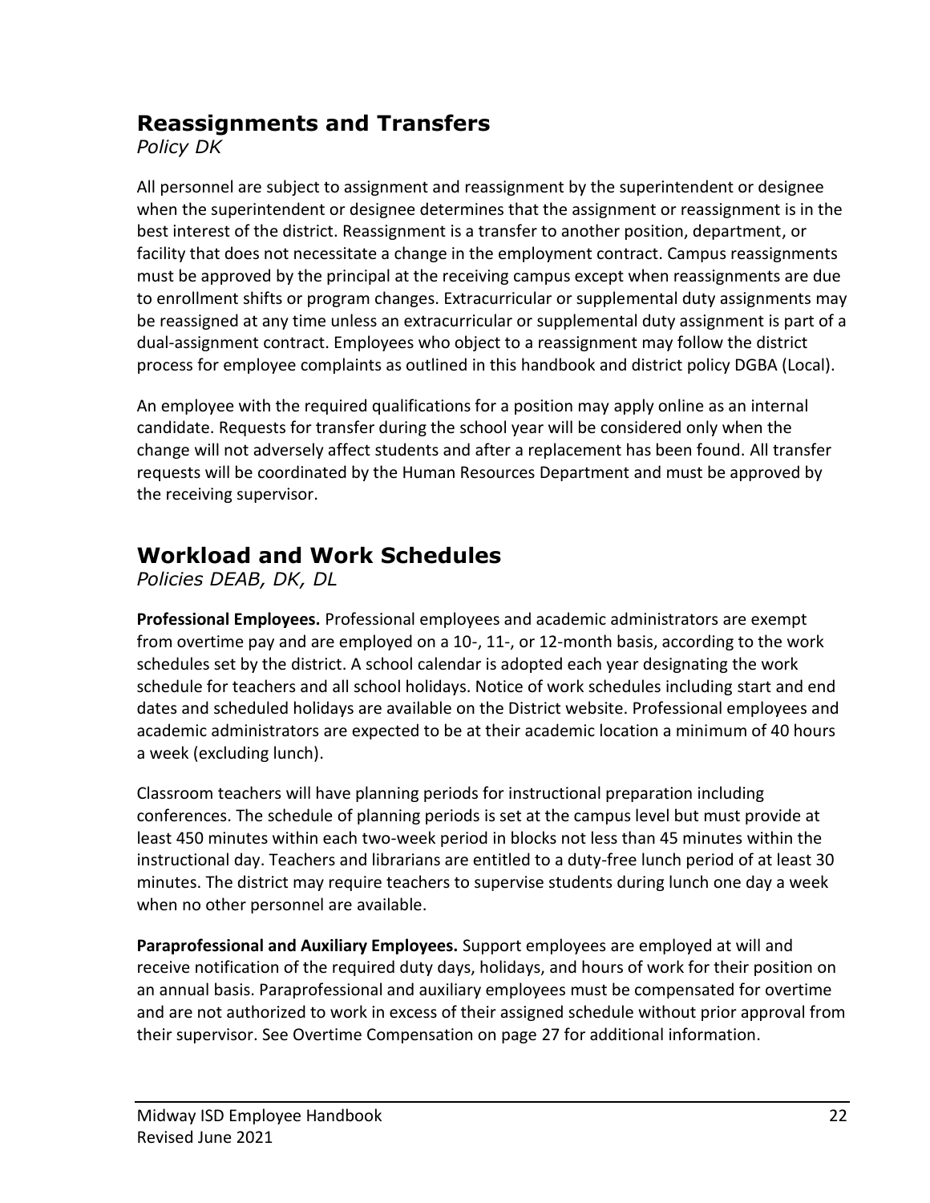## Reassignments and Transfers

*Policy DK*

All personnel are subject to assignment and reassignment by the superintendent or designee when the superintendent or designee determines that the assignment or reassignment is in the best interest of the district. Reassignment is a transfer to another position, department, or facility that does not necessitate a change in the employment contract. Campus reassignments must be approved by the principal at the receiving campus except when reassignments are due to enrollment shifts or program changes. Extracurricular or supplemental duty assignments may be reassigned at any time unless an extracurricular or supplemental duty assignment is part of a dual-assignment contract. Employees who object to a reassignment may follow the district process for employee complaints as outlined in this handbook and district policy DGBA (Local).

An employee with the required qualifications for a position may apply online as an internal candidate. Requests for transfer during the school year will be considered only when the change will not adversely affect students and after a replacement has been found. All transfer requests will be coordinated by the Human Resources Department and must be approved by the receiving supervisor.

## Workload and Work Schedules

*Policies DEAB, DK, DL*

**Professional Employees.** Professional employees and academic administrators are exempt from overtime pay and are employed on a 10-, 11-, or 12-month basis, according to the work schedules set by the district. A school calendar is adopted each year designating the work schedule for teachers and all school holidays. Notice of work schedules including start and end dates and scheduled holidays are available on the District website. Professional employees and academic administrators are expected to be at their academic location a minimum of 40 hours a week (excluding lunch).

Classroom teachers will have planning periods for instructional preparation including conferences. The schedule of planning periods is set at the campus level but must provide at least 450 minutes within each two-week period in blocks not less than 45 minutes within the instructional day. Teachers and librarians are entitled to a duty-free lunch period of at least 30 minutes. The district may require teachers to supervise students during lunch one day a week when no other personnel are available.

**Paraprofessional and Auxiliary Employees.** Support employees are employed at will and receive notification of the required duty days, holidays, and hours of work for their position on an annual basis. Paraprofessional and auxiliary employees must be compensated for overtime and are not authorized to work in excess of their assigned schedule without prior approval from their supervisor. See Overtime Compensation on page 27 for additional information.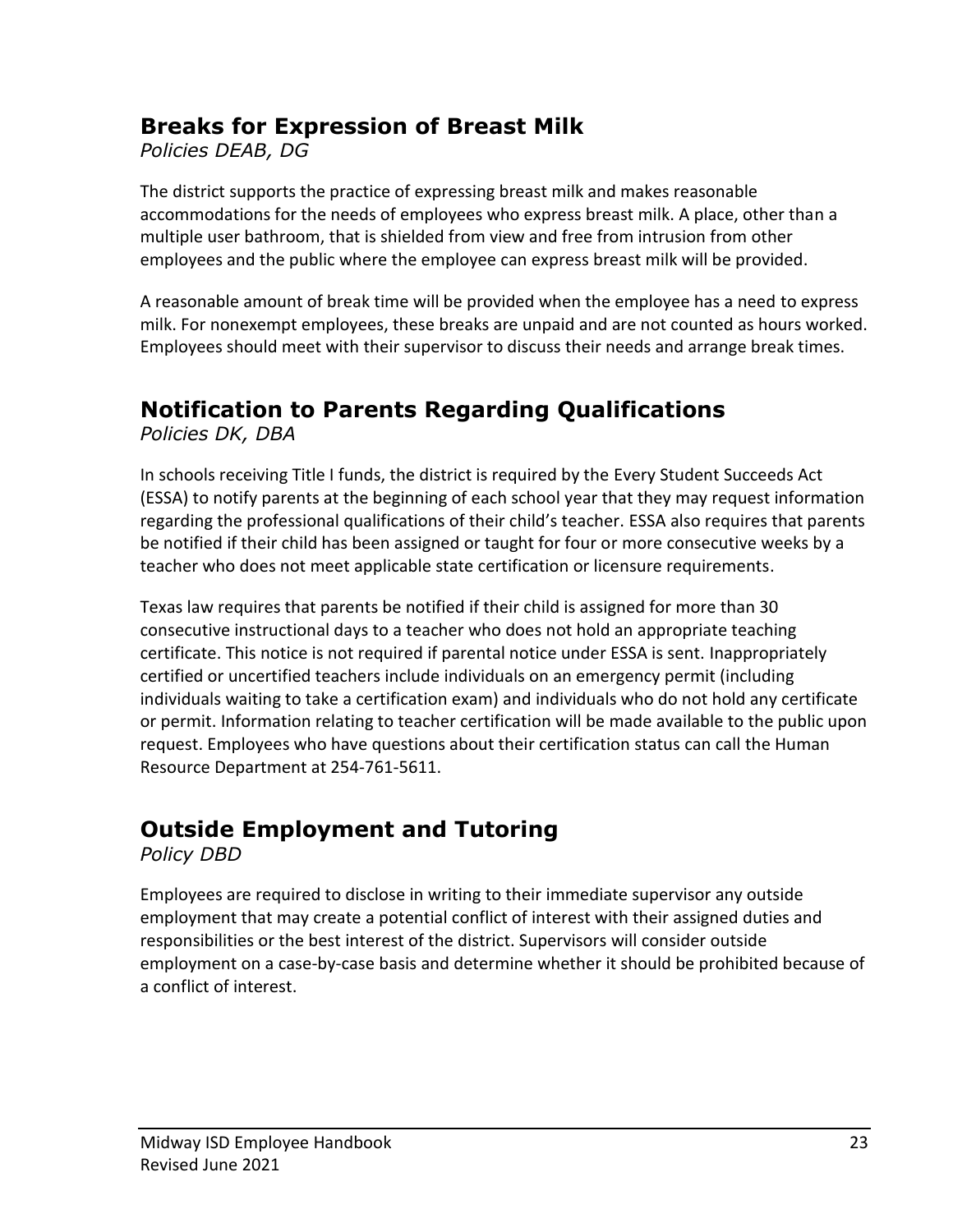## Breaks for Expression of Breast Milk

*Policies DEAB, DG*

The district supports the practice of expressing breast milk and makes reasonable accommodations for the needs of employees who express breast milk. A place, other than a multiple user bathroom, that is shielded from view and free from intrusion from other employees and the public where the employee can express breast milk will be provided.

A reasonable amount of break time will be provided when the employee has a need to express milk. For nonexempt employees, these breaks are unpaid and are not counted as hours worked. Employees should meet with their supervisor to discuss their needs and arrange break times.

## Notification to Parents Regarding Qualifications

*Policies DK, DBA*

In schools receiving Title I funds, the district is required by the Every Student Succeeds Act (ESSA) to notify parents at the beginning of each school year that they may request information regarding the professional qualifications of their child's teacher. ESSA also requires that parents be notified if their child has been assigned or taught for four or more consecutive weeks by a teacher who does not meet applicable state certification or licensure requirements.

Texas law requires that parents be notified if their child is assigned for more than 30 consecutive instructional days to a teacher who does not hold an appropriate teaching certificate. This notice is not required if parental notice under ESSA is sent. Inappropriately certified or uncertified teachers include individuals on an emergency permit (including individuals waiting to take a certification exam) and individuals who do not hold any certificate or permit. Information relating to teacher certification will be made available to the public upon request. Employees who have questions about their certification status can call the Human Resource Department at 254-761-5611.

## Outside Employment and Tutoring

*Policy DBD*

Employees are required to disclose in writing to their immediate supervisor any outside employment that may create a potential conflict of interest with their assigned duties and responsibilities or the best interest of the district. Supervisors will consider outside employment on a case-by-case basis and determine whether it should be prohibited because of a conflict of interest.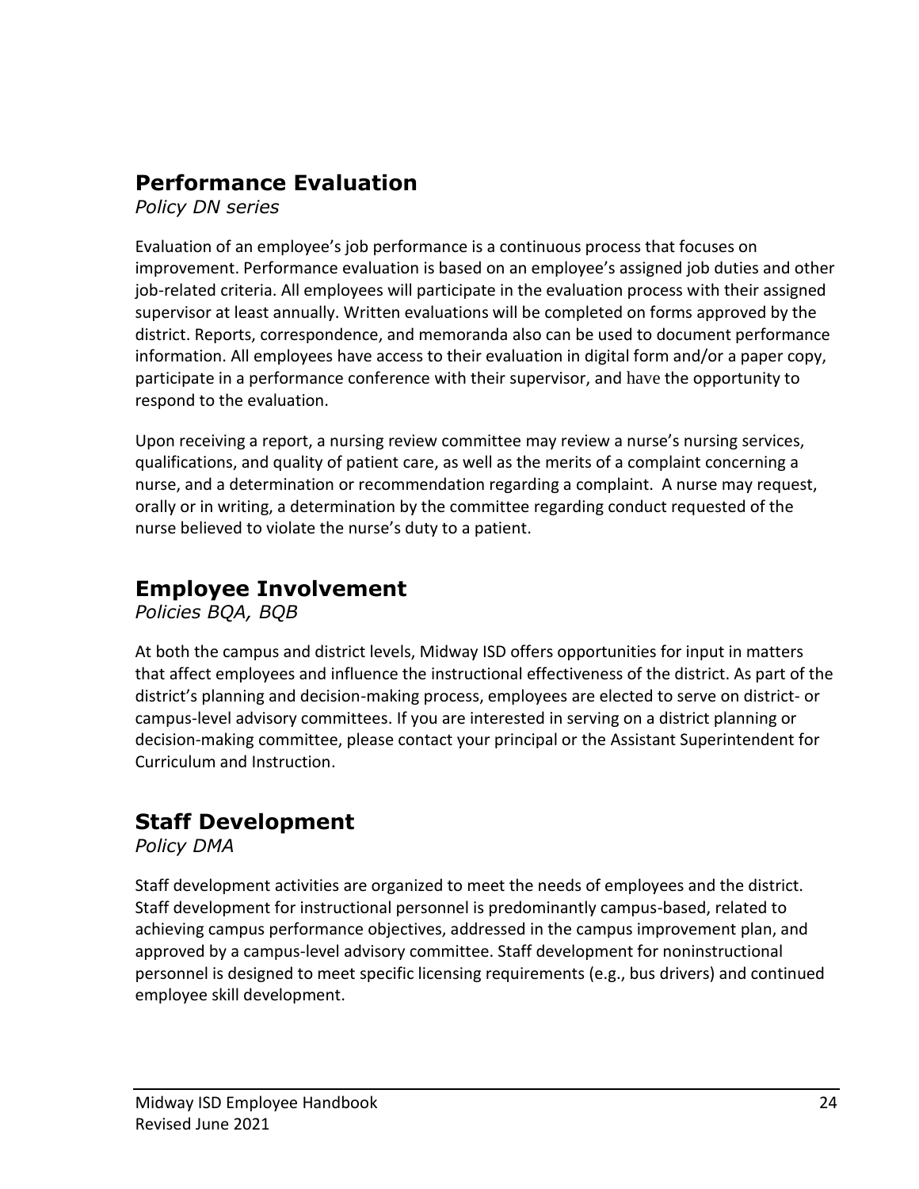## Performance Evaluation

*Policy DN series*

Evaluation of an employee's job performance is a continuous process that focuses on improvement. Performance evaluation is based on an employee's assigned job duties and other job-related criteria. All employees will participate in the evaluation process with their assigned supervisor at least annually. Written evaluations will be completed on forms approved by the district. Reports, correspondence, and memoranda also can be used to document performance information. All employees have access to their evaluation in digital form and/or a paper copy, participate in a performance conference with their supervisor, and have the opportunity to respond to the evaluation.

Upon receiving a report, a nursing review committee may review a nurse's nursing services, qualifications, and quality of patient care, as well as the merits of a complaint concerning a nurse, and a determination or recommendation regarding a complaint. A nurse may request, orally or in writing, a determination by the committee regarding conduct requested of the nurse believed to violate the nurse's duty to a patient.

## Employee Involvement

*Policies BQA, BQB*

At both the campus and district levels, Midway ISD offers opportunities for input in matters that affect employees and influence the instructional effectiveness of the district. As part of the district's planning and decision-making process, employees are elected to serve on district- or campus-level advisory committees. If you are interested in serving on a district planning or decision-making committee, please contact your principal or the Assistant Superintendent for Curriculum and Instruction.

## Staff Development

*Policy DMA*

Staff development activities are organized to meet the needs of employees and the district. Staff development for instructional personnel is predominantly campus-based, related to achieving campus performance objectives, addressed in the campus improvement plan, and approved by a campus-level advisory committee. Staff development for noninstructional personnel is designed to meet specific licensing requirements (e.g., bus drivers) and continued employee skill development.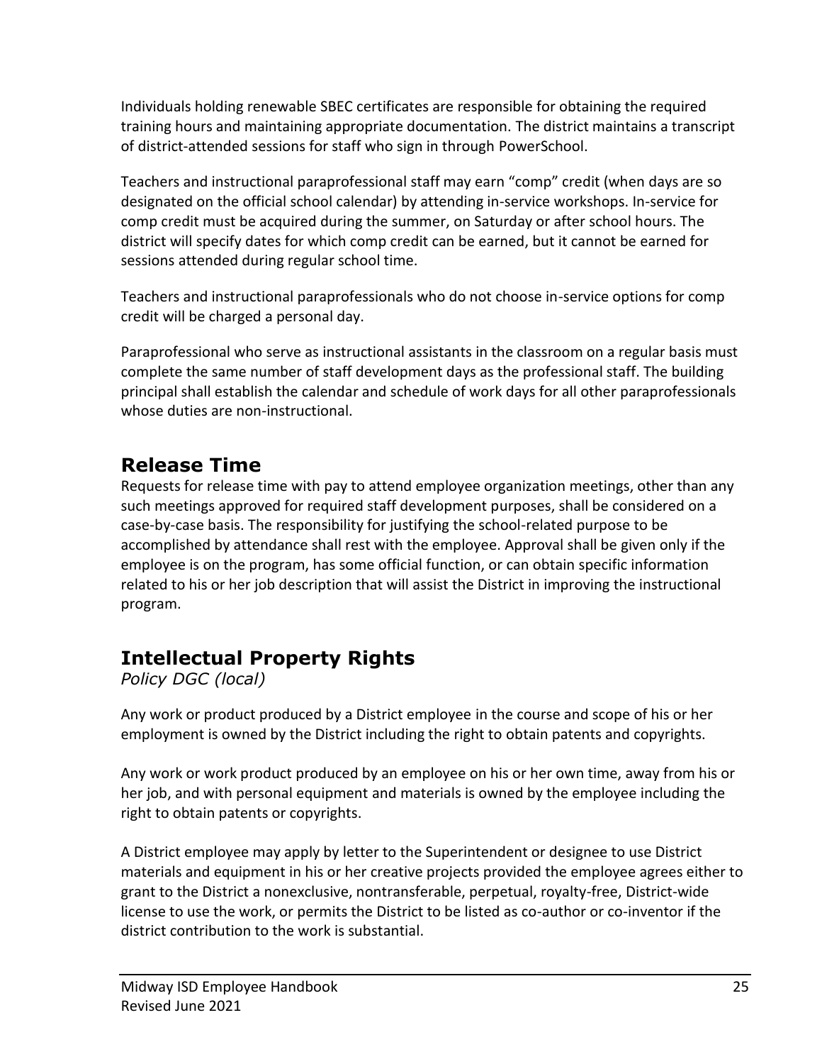Individuals holding renewable SBEC certificates are responsible for obtaining the required training hours and maintaining appropriate documentation. The district maintains a transcript of district-attended sessions for staff who sign in through PowerSchool.

Teachers and instructional paraprofessional staff may earn "comp" credit (when days are so designated on the official school calendar) by attending in-service workshops. In-service for comp credit must be acquired during the summer, on Saturday or after school hours. The district will specify dates for which comp credit can be earned, but it cannot be earned for sessions attended during regular school time.

Teachers and instructional paraprofessionals who do not choose in-service options for comp credit will be charged a personal day.

Paraprofessional who serve as instructional assistants in the classroom on a regular basis must complete the same number of staff development days as the professional staff. The building principal shall establish the calendar and schedule of work days for all other paraprofessionals whose duties are non-instructional.

## Release Time

Requests for release time with pay to attend employee organization meetings, other than any such meetings approved for required staff development purposes, shall be considered on a case-by-case basis. The responsibility for justifying the school-related purpose to be accomplished by attendance shall rest with the employee. Approval shall be given only if the employee is on the program, has some official function, or can obtain specific information related to his or her job description that will assist the District in improving the instructional program.

## Intellectual Property Rights

*Policy DGC (local)*

Any work or product produced by a District employee in the course and scope of his or her employment is owned by the District including the right to obtain patents and copyrights.

Any work or work product produced by an employee on his or her own time, away from his or her job, and with personal equipment and materials is owned by the employee including the right to obtain patents or copyrights.

A District employee may apply by letter to the Superintendent or designee to use District materials and equipment in his or her creative projects provided the employee agrees either to grant to the District a nonexclusive, nontransferable, perpetual, royalty-free, District-wide license to use the work, or permits the District to be listed as co-author or co-inventor if the district contribution to the work is substantial.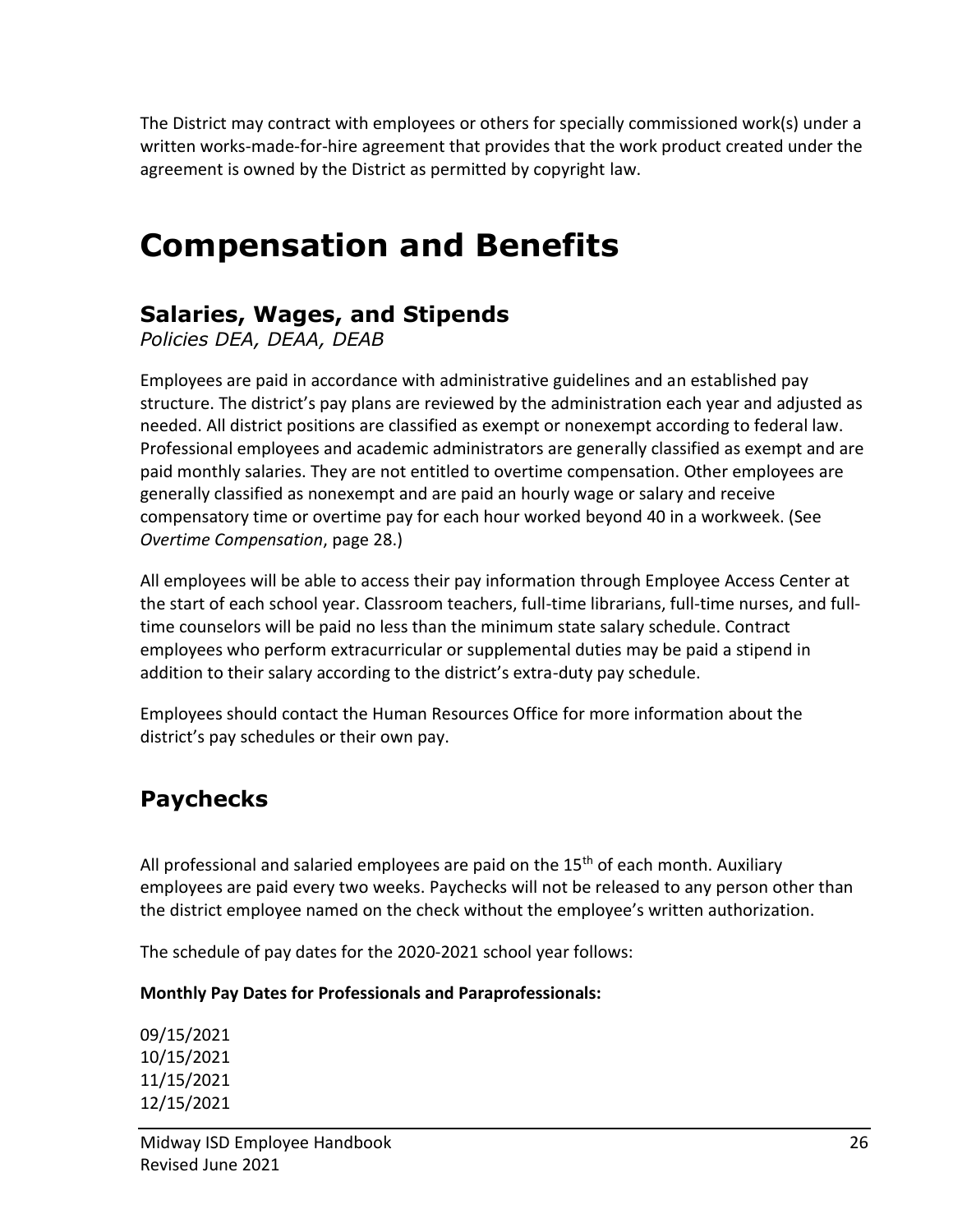The District may contract with employees or others for specially commissioned work(s) under a written works-made-for-hire agreement that provides that the work product created under the agreement is owned by the District as permitted by copyright law.

# Compensation and Benefits

## Salaries, Wages, and Stipends

*Policies DEA, DEAA, DEAB*

Employees are paid in accordance with administrative guidelines and an established pay structure. The district's pay plans are reviewed by the administration each year and adjusted as needed. All district positions are classified as exempt or nonexempt according to federal law. Professional employees and academic administrators are generally classified as exempt and are paid monthly salaries. They are not entitled to overtime compensation. Other employees are generally classified as nonexempt and are paid an hourly wage or salary and receive compensatory time or overtime pay for each hour worked beyond 40 in a workweek. (See *Overtime Compensation*, page 28.)

All employees will be able to access their pay information through Employee Access Center at the start of each school year. Classroom teachers, full-time librarians, full-time nurses, and full-time counselors will be paid no less than the minimum state salary schedule. Contract employees who perform extracurricular or supplemental duties may be paid a stipend in addition to their salary according to the district's extra-duty pay schedule.

Employees should contact the Human Resources Office for more information about the district's pay schedules or their own pay.

## Paychecks

All professional and salaried employees are paid on the 15th of each month. Auxiliary employees are paid every two weeks. Paychecks will not be released to any person other than the district employee named on the check without the employee's written authorization.

The schedule of pay dates for the 2020-2021 school year follows:

**Monthly Pay Dates for Professionals and Paraprofessionals:**

09/15/2021
10/15/2021
11/15/2021
12/15/2021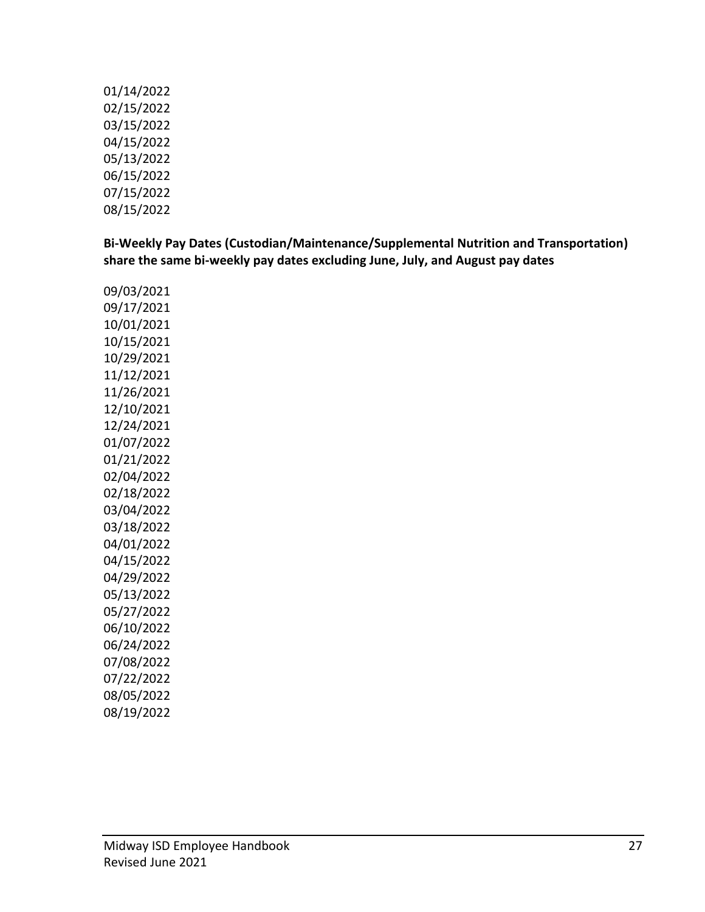01/14/2022
02/15/2022
03/15/2022
04/15/2022
05/13/2022
06/15/2022
07/15/2022
08/15/2022

**Bi-Weekly Pay Dates (Custodian/Maintenance/Supplemental Nutrition and Transportation) share the same bi-weekly pay dates excluding June, July, and August pay dates**

09/03/2021
09/17/2021
10/01/2021
10/15/2021
10/29/2021
11/12/2021
11/26/2021
12/10/2021
12/24/2021
01/07/2022
01/21/2022
02/04/2022
02/18/2022
03/04/2022
03/18/2022
04/01/2022
04/15/2022
04/29/2022
05/13/2022
05/27/2022
06/10/2022
06/24/2022
07/08/2022
07/22/2022
08/05/2022
08/19/2022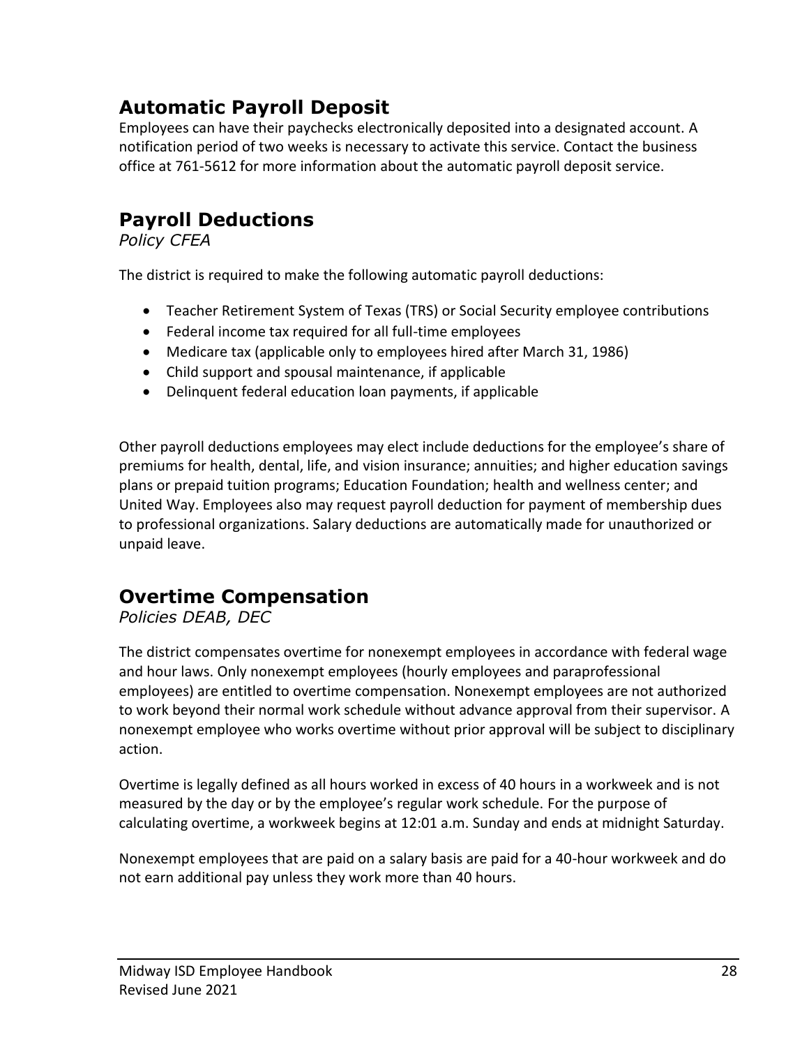## Automatic Payroll Deposit

Employees can have their paychecks electronically deposited into a designated account. A notification period of two weeks is necessary to activate this service. Contact the business office at 761-5612 for more information about the automatic payroll deposit service.

## Payroll Deductions

*Policy CFEA*

The district is required to make the following automatic payroll deductions:

- Teacher Retirement System of Texas (TRS) or Social Security employee contributions
- Federal income tax required for all full-time employees
- Medicare tax (applicable only to employees hired after March 31, 1986)
- Child support and spousal maintenance, if applicable
- Delinquent federal education loan payments, if applicable

Other payroll deductions employees may elect include deductions for the employee's share of premiums for health, dental, life, and vision insurance; annuities; and higher education savings plans or prepaid tuition programs; Education Foundation; health and wellness center; and United Way. Employees also may request payroll deduction for payment of membership dues to professional organizations. Salary deductions are automatically made for unauthorized or unpaid leave.

## Overtime Compensation

*Policies DEAB, DEC*

The district compensates overtime for nonexempt employees in accordance with federal wage and hour laws. Only nonexempt employees (hourly employees and paraprofessional employees) are entitled to overtime compensation. Nonexempt employees are not authorized to work beyond their normal work schedule without advance approval from their supervisor. A nonexempt employee who works overtime without prior approval will be subject to disciplinary action.

Overtime is legally defined as all hours worked in excess of 40 hours in a workweek and is not measured by the day or by the employee's regular work schedule. For the purpose of calculating overtime, a workweek begins at 12:01 a.m. Sunday and ends at midnight Saturday.

Nonexempt employees that are paid on a salary basis are paid for a 40-hour workweek and do not earn additional pay unless they work more than 40 hours.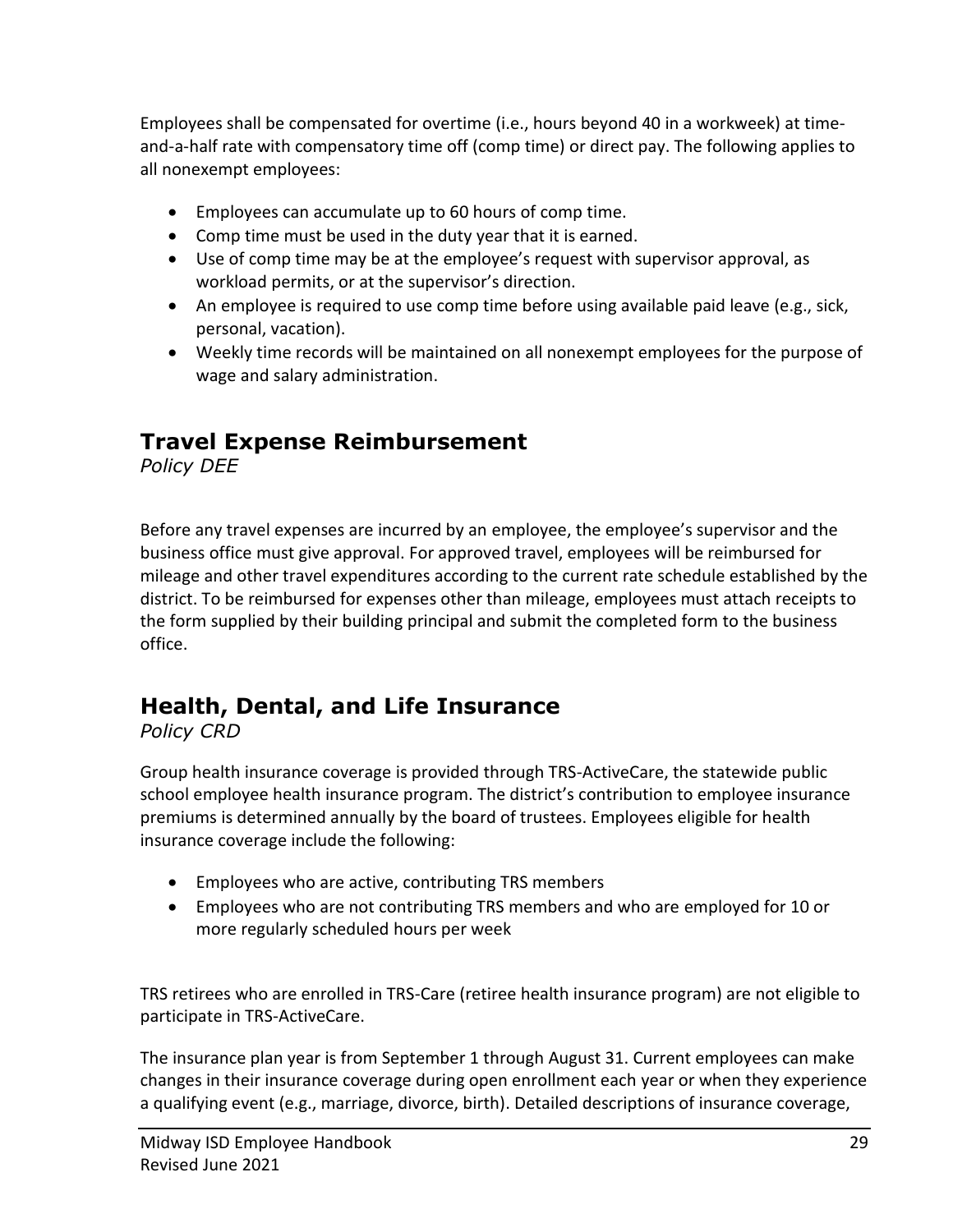Employees shall be compensated for overtime (i.e., hours beyond 40 in a workweek) at time-and-a-half rate with compensatory time off (comp time) or direct pay. The following applies to all nonexempt employees:

- Employees can accumulate up to 60 hours of comp time.
- Comp time must be used in the duty year that it is earned.
- Use of comp time may be at the employee's request with supervisor approval, as workload permits, or at the supervisor's direction.
- An employee is required to use comp time before using available paid leave (e.g., sick, personal, vacation).
- Weekly time records will be maintained on all nonexempt employees for the purpose of wage and salary administration.

## Travel Expense Reimbursement

*Policy DEE*

Before any travel expenses are incurred by an employee, the employee's supervisor and the business office must give approval. For approved travel, employees will be reimbursed for mileage and other travel expenditures according to the current rate schedule established by the district. To be reimbursed for expenses other than mileage, employees must attach receipts to the form supplied by their building principal and submit the completed form to the business office.

## Health, Dental, and Life Insurance

*Policy CRD*

Group health insurance coverage is provided through TRS-ActiveCare, the statewide public school employee health insurance program. The district's contribution to employee insurance premiums is determined annually by the board of trustees. Employees eligible for health insurance coverage include the following:

- Employees who are active, contributing TRS members
- Employees who are not contributing TRS members and who are employed for 10 or more regularly scheduled hours per week

TRS retirees who are enrolled in TRS-Care (retiree health insurance program) are not eligible to participate in TRS-ActiveCare.

The insurance plan year is from September 1 through August 31. Current employees can make changes in their insurance coverage during open enrollment each year or when they experience a qualifying event (e.g., marriage, divorce, birth). Detailed descriptions of insurance coverage,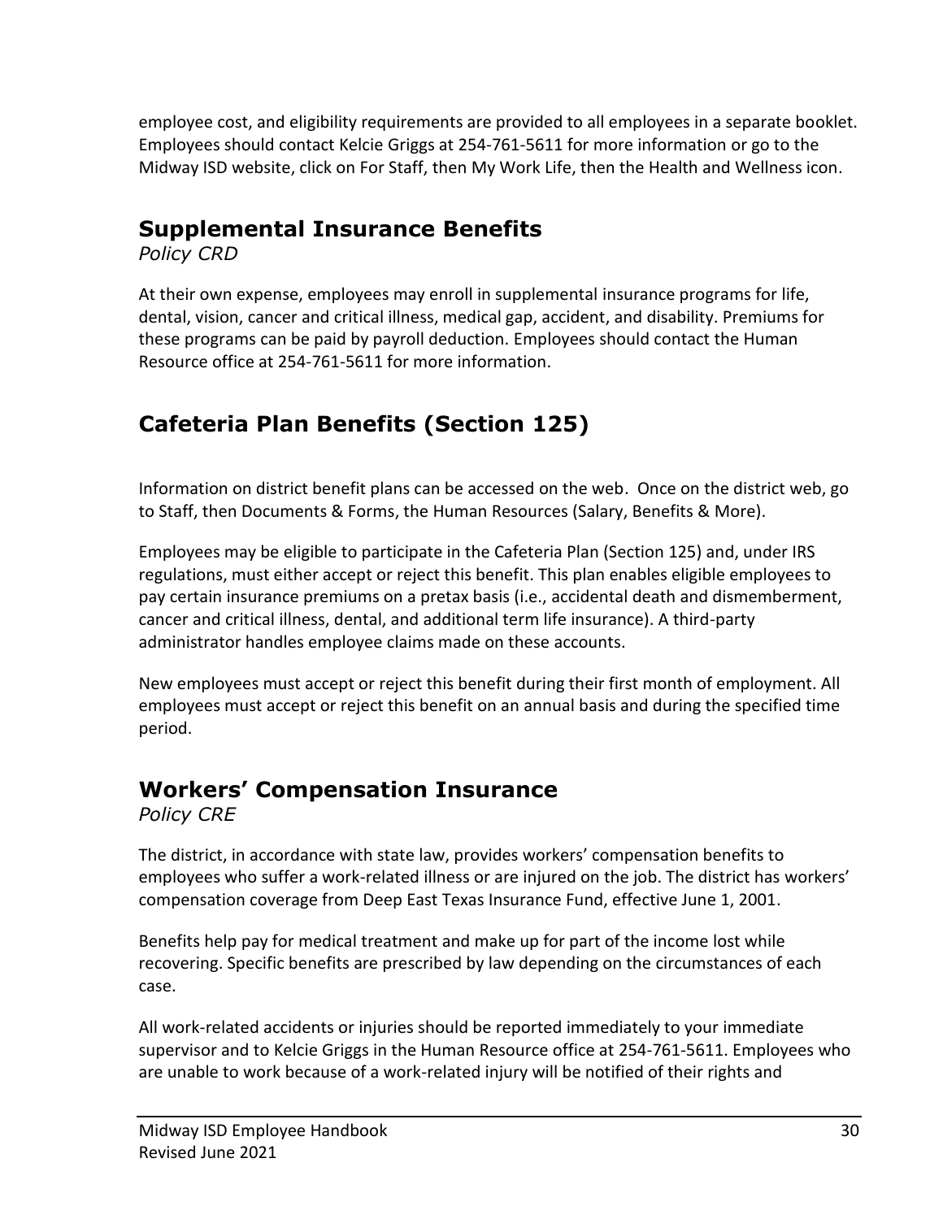employee cost, and eligibility requirements are provided to all employees in a separate booklet. Employees should contact Kelcie Griggs at 254-761-5611 for more information or go to the Midway ISD website, click on For Staff, then My Work Life, then the Health and Wellness icon.

## Supplemental Insurance Benefits

*Policy CRD*

At their own expense, employees may enroll in supplemental insurance programs for life, dental, vision, cancer and critical illness, medical gap, accident, and disability. Premiums for these programs can be paid by payroll deduction. Employees should contact the Human Resource office at 254-761-5611 for more information.

## Cafeteria Plan Benefits (Section 125)

Information on district benefit plans can be accessed on the web. Once on the district web, go to Staff, then Documents & Forms, the Human Resources (Salary, Benefits & More).

Employees may be eligible to participate in the Cafeteria Plan (Section 125) and, under IRS regulations, must either accept or reject this benefit. This plan enables eligible employees to pay certain insurance premiums on a pretax basis (i.e., accidental death and dismemberment, cancer and critical illness, dental, and additional term life insurance). A third-party administrator handles employee claims made on these accounts.

New employees must accept or reject this benefit during their first month of employment. All employees must accept or reject this benefit on an annual basis and during the specified time period.

## Workers' Compensation Insurance

*Policy CRE*

The district, in accordance with state law, provides workers' compensation benefits to employees who suffer a work-related illness or are injured on the job. The district has workers' compensation coverage from Deep East Texas Insurance Fund, effective June 1, 2001.

Benefits help pay for medical treatment and make up for part of the income lost while recovering. Specific benefits are prescribed by law depending on the circumstances of each case.

All work-related accidents or injuries should be reported immediately to your immediate supervisor and to Kelcie Griggs in the Human Resource office at 254-761-5611. Employees who are unable to work because of a work-related injury will be notified of their rights and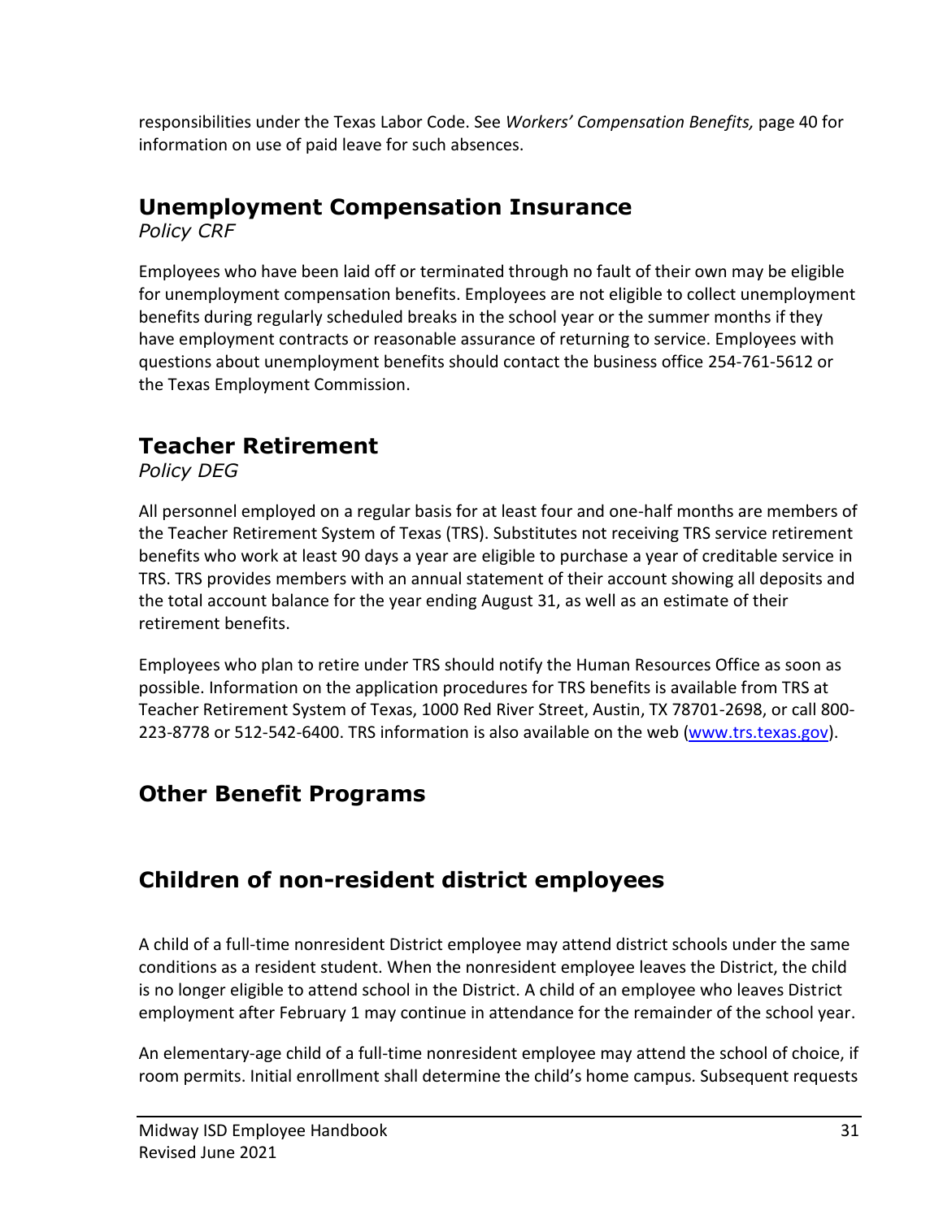responsibilities under the Texas Labor Code. See *Workers' Compensation Benefits,* page 40 for information on use of paid leave for such absences.

## Unemployment Compensation Insurance

*Policy CRF*

Employees who have been laid off or terminated through no fault of their own may be eligible for unemployment compensation benefits. Employees are not eligible to collect unemployment benefits during regularly scheduled breaks in the school year or the summer months if they have employment contracts or reasonable assurance of returning to service. Employees with questions about unemployment benefits should contact the business office 254-761-5612 or the Texas Employment Commission.

## Teacher Retirement

*Policy DEG*

All personnel employed on a regular basis for at least four and one-half months are members of the Teacher Retirement System of Texas (TRS). Substitutes not receiving TRS service retirement benefits who work at least 90 days a year are eligible to purchase a year of creditable service in TRS. TRS provides members with an annual statement of their account showing all deposits and the total account balance for the year ending August 31, as well as an estimate of their retirement benefits.

Employees who plan to retire under TRS should notify the Human Resources Office as soon as possible. Information on the application procedures for TRS benefits is available from TRS at Teacher Retirement System of Texas, 1000 Red River Street, Austin, TX 78701-2698, or call 800-223-8778 or 512-542-6400. TRS information is also available on the web (www.trs.texas.gov).

## Other Benefit Programs

## Children of non-resident district employees

A child of a full-time nonresident District employee may attend district schools under the same conditions as a resident student. When the nonresident employee leaves the District, the child is no longer eligible to attend school in the District. A child of an employee who leaves District employment after February 1 may continue in attendance for the remainder of the school year.

An elementary-age child of a full-time nonresident employee may attend the school of choice, if room permits. Initial enrollment shall determine the child's home campus. Subsequent requests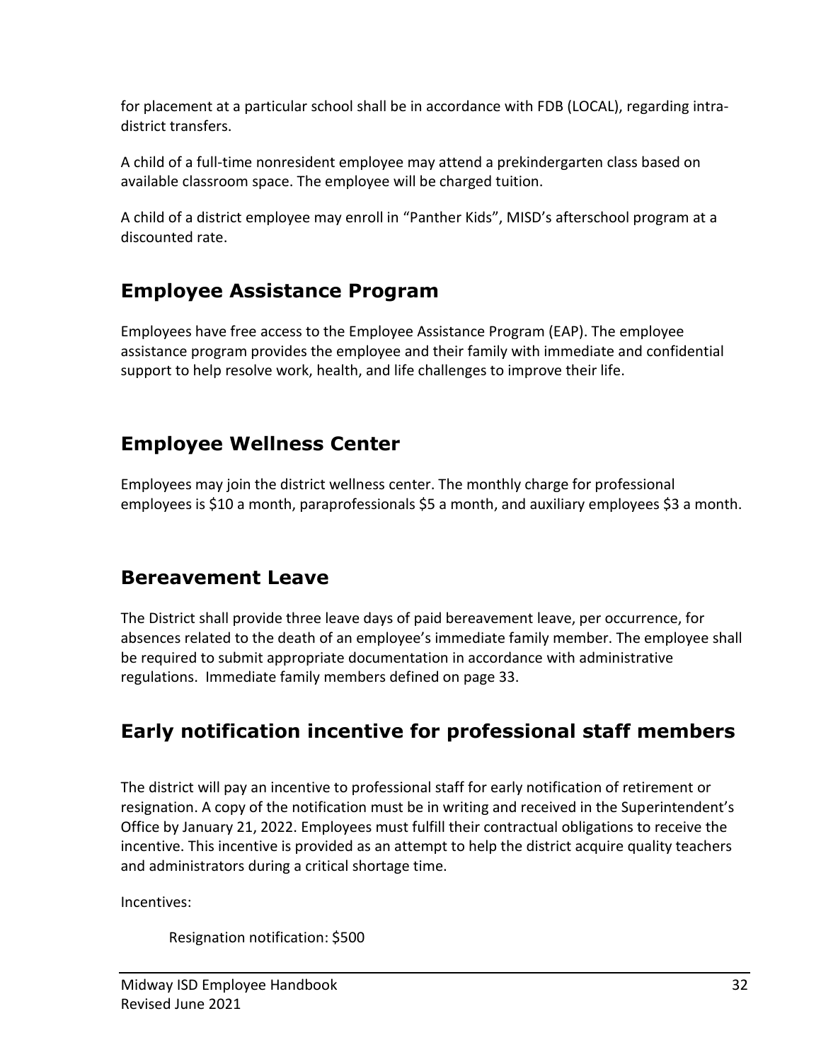for placement at a particular school shall be in accordance with FDB (LOCAL), regarding intra-district transfers.

A child of a full-time nonresident employee may attend a prekindergarten class based on available classroom space. The employee will be charged tuition.

A child of a district employee may enroll in "Panther Kids", MISD's afterschool program at a discounted rate.

## Employee Assistance Program

Employees have free access to the Employee Assistance Program (EAP). The employee assistance program provides the employee and their family with immediate and confidential support to help resolve work, health, and life challenges to improve their life.

## Employee Wellness Center

Employees may join the district wellness center. The monthly charge for professional employees is $10 a month, paraprofessionals $5 a month, and auxiliary employees $3 a month.

## Bereavement Leave

The District shall provide three leave days of paid bereavement leave, per occurrence, for absences related to the death of an employee's immediate family member. The employee shall be required to submit appropriate documentation in accordance with administrative regulations. Immediate family members defined on page 33.

## Early notification incentive for professional staff members

The district will pay an incentive to professional staff for early notification of retirement or resignation. A copy of the notification must be in writing and received in the Superintendent's Office by January 21, 2022. Employees must fulfill their contractual obligations to receive the incentive. This incentive is provided as an attempt to help the district acquire quality teachers and administrators during a critical shortage time.

Incentives:

Resignation notification: $500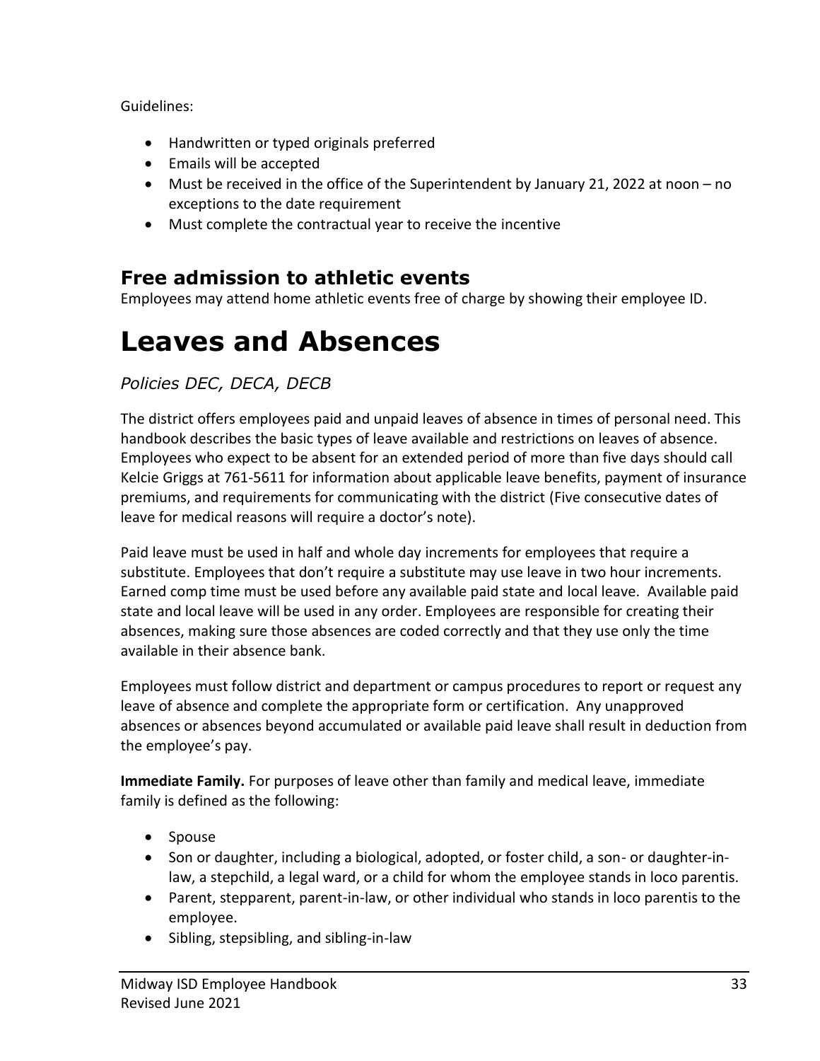Guidelines:

- Handwritten or typed originals preferred
- Emails will be accepted
- Must be received in the office of the Superintendent by January 21, 2022 at noon – no exceptions to the date requirement
- Must complete the contractual year to receive the incentive

## Free admission to athletic events

Employees may attend home athletic events free of charge by showing their employee ID.

# Leaves and Absences

*Policies DEC, DECA, DECB*

The district offers employees paid and unpaid leaves of absence in times of personal need. This handbook describes the basic types of leave available and restrictions on leaves of absence. Employees who expect to be absent for an extended period of more than five days should call Kelcie Griggs at 761-5611 for information about applicable leave benefits, payment of insurance premiums, and requirements for communicating with the district (Five consecutive dates of leave for medical reasons will require a doctor's note).

Paid leave must be used in half and whole day increments for employees that require a substitute. Employees that don't require a substitute may use leave in two hour increments. Earned comp time must be used before any available paid state and local leave. Available paid state and local leave will be used in any order. Employees are responsible for creating their absences, making sure those absences are coded correctly and that they use only the time available in their absence bank.

Employees must follow district and department or campus procedures to report or request any leave of absence and complete the appropriate form or certification. Any unapproved absences or absences beyond accumulated or available paid leave shall result in deduction from the employee's pay.

**Immediate Family.** For purposes of leave other than family and medical leave, immediate family is defined as the following:

- Spouse
- Son or daughter, including a biological, adopted, or foster child, a son- or daughter-in-law, a stepchild, a legal ward, or a child for whom the employee stands in loco parentis.
- Parent, stepparent, parent-in-law, or other individual who stands in loco parentis to the employee.
- Sibling, stepsibling, and sibling-in-law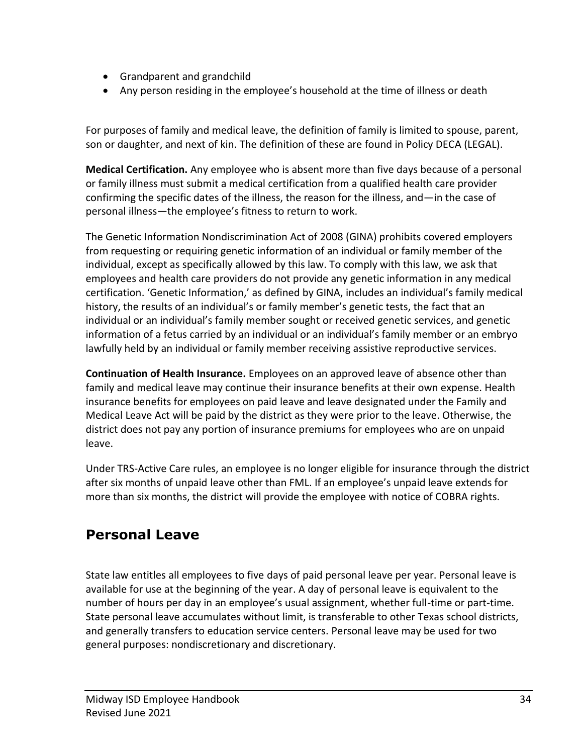- Grandparent and grandchild
- Any person residing in the employee's household at the time of illness or death

For purposes of family and medical leave, the definition of family is limited to spouse, parent, son or daughter, and next of kin. The definition of these are found in Policy DECA (LEGAL).

**Medical Certification.** Any employee who is absent more than five days because of a personal or family illness must submit a medical certification from a qualified health care provider confirming the specific dates of the illness, the reason for the illness, and—in the case of personal illness—the employee's fitness to return to work.

The Genetic Information Nondiscrimination Act of 2008 (GINA) prohibits covered employers from requesting or requiring genetic information of an individual or family member of the individual, except as specifically allowed by this law. To comply with this law, we ask that employees and health care providers do not provide any genetic information in any medical certification. 'Genetic Information,' as defined by GINA, includes an individual's family medical history, the results of an individual's or family member's genetic tests, the fact that an individual or an individual's family member sought or received genetic services, and genetic information of a fetus carried by an individual or an individual's family member or an embryo lawfully held by an individual or family member receiving assistive reproductive services.

**Continuation of Health Insurance.** Employees on an approved leave of absence other than family and medical leave may continue their insurance benefits at their own expense. Health insurance benefits for employees on paid leave and leave designated under the Family and Medical Leave Act will be paid by the district as they were prior to the leave. Otherwise, the district does not pay any portion of insurance premiums for employees who are on unpaid leave.

Under TRS-Active Care rules, an employee is no longer eligible for insurance through the district after six months of unpaid leave other than FML. If an employee's unpaid leave extends for more than six months, the district will provide the employee with notice of COBRA rights.

## Personal Leave

State law entitles all employees to five days of paid personal leave per year. Personal leave is available for use at the beginning of the year. A day of personal leave is equivalent to the number of hours per day in an employee's usual assignment, whether full-time or part-time. State personal leave accumulates without limit, is transferable to other Texas school districts, and generally transfers to education service centers. Personal leave may be used for two general purposes: nondiscretionary and discretionary.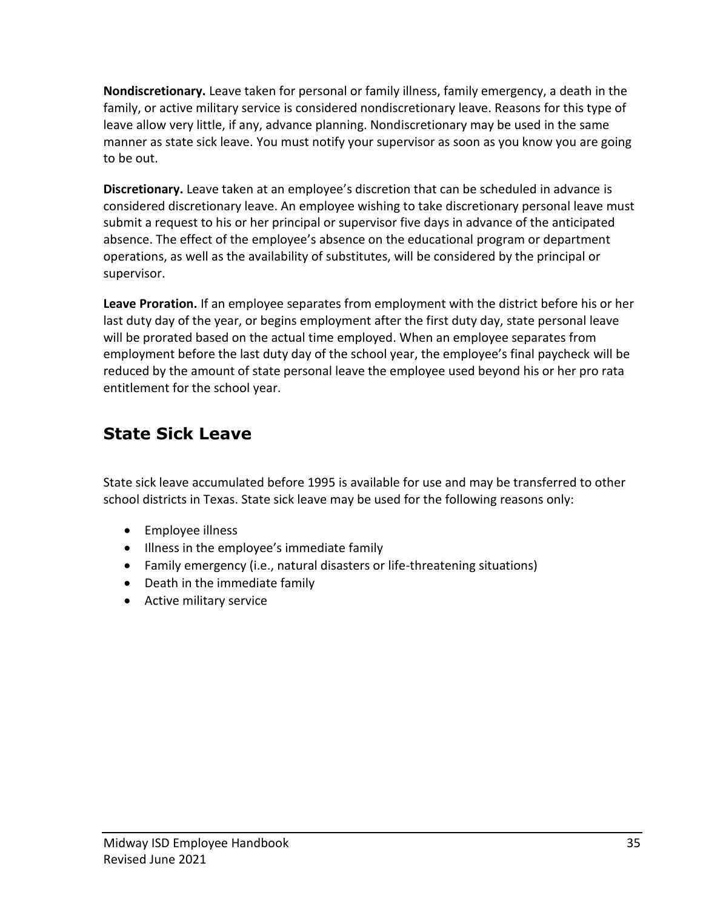**Nondiscretionary.** Leave taken for personal or family illness, family emergency, a death in the family, or active military service is considered nondiscretionary leave. Reasons for this type of leave allow very little, if any, advance planning. Nondiscretionary may be used in the same manner as state sick leave. You must notify your supervisor as soon as you know you are going to be out.

**Discretionary.** Leave taken at an employee's discretion that can be scheduled in advance is considered discretionary leave. An employee wishing to take discretionary personal leave must submit a request to his or her principal or supervisor five days in advance of the anticipated absence. The effect of the employee's absence on the educational program or department operations, as well as the availability of substitutes, will be considered by the principal or supervisor.

**Leave Proration.** If an employee separates from employment with the district before his or her last duty day of the year, or begins employment after the first duty day, state personal leave will be prorated based on the actual time employed. When an employee separates from employment before the last duty day of the school year, the employee's final paycheck will be reduced by the amount of state personal leave the employee used beyond his or her pro rata entitlement for the school year.

## State Sick Leave

State sick leave accumulated before 1995 is available for use and may be transferred to other school districts in Texas. State sick leave may be used for the following reasons only:

- Employee illness
- Illness in the employee's immediate family
- Family emergency (i.e., natural disasters or life-threatening situations)
- Death in the immediate family
- Active military service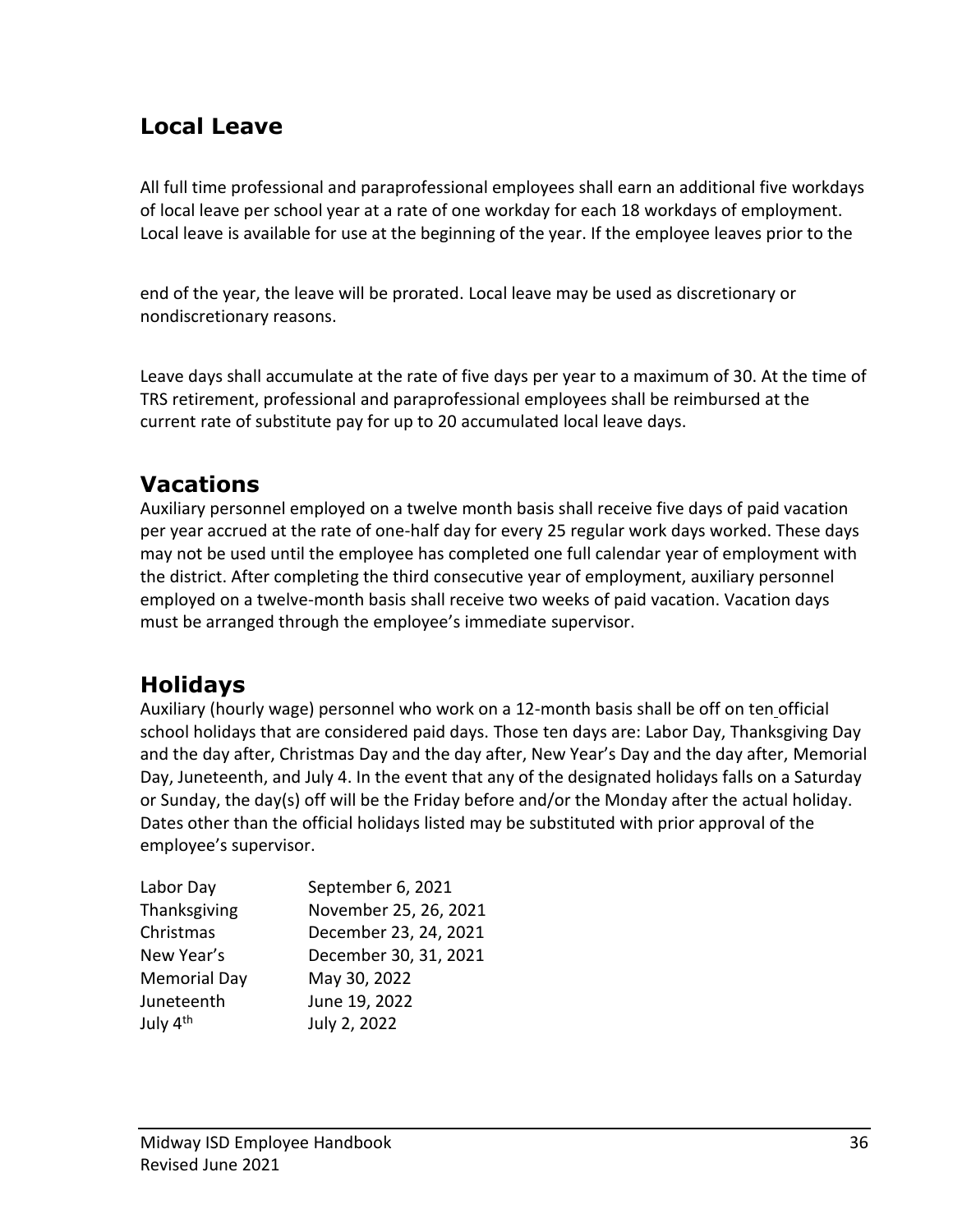## Local Leave

All full time professional and paraprofessional employees shall earn an additional five workdays of local leave per school year at a rate of one workday for each 18 workdays of employment. Local leave is available for use at the beginning of the year. If the employee leaves prior to the end of the year, the leave will be prorated. Local leave may be used as discretionary or nondiscretionary reasons.

Leave days shall accumulate at the rate of five days per year to a maximum of 30. At the time of TRS retirement, professional and paraprofessional employees shall be reimbursed at the current rate of substitute pay for up to 20 accumulated local leave days.

## Vacations

Auxiliary personnel employed on a twelve month basis shall receive five days of paid vacation per year accrued at the rate of one-half day for every 25 regular work days worked. These days may not be used until the employee has completed one full calendar year of employment with the district. After completing the third consecutive year of employment, auxiliary personnel employed on a twelve-month basis shall receive two weeks of paid vacation. Vacation days must be arranged through the employee's immediate supervisor.

## Holidays

Auxiliary (hourly wage) personnel who work on a 12-month basis shall be off on ten official school holidays that are considered paid days. Those ten days are: Labor Day, Thanksgiving Day and the day after, Christmas Day and the day after, New Year's Day and the day after, Memorial Day, Juneteenth, and July 4. In the event that any of the designated holidays falls on a Saturday or Sunday, the day(s) off will be the Friday before and/or the Monday after the actual holiday. Dates other than the official holidays listed may be substituted with prior approval of the employee's supervisor.

| | |
|---|---|
| Labor Day | September 6, 2021 |
| Thanksgiving | November 25, 26, 2021 |
| Christmas | December 23, 24, 2021 |
| New Year's | December 30, 31, 2021 |
| Memorial Day | May 30, 2022 |
| Juneteenth | June 19, 2022 |
| July 4th | July 2, 2022 |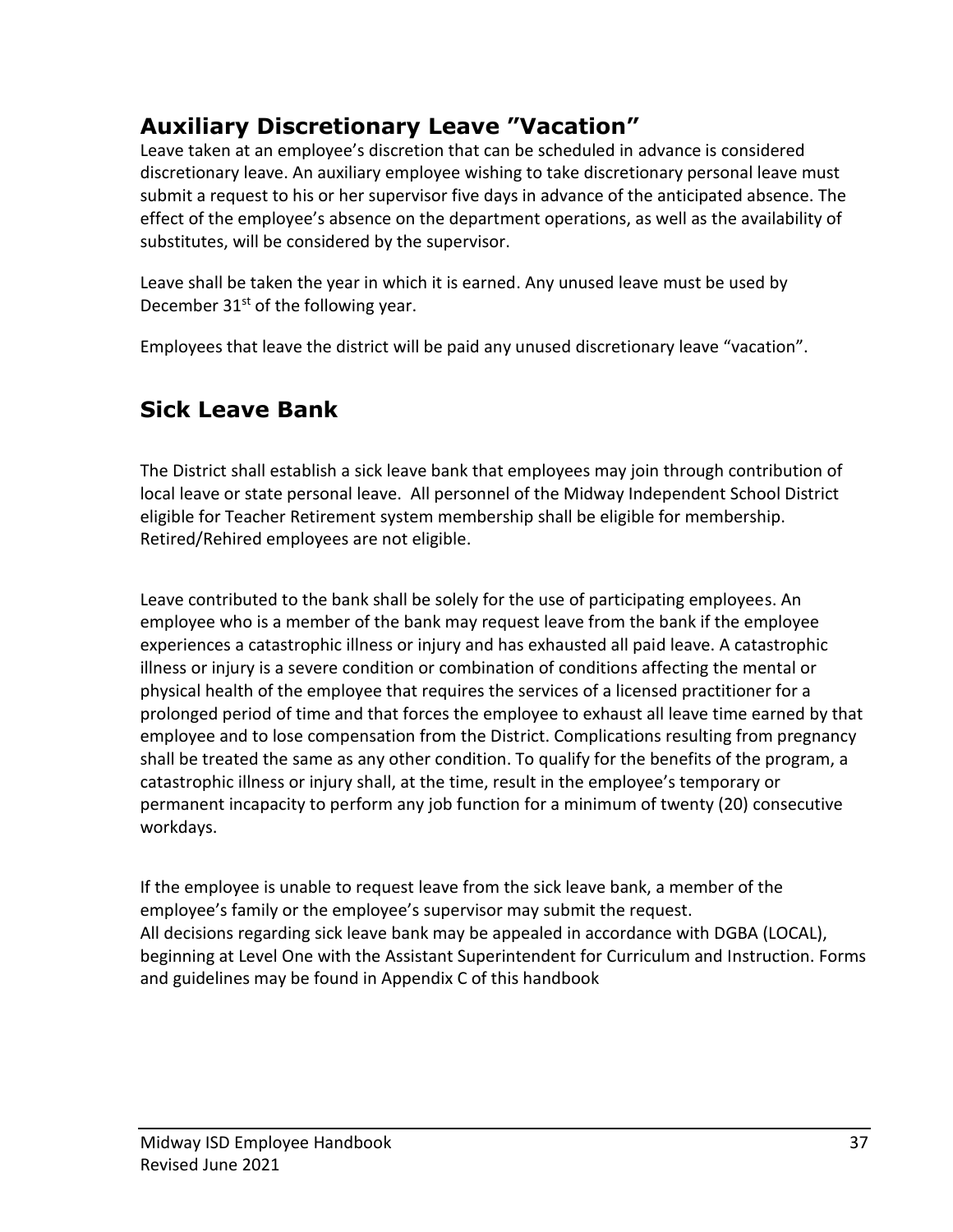## Auxiliary Discretionary Leave ”Vacation”

Leave taken at an employee's discretion that can be scheduled in advance is considered discretionary leave. An auxiliary employee wishing to take discretionary personal leave must submit a request to his or her supervisor five days in advance of the anticipated absence. The effect of the employee's absence on the department operations, as well as the availability of substitutes, will be considered by the supervisor.

Leave shall be taken the year in which it is earned. Any unused leave must be used by December 31st of the following year.

Employees that leave the district will be paid any unused discretionary leave "vacation".

## Sick Leave Bank

The District shall establish a sick leave bank that employees may join through contribution of local leave or state personal leave. All personnel of the Midway Independent School District eligible for Teacher Retirement system membership shall be eligible for membership. Retired/Rehired employees are not eligible.

Leave contributed to the bank shall be solely for the use of participating employees. An employee who is a member of the bank may request leave from the bank if the employee experiences a catastrophic illness or injury and has exhausted all paid leave. A catastrophic illness or injury is a severe condition or combination of conditions affecting the mental or physical health of the employee that requires the services of a licensed practitioner for a prolonged period of time and that forces the employee to exhaust all leave time earned by that employee and to lose compensation from the District. Complications resulting from pregnancy shall be treated the same as any other condition. To qualify for the benefits of the program, a catastrophic illness or injury shall, at the time, result in the employee's temporary or permanent incapacity to perform any job function for a minimum of twenty (20) consecutive workdays.

If the employee is unable to request leave from the sick leave bank, a member of the employee's family or the employee's supervisor may submit the request.
All decisions regarding sick leave bank may be appealed in accordance with DGBA (LOCAL), beginning at Level One with the Assistant Superintendent for Curriculum and Instruction. Forms and guidelines may be found in Appendix C of this handbook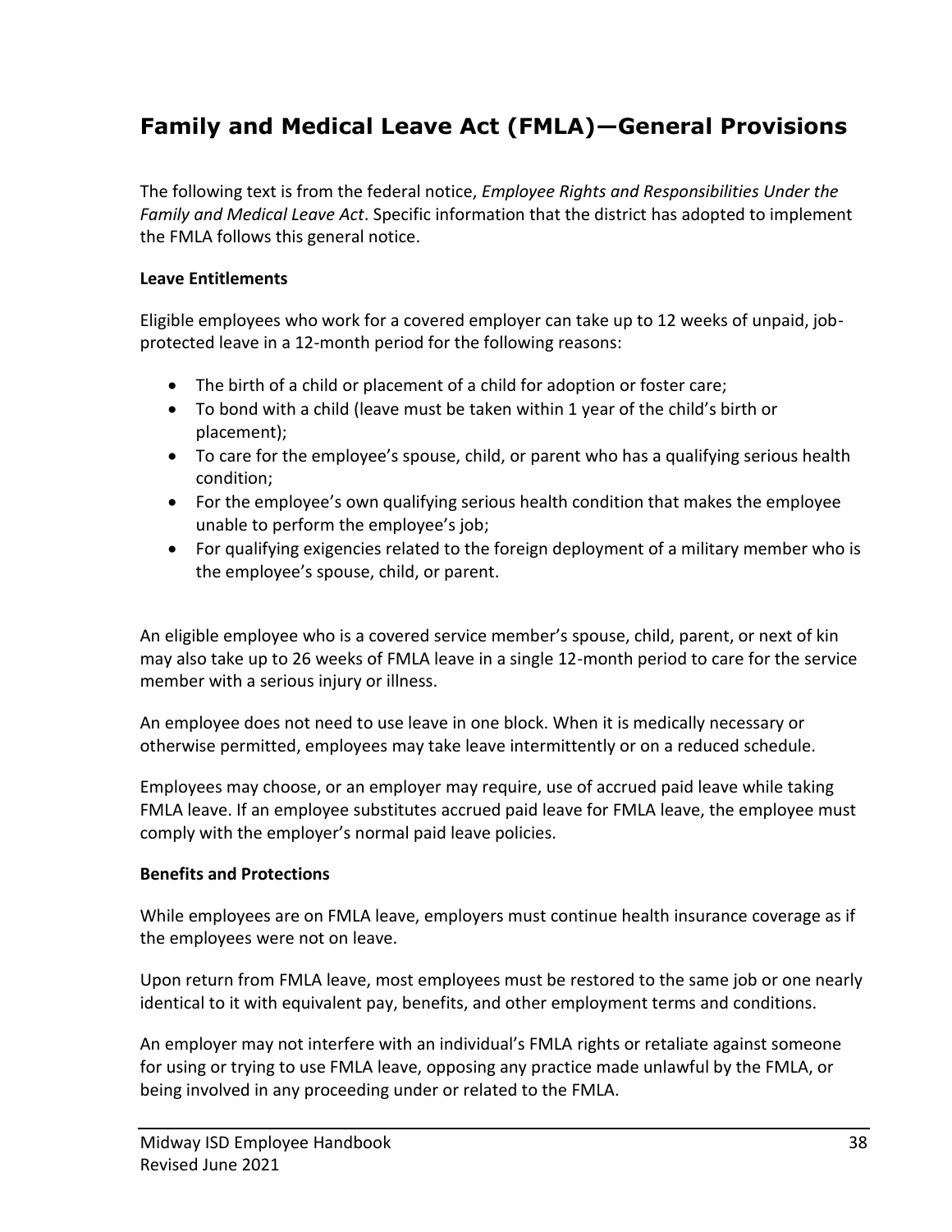## Family and Medical Leave Act (FMLA)—General Provisions

The following text is from the federal notice, *Employee Rights and Responsibilities Under the Family and Medical Leave Act*. Specific information that the district has adopted to implement the FMLA follows this general notice.

**Leave Entitlements**

Eligible employees who work for a covered employer can take up to 12 weeks of unpaid, job-protected leave in a 12-month period for the following reasons:

- The birth of a child or placement of a child for adoption or foster care;
- To bond with a child (leave must be taken within 1 year of the child's birth or placement);
- To care for the employee's spouse, child, or parent who has a qualifying serious health condition;
- For the employee's own qualifying serious health condition that makes the employee unable to perform the employee's job;
- For qualifying exigencies related to the foreign deployment of a military member who is the employee's spouse, child, or parent.

An eligible employee who is a covered service member's spouse, child, parent, or next of kin may also take up to 26 weeks of FMLA leave in a single 12-month period to care for the service member with a serious injury or illness.

An employee does not need to use leave in one block. When it is medically necessary or otherwise permitted, employees may take leave intermittently or on a reduced schedule.

Employees may choose, or an employer may require, use of accrued paid leave while taking FMLA leave. If an employee substitutes accrued paid leave for FMLA leave, the employee must comply with the employer's normal paid leave policies.

**Benefits and Protections**

While employees are on FMLA leave, employers must continue health insurance coverage as if the employees were not on leave.

Upon return from FMLA leave, most employees must be restored to the same job or one nearly identical to it with equivalent pay, benefits, and other employment terms and conditions.

An employer may not interfere with an individual's FMLA rights or retaliate against someone for using or trying to use FMLA leave, opposing any practice made unlawful by the FMLA, or being involved in any proceeding under or related to the FMLA.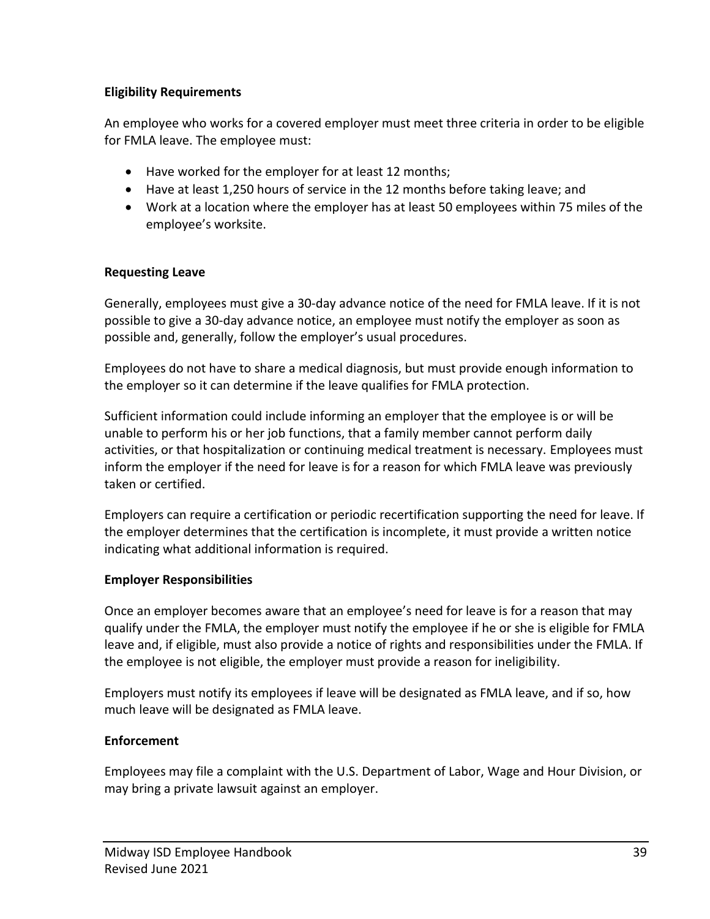**Eligibility Requirements**

An employee who works for a covered employer must meet three criteria in order to be eligible for FMLA leave. The employee must:

- Have worked for the employer for at least 12 months;
- Have at least 1,250 hours of service in the 12 months before taking leave; and
- Work at a location where the employer has at least 50 employees within 75 miles of the employee's worksite.

**Requesting Leave**

Generally, employees must give a 30-day advance notice of the need for FMLA leave. If it is not possible to give a 30-day advance notice, an employee must notify the employer as soon as possible and, generally, follow the employer's usual procedures.

Employees do not have to share a medical diagnosis, but must provide enough information to the employer so it can determine if the leave qualifies for FMLA protection.

Sufficient information could include informing an employer that the employee is or will be unable to perform his or her job functions, that a family member cannot perform daily activities, or that hospitalization or continuing medical treatment is necessary. Employees must inform the employer if the need for leave is for a reason for which FMLA leave was previously taken or certified.

Employers can require a certification or periodic recertification supporting the need for leave. If the employer determines that the certification is incomplete, it must provide a written notice indicating what additional information is required.

**Employer Responsibilities**

Once an employer becomes aware that an employee's need for leave is for a reason that may qualify under the FMLA, the employer must notify the employee if he or she is eligible for FMLA leave and, if eligible, must also provide a notice of rights and responsibilities under the FMLA. If the employee is not eligible, the employer must provide a reason for ineligibility.

Employers must notify its employees if leave will be designated as FMLA leave, and if so, how much leave will be designated as FMLA leave.

**Enforcement**

Employees may file a complaint with the U.S. Department of Labor, Wage and Hour Division, or may bring a private lawsuit against an employer.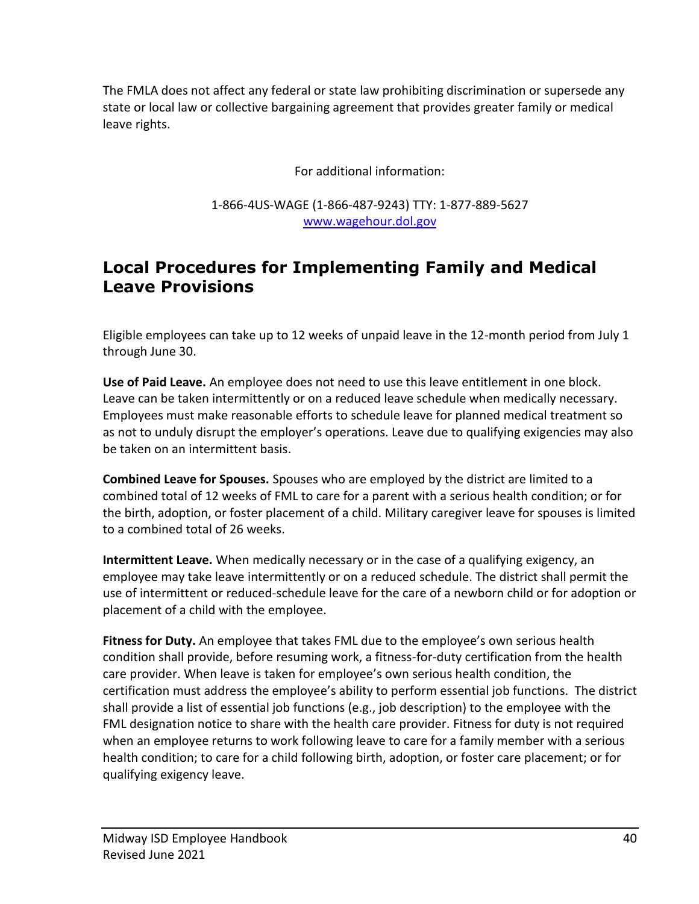The FMLA does not affect any federal or state law prohibiting discrimination or supersede any state or local law or collective bargaining agreement that provides greater family or medical leave rights.

For additional information:

1-866-4US-WAGE (1-866-487-9243) TTY: 1-877-889-5627
[www.wagehour.dol.gov](http://www.wagehour.dol.gov)

## Local Procedures for Implementing Family and Medical Leave Provisions

Eligible employees can take up to 12 weeks of unpaid leave in the 12-month period from July 1 through June 30.

**Use of Paid Leave.** An employee does not need to use this leave entitlement in one block. Leave can be taken intermittently or on a reduced leave schedule when medically necessary. Employees must make reasonable efforts to schedule leave for planned medical treatment so as not to unduly disrupt the employer's operations. Leave due to qualifying exigencies may also be taken on an intermittent basis.

**Combined Leave for Spouses.** Spouses who are employed by the district are limited to a combined total of 12 weeks of FML to care for a parent with a serious health condition; or for the birth, adoption, or foster placement of a child. Military caregiver leave for spouses is limited to a combined total of 26 weeks.

**Intermittent Leave.** When medically necessary or in the case of a qualifying exigency, an employee may take leave intermittently or on a reduced schedule. The district shall permit the use of intermittent or reduced-schedule leave for the care of a newborn child or for adoption or placement of a child with the employee.

**Fitness for Duty.** An employee that takes FML due to the employee's own serious health condition shall provide, before resuming work, a fitness-for-duty certification from the health care provider. When leave is taken for employee's own serious health condition, the certification must address the employee's ability to perform essential job functions. The district shall provide a list of essential job functions (e.g., job description) to the employee with the FML designation notice to share with the health care provider. Fitness for duty is not required when an employee returns to work following leave to care for a family member with a serious health condition; to care for a child following birth, adoption, or foster care placement; or for qualifying exigency leave.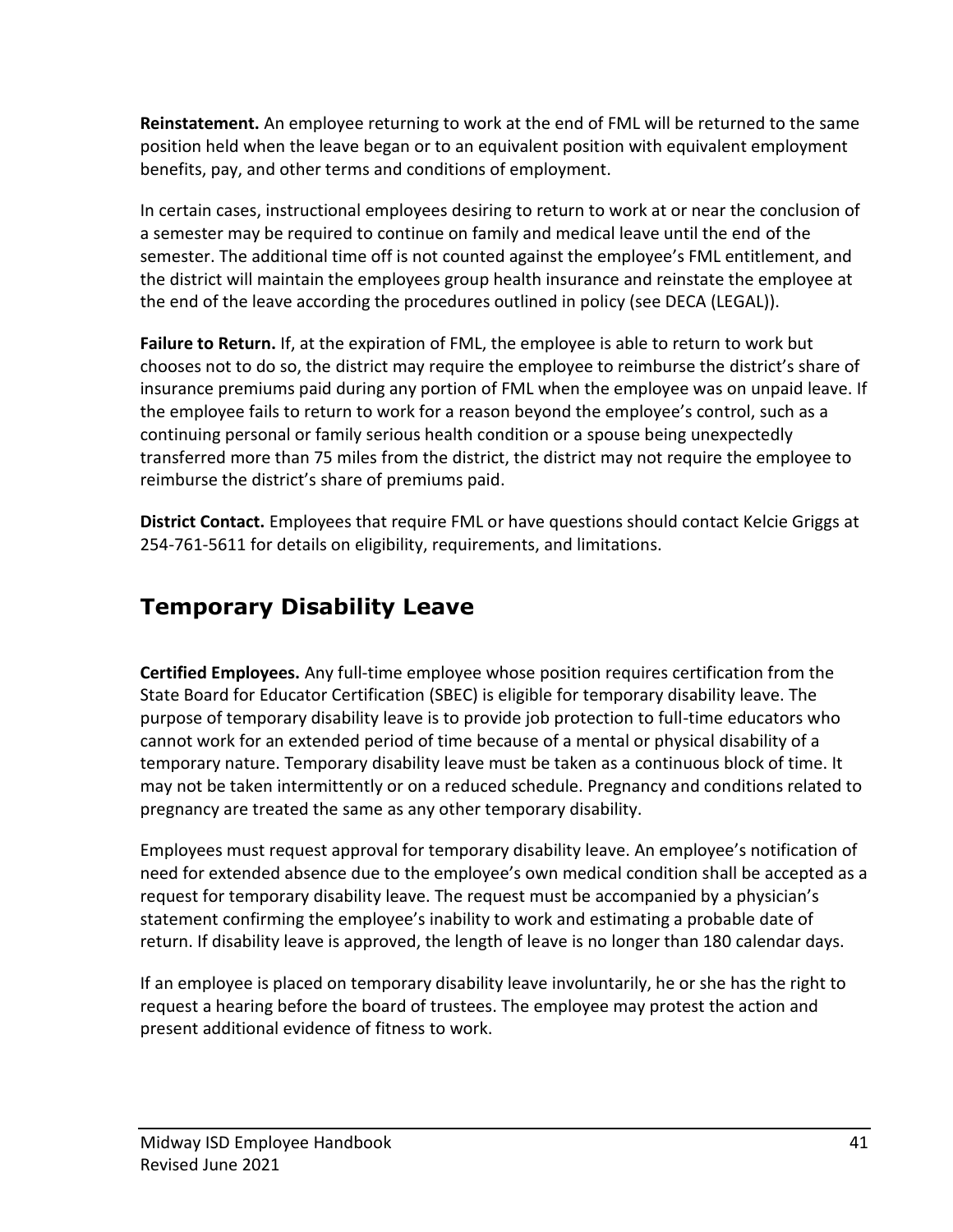**Reinstatement.** An employee returning to work at the end of FML will be returned to the same position held when the leave began or to an equivalent position with equivalent employment benefits, pay, and other terms and conditions of employment.

In certain cases, instructional employees desiring to return to work at or near the conclusion of a semester may be required to continue on family and medical leave until the end of the semester. The additional time off is not counted against the employee's FML entitlement, and the district will maintain the employees group health insurance and reinstate the employee at the end of the leave according the procedures outlined in policy (see DECA (LEGAL)).

**Failure to Return.** If, at the expiration of FML, the employee is able to return to work but chooses not to do so, the district may require the employee to reimburse the district's share of insurance premiums paid during any portion of FML when the employee was on unpaid leave. If the employee fails to return to work for a reason beyond the employee's control, such as a continuing personal or family serious health condition or a spouse being unexpectedly transferred more than 75 miles from the district, the district may not require the employee to reimburse the district's share of premiums paid.

**District Contact.** Employees that require FML or have questions should contact Kelcie Griggs at 254-761-5611 for details on eligibility, requirements, and limitations.

## Temporary Disability Leave

**Certified Employees.** Any full-time employee whose position requires certification from the State Board for Educator Certification (SBEC) is eligible for temporary disability leave. The purpose of temporary disability leave is to provide job protection to full-time educators who cannot work for an extended period of time because of a mental or physical disability of a temporary nature. Temporary disability leave must be taken as a continuous block of time. It may not be taken intermittently or on a reduced schedule. Pregnancy and conditions related to pregnancy are treated the same as any other temporary disability.

Employees must request approval for temporary disability leave. An employee's notification of need for extended absence due to the employee's own medical condition shall be accepted as a request for temporary disability leave. The request must be accompanied by a physician's statement confirming the employee's inability to work and estimating a probable date of return. If disability leave is approved, the length of leave is no longer than 180 calendar days.

If an employee is placed on temporary disability leave involuntarily, he or she has the right to request a hearing before the board of trustees. The employee may protest the action and present additional evidence of fitness to work.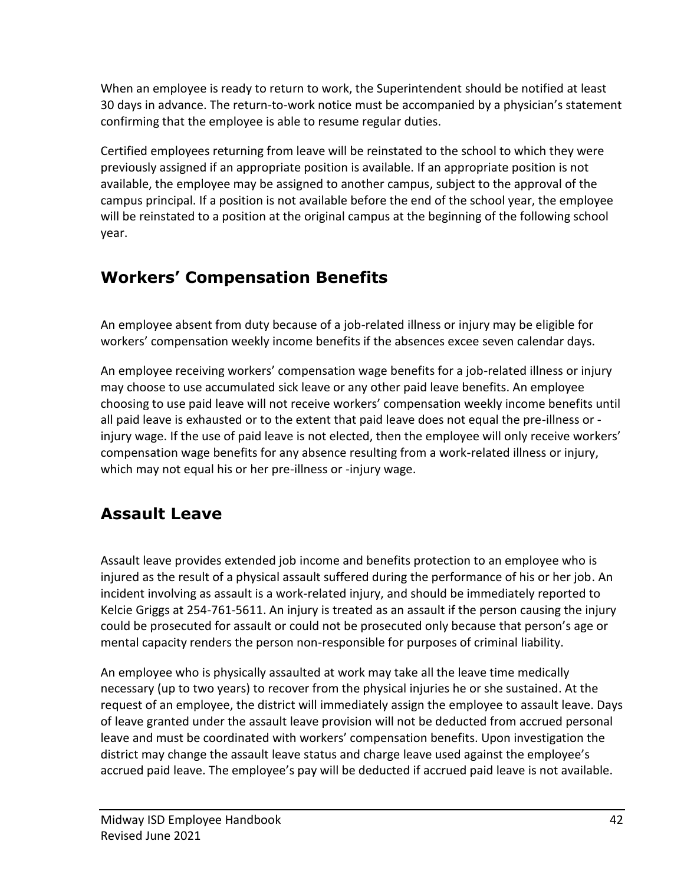When an employee is ready to return to work, the Superintendent should be notified at least 30 days in advance. The return-to-work notice must be accompanied by a physician's statement confirming that the employee is able to resume regular duties.

Certified employees returning from leave will be reinstated to the school to which they were previously assigned if an appropriate position is available. If an appropriate position is not available, the employee may be assigned to another campus, subject to the approval of the campus principal. If a position is not available before the end of the school year, the employee will be reinstated to a position at the original campus at the beginning of the following school year.

## Workers' Compensation Benefits

An employee absent from duty because of a job-related illness or injury may be eligible for workers' compensation weekly income benefits if the absences excee seven calendar days.

An employee receiving workers' compensation wage benefits for a job-related illness or injury may choose to use accumulated sick leave or any other paid leave benefits. An employee choosing to use paid leave will not receive workers' compensation weekly income benefits until all paid leave is exhausted or to the extent that paid leave does not equal the pre-illness or -injury wage. If the use of paid leave is not elected, then the employee will only receive workers' compensation wage benefits for any absence resulting from a work-related illness or injury, which may not equal his or her pre-illness or -injury wage.

## Assault Leave

Assault leave provides extended job income and benefits protection to an employee who is injured as the result of a physical assault suffered during the performance of his or her job. An incident involving as assault is a work-related injury, and should be immediately reported to Kelcie Griggs at 254-761-5611. An injury is treated as an assault if the person causing the injury could be prosecuted for assault or could not be prosecuted only because that person's age or mental capacity renders the person non-responsible for purposes of criminal liability.

An employee who is physically assaulted at work may take all the leave time medically necessary (up to two years) to recover from the physical injuries he or she sustained. At the request of an employee, the district will immediately assign the employee to assault leave. Days of leave granted under the assault leave provision will not be deducted from accrued personal leave and must be coordinated with workers' compensation benefits. Upon investigation the district may change the assault leave status and charge leave used against the employee's accrued paid leave. The employee's pay will be deducted if accrued paid leave is not available.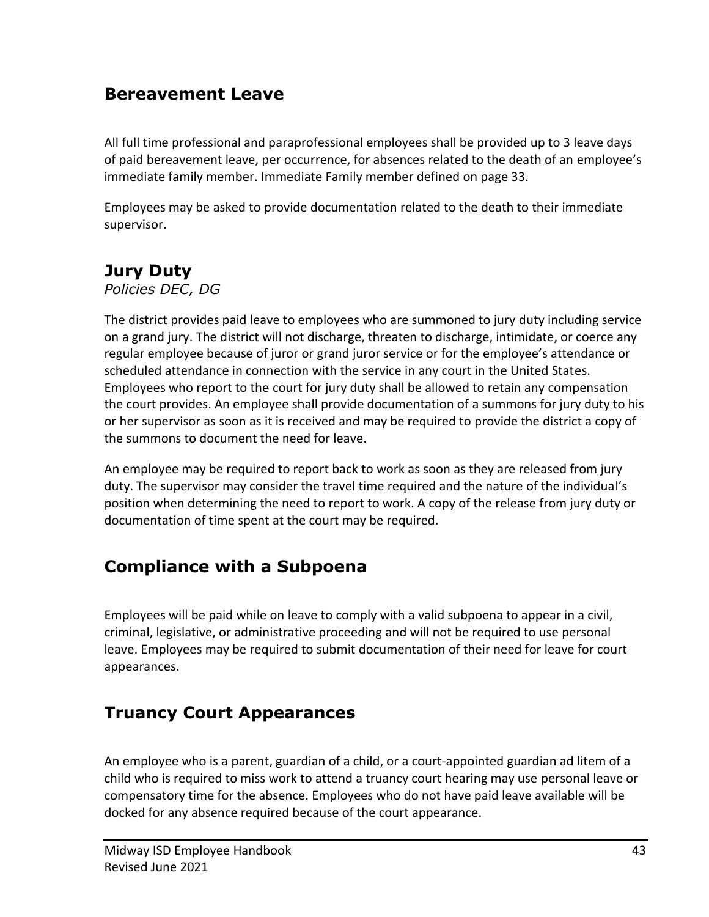## Bereavement Leave

All full time professional and paraprofessional employees shall be provided up to 3 leave days of paid bereavement leave, per occurrence, for absences related to the death of an employee's immediate family member. Immediate Family member defined on page 33.

Employees may be asked to provide documentation related to the death to their immediate supervisor.

## Jury Duty

*Policies DEC, DG*

The district provides paid leave to employees who are summoned to jury duty including service on a grand jury. The district will not discharge, threaten to discharge, intimidate, or coerce any regular employee because of juror or grand juror service or for the employee's attendance or scheduled attendance in connection with the service in any court in the United States. Employees who report to the court for jury duty shall be allowed to retain any compensation the court provides. An employee shall provide documentation of a summons for jury duty to his or her supervisor as soon as it is received and may be required to provide the district a copy of the summons to document the need for leave.

An employee may be required to report back to work as soon as they are released from jury duty. The supervisor may consider the travel time required and the nature of the individual's position when determining the need to report to work. A copy of the release from jury duty or documentation of time spent at the court may be required.

## Compliance with a Subpoena

Employees will be paid while on leave to comply with a valid subpoena to appear in a civil, criminal, legislative, or administrative proceeding and will not be required to use personal leave. Employees may be required to submit documentation of their need for leave for court appearances.

## Truancy Court Appearances

An employee who is a parent, guardian of a child, or a court-appointed guardian ad litem of a child who is required to miss work to attend a truancy court hearing may use personal leave or compensatory time for the absence. Employees who do not have paid leave available will be docked for any absence required because of the court appearance.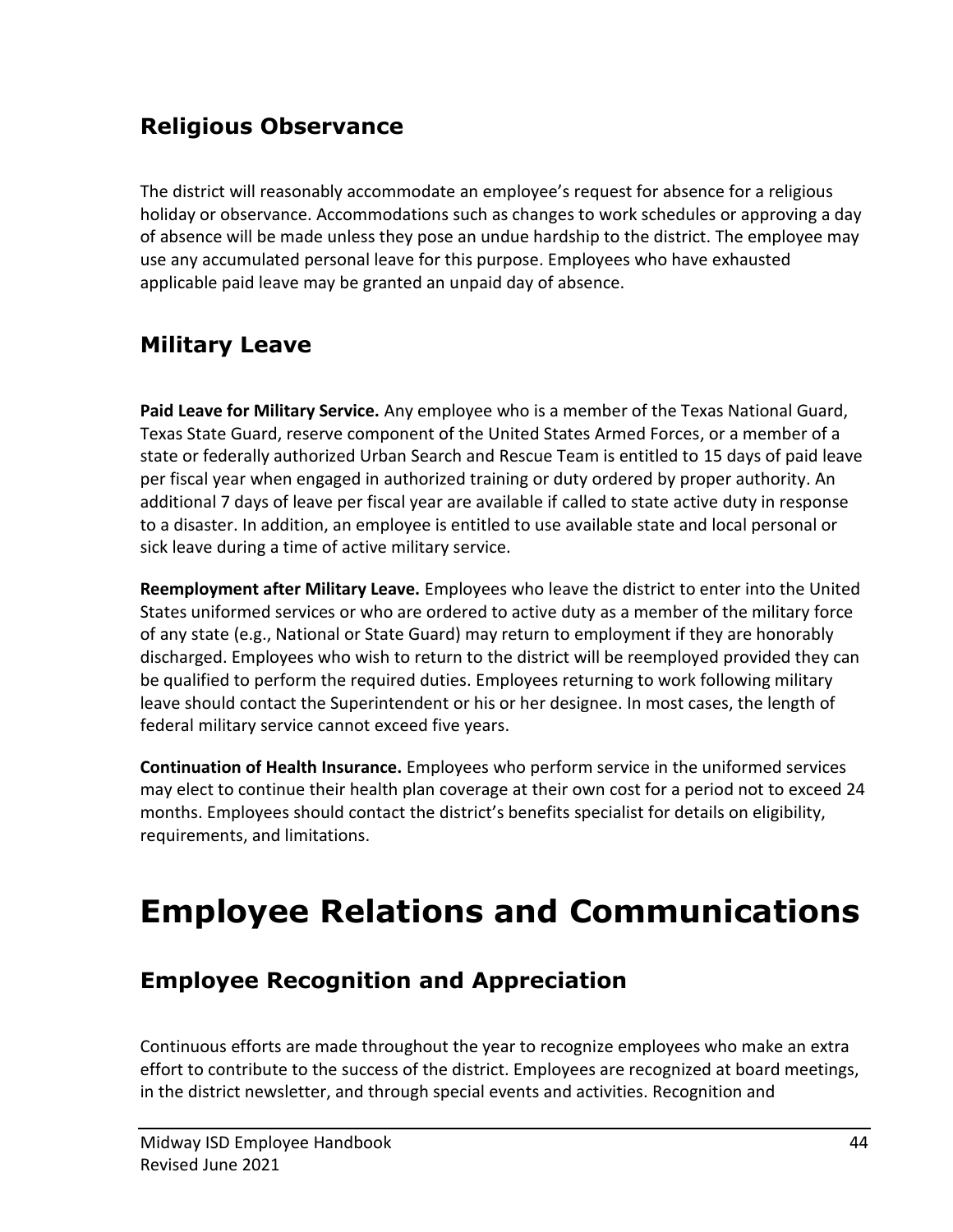## Religious Observance

The district will reasonably accommodate an employee's request for absence for a religious holiday or observance. Accommodations such as changes to work schedules or approving a day of absence will be made unless they pose an undue hardship to the district. The employee may use any accumulated personal leave for this purpose. Employees who have exhausted applicable paid leave may be granted an unpaid day of absence.

## Military Leave

**Paid Leave for Military Service.** Any employee who is a member of the Texas National Guard, Texas State Guard, reserve component of the United States Armed Forces, or a member of a state or federally authorized Urban Search and Rescue Team is entitled to 15 days of paid leave per fiscal year when engaged in authorized training or duty ordered by proper authority. An additional 7 days of leave per fiscal year are available if called to state active duty in response to a disaster. In addition, an employee is entitled to use available state and local personal or sick leave during a time of active military service.

**Reemployment after Military Leave.** Employees who leave the district to enter into the United States uniformed services or who are ordered to active duty as a member of the military force of any state (e.g., National or State Guard) may return to employment if they are honorably discharged. Employees who wish to return to the district will be reemployed provided they can be qualified to perform the required duties. Employees returning to work following military leave should contact the Superintendent or his or her designee. In most cases, the length of federal military service cannot exceed five years.

**Continuation of Health Insurance.** Employees who perform service in the uniformed services may elect to continue their health plan coverage at their own cost for a period not to exceed 24 months. Employees should contact the district's benefits specialist for details on eligibility, requirements, and limitations.

# Employee Relations and Communications

## Employee Recognition and Appreciation

Continuous efforts are made throughout the year to recognize employees who make an extra effort to contribute to the success of the district. Employees are recognized at board meetings, in the district newsletter, and through special events and activities. Recognition and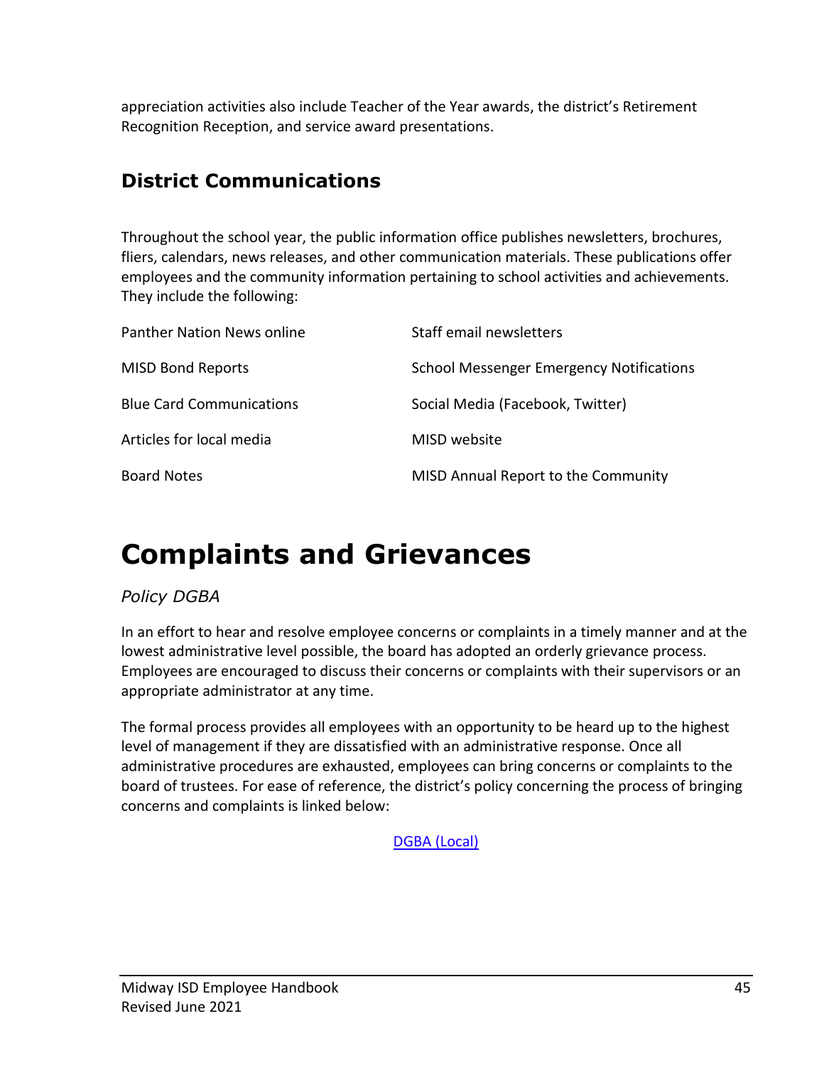appreciation activities also include Teacher of the Year awards, the district's Retirement Recognition Reception, and service award presentations.

## District Communications

Throughout the school year, the public information office publishes newsletters, brochures, fliers, calendars, news releases, and other communication materials. These publications offer employees and the community information pertaining to school activities and achievements. They include the following:

| | |
|---|---|
| Panther Nation News online | Staff email newsletters |
| MISD Bond Reports | School Messenger Emergency Notifications |
| Blue Card Communications | Social Media (Facebook, Twitter) |
| Articles for local media | MISD website |
| Board Notes | MISD Annual Report to the Community |

# Complaints and Grievances

*Policy DGBA*

In an effort to hear and resolve employee concerns or complaints in a timely manner and at the lowest administrative level possible, the board has adopted an orderly grievance process. Employees are encouraged to discuss their concerns or complaints with their supervisors or an appropriate administrator at any time.

The formal process provides all employees with an opportunity to be heard up to the highest level of management if they are dissatisfied with an administrative response. Once all administrative procedures are exhausted, employees can bring concerns or complaints to the board of trustees. For ease of reference, the district's policy concerning the process of bringing concerns and complaints is linked below:

DGBA (Local)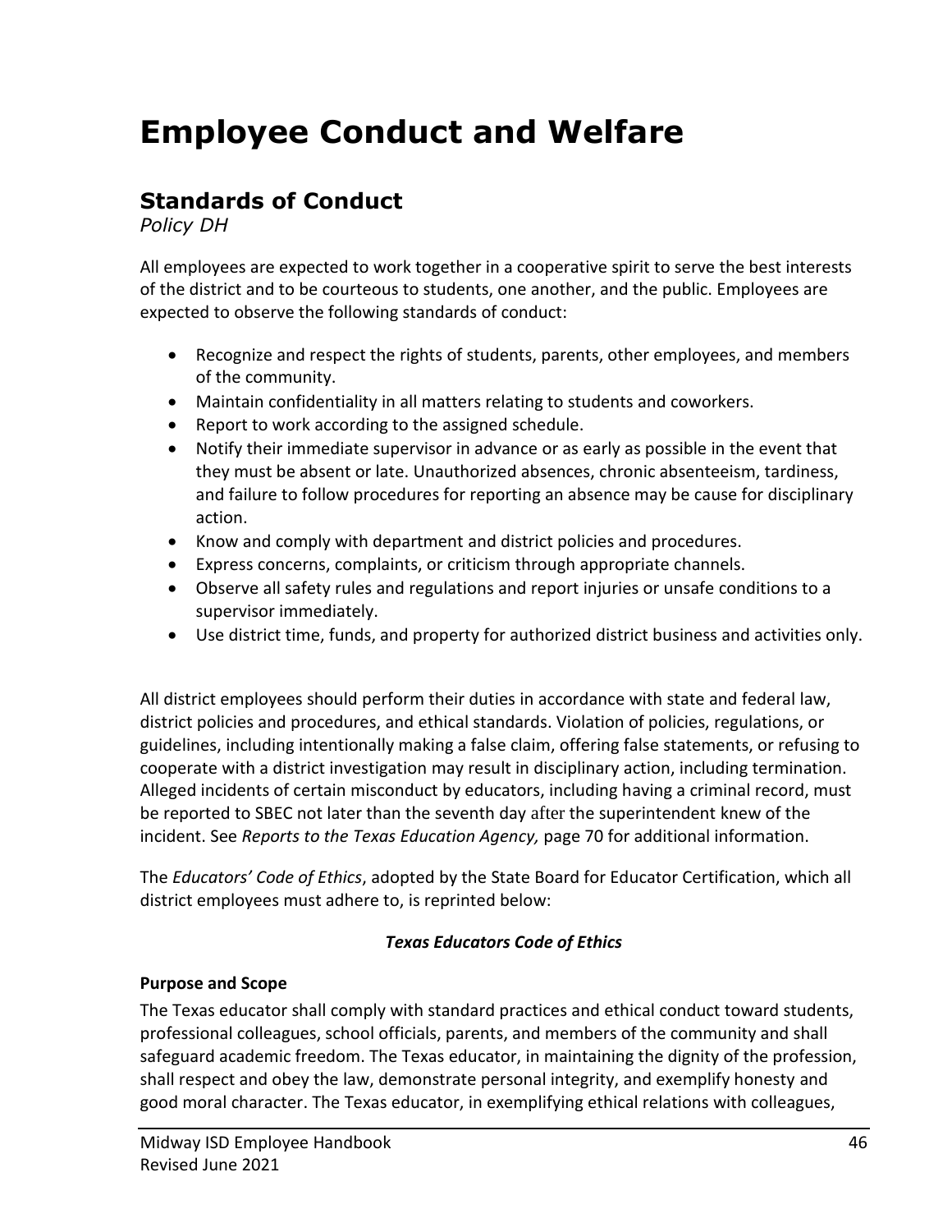# Employee Conduct and Welfare

## Standards of Conduct

*Policy DH*

All employees are expected to work together in a cooperative spirit to serve the best interests of the district and to be courteous to students, one another, and the public. Employees are expected to observe the following standards of conduct:

- Recognize and respect the rights of students, parents, other employees, and members of the community.
- Maintain confidentiality in all matters relating to students and coworkers.
- Report to work according to the assigned schedule.
- Notify their immediate supervisor in advance or as early as possible in the event that they must be absent or late. Unauthorized absences, chronic absenteeism, tardiness, and failure to follow procedures for reporting an absence may be cause for disciplinary action.
- Know and comply with department and district policies and procedures.
- Express concerns, complaints, or criticism through appropriate channels.
- Observe all safety rules and regulations and report injuries or unsafe conditions to a supervisor immediately.
- Use district time, funds, and property for authorized district business and activities only.

All district employees should perform their duties in accordance with state and federal law, district policies and procedures, and ethical standards. Violation of policies, regulations, or guidelines, including intentionally making a false claim, offering false statements, or refusing to cooperate with a district investigation may result in disciplinary action, including termination. Alleged incidents of certain misconduct by educators, including having a criminal record, must be reported to SBEC not later than the seventh day after the superintendent knew of the incident. See *Reports to the Texas Education Agency,* page 70 for additional information.

The *Educators' Code of Ethics*, adopted by the State Board for Educator Certification, which all district employees must adhere to, is reprinted below:

***Texas Educators Code of Ethics***

**Purpose and Scope**

The Texas educator shall comply with standard practices and ethical conduct toward students, professional colleagues, school officials, parents, and members of the community and shall safeguard academic freedom. The Texas educator, in maintaining the dignity of the profession, shall respect and obey the law, demonstrate personal integrity, and exemplify honesty and good moral character. The Texas educator, in exemplifying ethical relations with colleagues,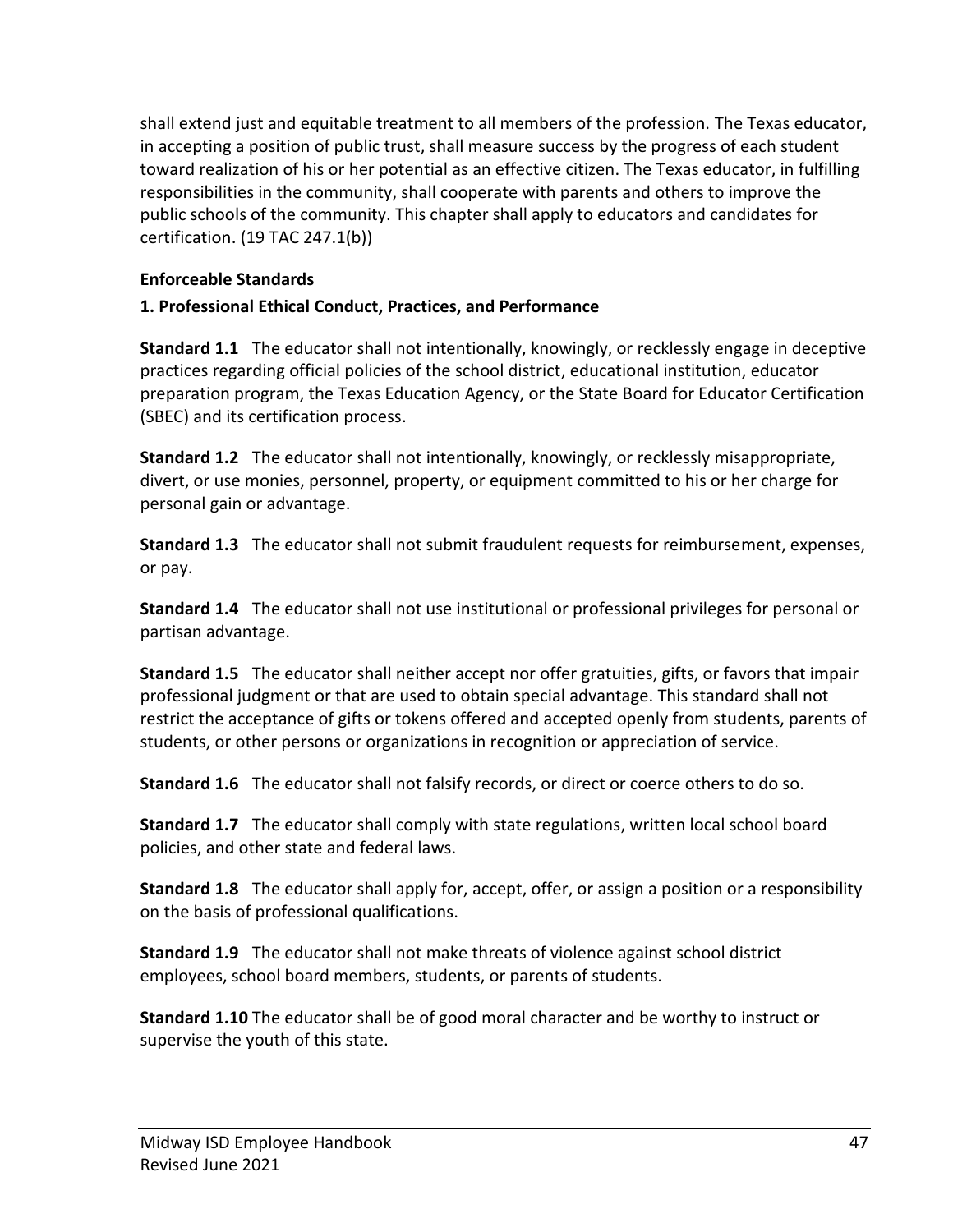shall extend just and equitable treatment to all members of the profession. The Texas educator, in accepting a position of public trust, shall measure success by the progress of each student toward realization of his or her potential as an effective citizen. The Texas educator, in fulfilling responsibilities in the community, shall cooperate with parents and others to improve the public schools of the community. This chapter shall apply to educators and candidates for certification. (19 TAC 247.1(b))

### Enforceable Standards

#### 1. Professional Ethical Conduct, Practices, and Performance

**Standard 1.1** The educator shall not intentionally, knowingly, or recklessly engage in deceptive practices regarding official policies of the school district, educational institution, educator preparation program, the Texas Education Agency, or the State Board for Educator Certification (SBEC) and its certification process.

**Standard 1.2** The educator shall not intentionally, knowingly, or recklessly misappropriate, divert, or use monies, personnel, property, or equipment committed to his or her charge for personal gain or advantage.

**Standard 1.3** The educator shall not submit fraudulent requests for reimbursement, expenses, or pay.

**Standard 1.4** The educator shall not use institutional or professional privileges for personal or partisan advantage.

**Standard 1.5** The educator shall neither accept nor offer gratuities, gifts, or favors that impair professional judgment or that are used to obtain special advantage. This standard shall not restrict the acceptance of gifts or tokens offered and accepted openly from students, parents of students, or other persons or organizations in recognition or appreciation of service.

**Standard 1.6** The educator shall not falsify records, or direct or coerce others to do so.

**Standard 1.7** The educator shall comply with state regulations, written local school board policies, and other state and federal laws.

**Standard 1.8** The educator shall apply for, accept, offer, or assign a position or a responsibility on the basis of professional qualifications.

**Standard 1.9** The educator shall not make threats of violence against school district employees, school board members, students, or parents of students.

**Standard 1.10** The educator shall be of good moral character and be worthy to instruct or supervise the youth of this state.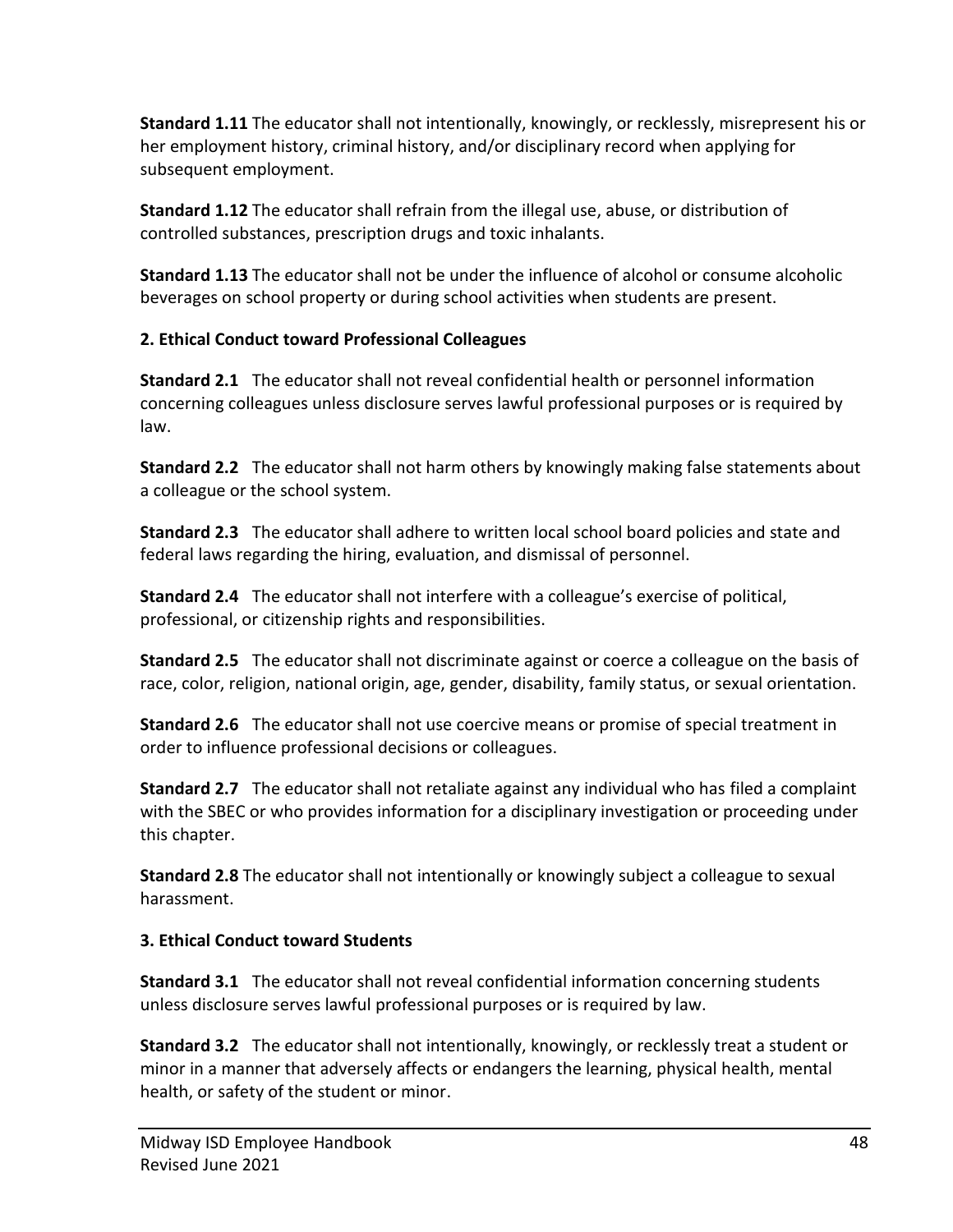**Standard 1.11** The educator shall not intentionally, knowingly, or recklessly, misrepresent his or her employment history, criminal history, and/or disciplinary record when applying for subsequent employment.

**Standard 1.12** The educator shall refrain from the illegal use, abuse, or distribution of controlled substances, prescription drugs and toxic inhalants.

**Standard 1.13** The educator shall not be under the influence of alcohol or consume alcoholic beverages on school property or during school activities when students are present.

**2. Ethical Conduct toward Professional Colleagues**

**Standard 2.1** The educator shall not reveal confidential health or personnel information concerning colleagues unless disclosure serves lawful professional purposes or is required by law.

**Standard 2.2** The educator shall not harm others by knowingly making false statements about a colleague or the school system.

**Standard 2.3** The educator shall adhere to written local school board policies and state and federal laws regarding the hiring, evaluation, and dismissal of personnel.

**Standard 2.4** The educator shall not interfere with a colleague's exercise of political, professional, or citizenship rights and responsibilities.

**Standard 2.5** The educator shall not discriminate against or coerce a colleague on the basis of race, color, religion, national origin, age, gender, disability, family status, or sexual orientation.

**Standard 2.6** The educator shall not use coercive means or promise of special treatment in order to influence professional decisions or colleagues.

**Standard 2.7** The educator shall not retaliate against any individual who has filed a complaint with the SBEC or who provides information for a disciplinary investigation or proceeding under this chapter.

**Standard 2.8** The educator shall not intentionally or knowingly subject a colleague to sexual harassment.

**3. Ethical Conduct toward Students**

**Standard 3.1** The educator shall not reveal confidential information concerning students unless disclosure serves lawful professional purposes or is required by law.

**Standard 3.2** The educator shall not intentionally, knowingly, or recklessly treat a student or minor in a manner that adversely affects or endangers the learning, physical health, mental health, or safety of the student or minor.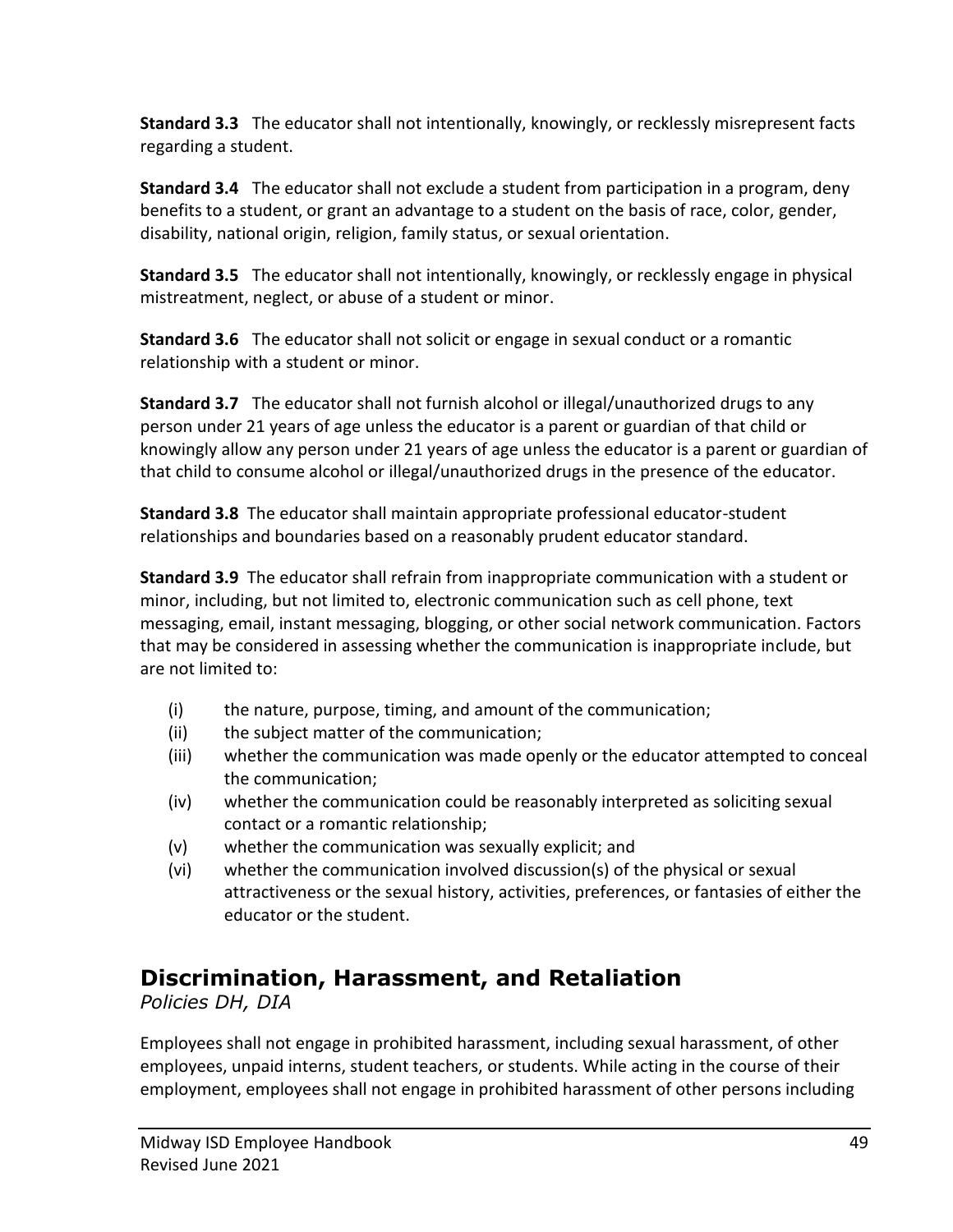**Standard 3.3** The educator shall not intentionally, knowingly, or recklessly misrepresent facts regarding a student.

**Standard 3.4** The educator shall not exclude a student from participation in a program, deny benefits to a student, or grant an advantage to a student on the basis of race, color, gender, disability, national origin, religion, family status, or sexual orientation.

**Standard 3.5** The educator shall not intentionally, knowingly, or recklessly engage in physical mistreatment, neglect, or abuse of a student or minor.

**Standard 3.6** The educator shall not solicit or engage in sexual conduct or a romantic relationship with a student or minor.

**Standard 3.7** The educator shall not furnish alcohol or illegal/unauthorized drugs to any person under 21 years of age unless the educator is a parent or guardian of that child or knowingly allow any person under 21 years of age unless the educator is a parent or guardian of that child to consume alcohol or illegal/unauthorized drugs in the presence of the educator.

**Standard 3.8** The educator shall maintain appropriate professional educator-student relationships and boundaries based on a reasonably prudent educator standard.

**Standard 3.9** The educator shall refrain from inappropriate communication with a student or minor, including, but not limited to, electronic communication such as cell phone, text messaging, email, instant messaging, blogging, or other social network communication. Factors that may be considered in assessing whether the communication is inappropriate include, but are not limited to:

- (i) the nature, purpose, timing, and amount of the communication;
- (ii) the subject matter of the communication;
- (iii) whether the communication was made openly or the educator attempted to conceal the communication;
- (iv) whether the communication could be reasonably interpreted as soliciting sexual contact or a romantic relationship;
- (v) whether the communication was sexually explicit; and
- (vi) whether the communication involved discussion(s) of the physical or sexual attractiveness or the sexual history, activities, preferences, or fantasies of either the educator or the student.

## Discrimination, Harassment, and Retaliation

*Policies DH, DIA*

Employees shall not engage in prohibited harassment, including sexual harassment, of other employees, unpaid interns, student teachers, or students. While acting in the course of their employment, employees shall not engage in prohibited harassment of other persons including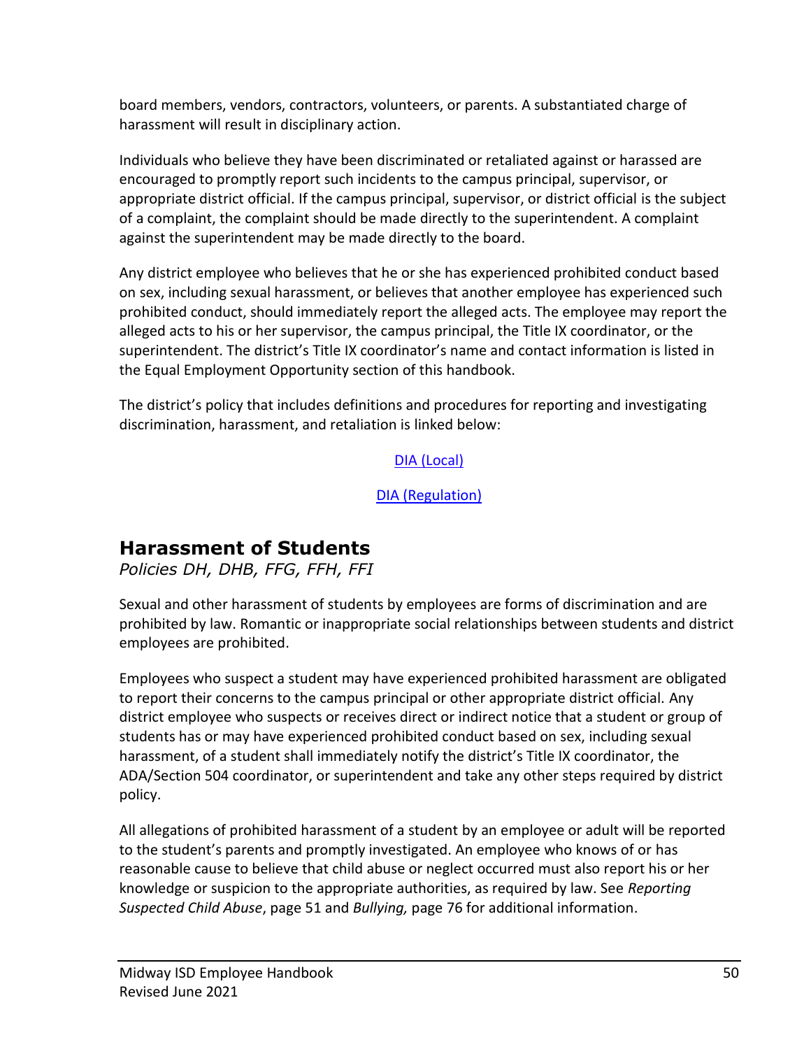board members, vendors, contractors, volunteers, or parents. A substantiated charge of harassment will result in disciplinary action.

Individuals who believe they have been discriminated or retaliated against or harassed are encouraged to promptly report such incidents to the campus principal, supervisor, or appropriate district official. If the campus principal, supervisor, or district official is the subject of a complaint, the complaint should be made directly to the superintendent. A complaint against the superintendent may be made directly to the board.

Any district employee who believes that he or she has experienced prohibited conduct based on sex, including sexual harassment, or believes that another employee has experienced such prohibited conduct, should immediately report the alleged acts. The employee may report the alleged acts to his or her supervisor, the campus principal, the Title IX coordinator, or the superintendent. The district's Title IX coordinator's name and contact information is listed in the Equal Employment Opportunity section of this handbook.

The district's policy that includes definitions and procedures for reporting and investigating discrimination, harassment, and retaliation is linked below:

DIA (Local)

DIA (Regulation)

## Harassment of Students

*Policies DH, DHB, FFG, FFH, FFI*

Sexual and other harassment of students by employees are forms of discrimination and are prohibited by law. Romantic or inappropriate social relationships between students and district employees are prohibited.

Employees who suspect a student may have experienced prohibited harassment are obligated to report their concerns to the campus principal or other appropriate district official. Any district employee who suspects or receives direct or indirect notice that a student or group of students has or may have experienced prohibited conduct based on sex, including sexual harassment, of a student shall immediately notify the district's Title IX coordinator, the ADA/Section 504 coordinator, or superintendent and take any other steps required by district policy.

All allegations of prohibited harassment of a student by an employee or adult will be reported to the student's parents and promptly investigated. An employee who knows of or has reasonable cause to believe that child abuse or neglect occurred must also report his or her knowledge or suspicion to the appropriate authorities, as required by law. See *Reporting Suspected Child Abuse*, page 51 and *Bullying,* page 76 for additional information.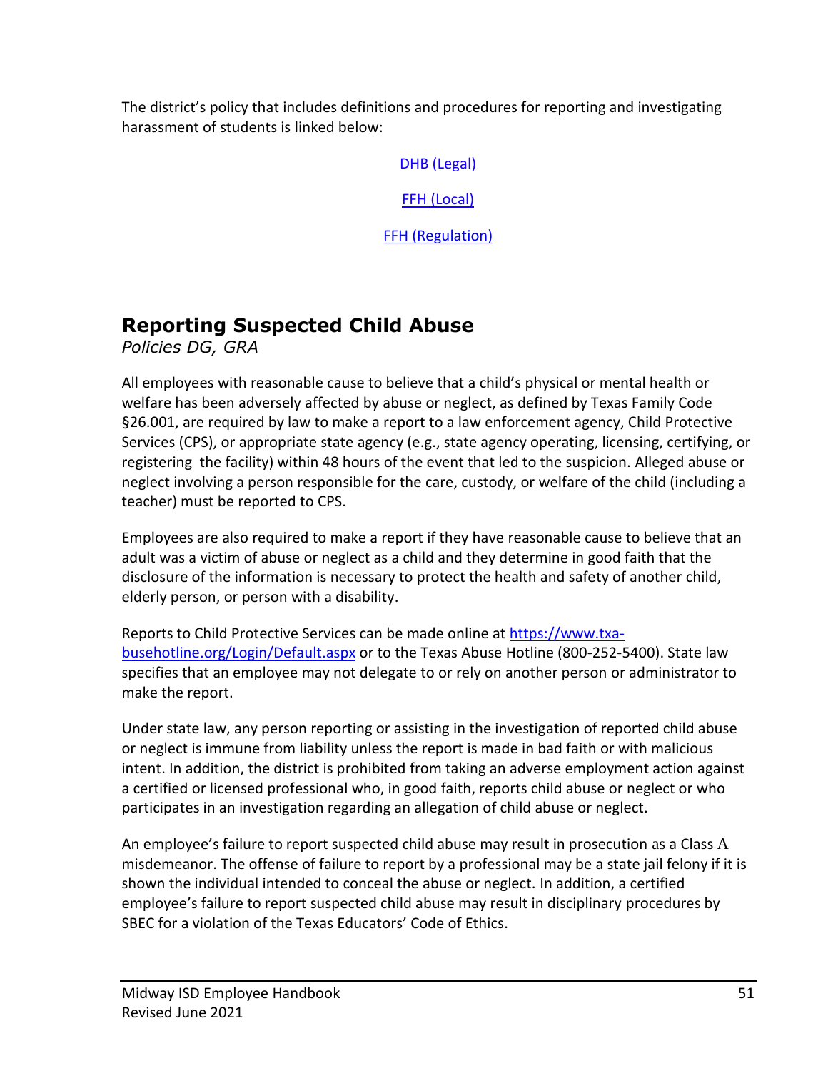The district's policy that includes definitions and procedures for reporting and investigating harassment of students is linked below:

[DHB (Legal)]

[FFH (Local)]

[FFH (Regulation)]

## Reporting Suspected Child Abuse

*Policies DG, GRA*

All employees with reasonable cause to believe that a child's physical or mental health or welfare has been adversely affected by abuse or neglect, as defined by Texas Family Code §26.001, are required by law to make a report to a law enforcement agency, Child Protective Services (CPS), or appropriate state agency (e.g., state agency operating, licensing, certifying, or registering the facility) within 48 hours of the event that led to the suspicion. Alleged abuse or neglect involving a person responsible for the care, custody, or welfare of the child (including a teacher) must be reported to CPS.

Employees are also required to make a report if they have reasonable cause to believe that an adult was a victim of abuse or neglect as a child and they determine in good faith that the disclosure of the information is necessary to protect the health and safety of another child, elderly person, or person with a disability.

Reports to Child Protective Services can be made online at https://www.txabusehotline.org/Login/Default.aspx or to the Texas Abuse Hotline (800-252-5400). State law specifies that an employee may not delegate to or rely on another person or administrator to make the report.

Under state law, any person reporting or assisting in the investigation of reported child abuse or neglect is immune from liability unless the report is made in bad faith or with malicious intent. In addition, the district is prohibited from taking an adverse employment action against a certified or licensed professional who, in good faith, reports child abuse or neglect or who participates in an investigation regarding an allegation of child abuse or neglect.

An employee's failure to report suspected child abuse may result in prosecution as a Class A misdemeanor. The offense of failure to report by a professional may be a state jail felony if it is shown the individual intended to conceal the abuse or neglect. In addition, a certified employee's failure to report suspected child abuse may result in disciplinary procedures by SBEC for a violation of the Texas Educators' Code of Ethics.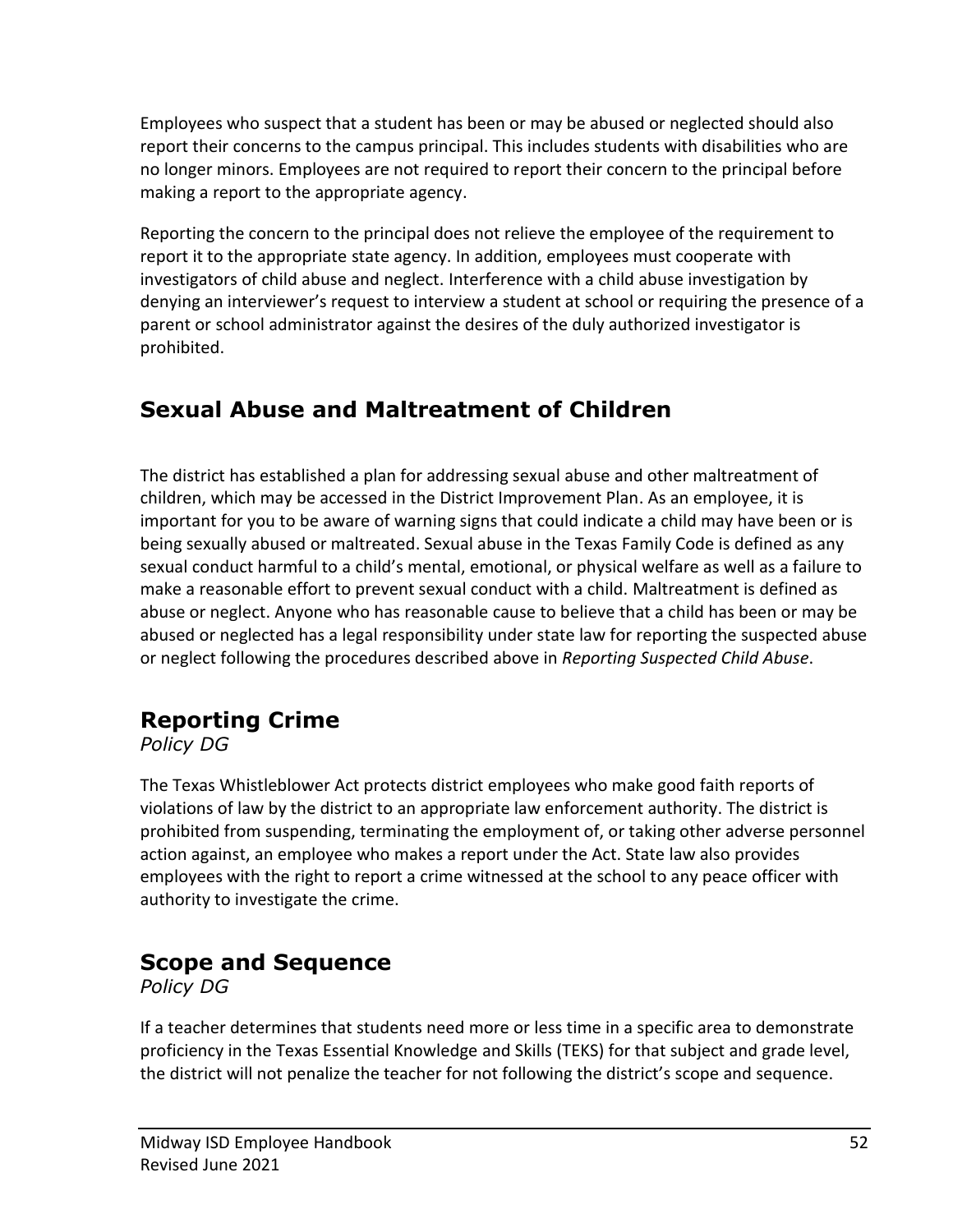Employees who suspect that a student has been or may be abused or neglected should also report their concerns to the campus principal. This includes students with disabilities who are no longer minors. Employees are not required to report their concern to the principal before making a report to the appropriate agency.

Reporting the concern to the principal does not relieve the employee of the requirement to report it to the appropriate state agency. In addition, employees must cooperate with investigators of child abuse and neglect. Interference with a child abuse investigation by denying an interviewer's request to interview a student at school or requiring the presence of a parent or school administrator against the desires of the duly authorized investigator is prohibited.

## Sexual Abuse and Maltreatment of Children

The district has established a plan for addressing sexual abuse and other maltreatment of children, which may be accessed in the District Improvement Plan. As an employee, it is important for you to be aware of warning signs that could indicate a child may have been or is being sexually abused or maltreated. Sexual abuse in the Texas Family Code is defined as any sexual conduct harmful to a child's mental, emotional, or physical welfare as well as a failure to make a reasonable effort to prevent sexual conduct with a child. Maltreatment is defined as abuse or neglect. Anyone who has reasonable cause to believe that a child has been or may be abused or neglected has a legal responsibility under state law for reporting the suspected abuse or neglect following the procedures described above in *Reporting Suspected Child Abuse*.

## Reporting Crime

*Policy DG*

The Texas Whistleblower Act protects district employees who make good faith reports of violations of law by the district to an appropriate law enforcement authority. The district is prohibited from suspending, terminating the employment of, or taking other adverse personnel action against, an employee who makes a report under the Act. State law also provides employees with the right to report a crime witnessed at the school to any peace officer with authority to investigate the crime.

## Scope and Sequence

*Policy DG*

If a teacher determines that students need more or less time in a specific area to demonstrate proficiency in the Texas Essential Knowledge and Skills (TEKS) for that subject and grade level, the district will not penalize the teacher for not following the district's scope and sequence.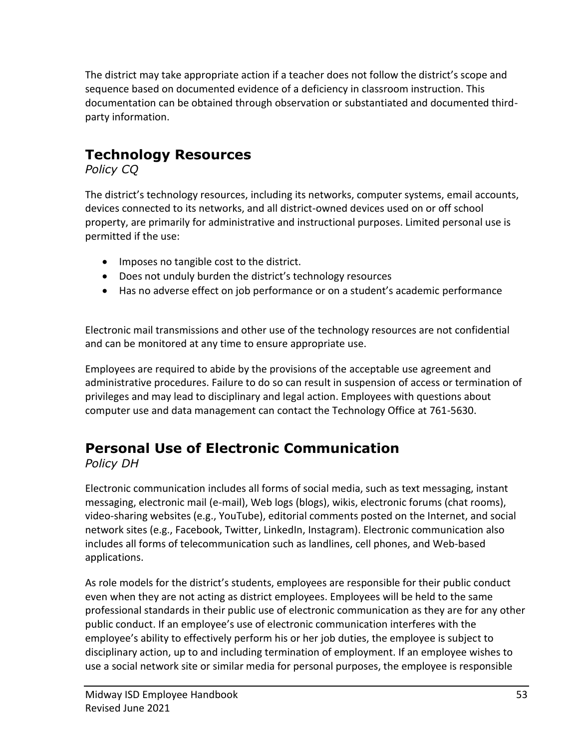The district may take appropriate action if a teacher does not follow the district's scope and sequence based on documented evidence of a deficiency in classroom instruction. This documentation can be obtained through observation or substantiated and documented third-party information.

## Technology Resources

*Policy CQ*

The district's technology resources, including its networks, computer systems, email accounts, devices connected to its networks, and all district-owned devices used on or off school property, are primarily for administrative and instructional purposes. Limited personal use is permitted if the use:

- Imposes no tangible cost to the district.
- Does not unduly burden the district's technology resources
- Has no adverse effect on job performance or on a student's academic performance

Electronic mail transmissions and other use of the technology resources are not confidential and can be monitored at any time to ensure appropriate use.

Employees are required to abide by the provisions of the acceptable use agreement and administrative procedures. Failure to do so can result in suspension of access or termination of privileges and may lead to disciplinary and legal action. Employees with questions about computer use and data management can contact the Technology Office at 761-5630.

## Personal Use of Electronic Communication

*Policy DH*

Electronic communication includes all forms of social media, such as text messaging, instant messaging, electronic mail (e-mail), Web logs (blogs), wikis, electronic forums (chat rooms), video-sharing websites (e.g., YouTube), editorial comments posted on the Internet, and social network sites (e.g., Facebook, Twitter, LinkedIn, Instagram). Electronic communication also includes all forms of telecommunication such as landlines, cell phones, and Web-based applications.

As role models for the district's students, employees are responsible for their public conduct even when they are not acting as district employees. Employees will be held to the same professional standards in their public use of electronic communication as they are for any other public conduct. If an employee's use of electronic communication interferes with the employee's ability to effectively perform his or her job duties, the employee is subject to disciplinary action, up to and including termination of employment. If an employee wishes to use a social network site or similar media for personal purposes, the employee is responsible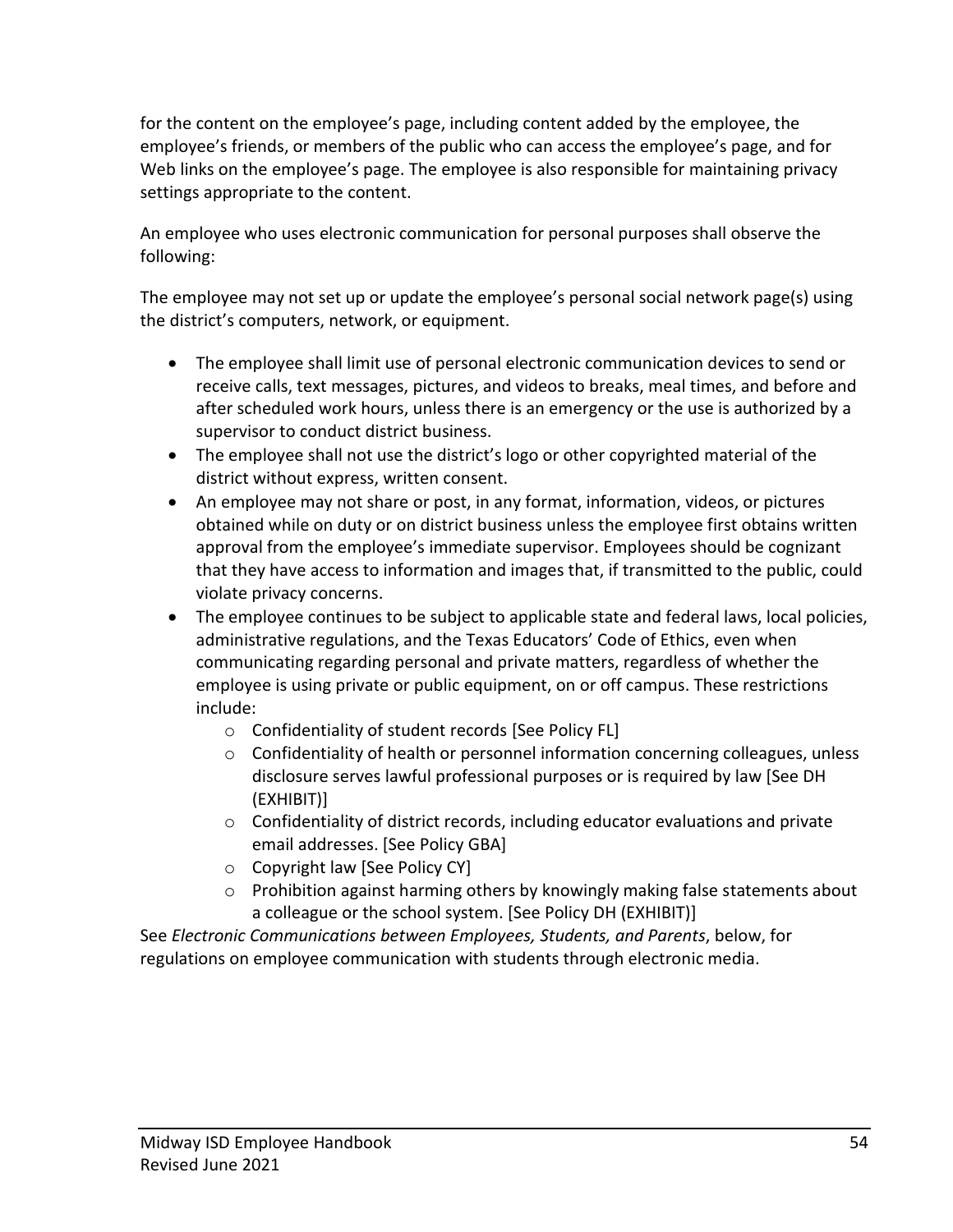for the content on the employee's page, including content added by the employee, the employee's friends, or members of the public who can access the employee's page, and for Web links on the employee's page. The employee is also responsible for maintaining privacy settings appropriate to the content.

An employee who uses electronic communication for personal purposes shall observe the following:

The employee may not set up or update the employee's personal social network page(s) using the district's computers, network, or equipment.

- The employee shall limit use of personal electronic communication devices to send or receive calls, text messages, pictures, and videos to breaks, meal times, and before and after scheduled work hours, unless there is an emergency or the use is authorized by a supervisor to conduct district business.
- The employee shall not use the district's logo or other copyrighted material of the district without express, written consent.
- An employee may not share or post, in any format, information, videos, or pictures obtained while on duty or on district business unless the employee first obtains written approval from the employee's immediate supervisor. Employees should be cognizant that they have access to information and images that, if transmitted to the public, could violate privacy concerns.
- The employee continues to be subject to applicable state and federal laws, local policies, administrative regulations, and the Texas Educators' Code of Ethics, even when communicating regarding personal and private matters, regardless of whether the employee is using private or public equipment, on or off campus. These restrictions include:
  - Confidentiality of student records [See Policy FL]
  - Confidentiality of health or personnel information concerning colleagues, unless disclosure serves lawful professional purposes or is required by law [See DH (EXHIBIT)]
  - Confidentiality of district records, including educator evaluations and private email addresses. [See Policy GBA]
  - Copyright law [See Policy CY]
  - Prohibition against harming others by knowingly making false statements about a colleague or the school system. [See Policy DH (EXHIBIT)]

See *Electronic Communications between Employees, Students, and Parents*, below, for regulations on employee communication with students through electronic media.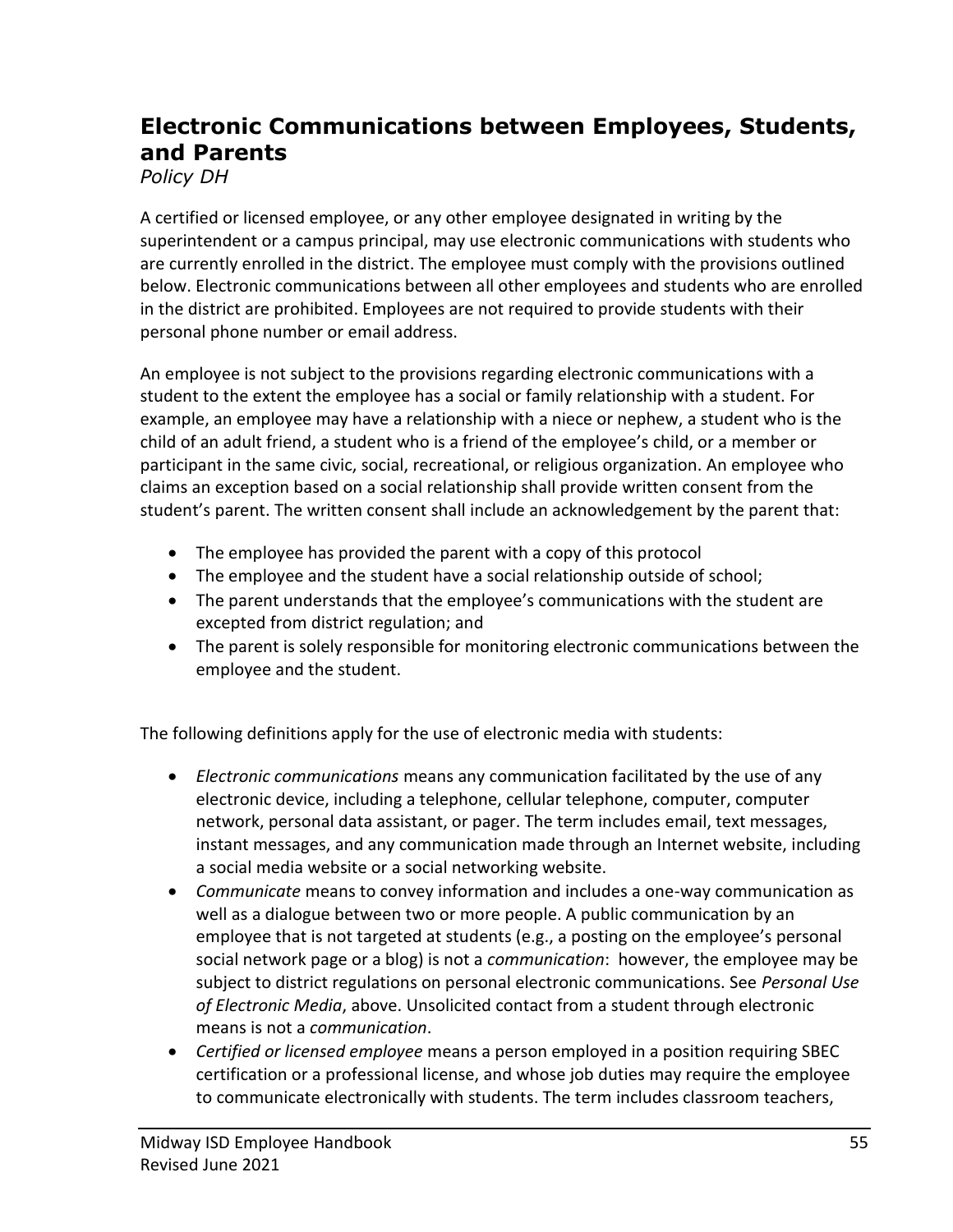## Electronic Communications between Employees, Students, and Parents

*Policy DH*

A certified or licensed employee, or any other employee designated in writing by the superintendent or a campus principal, may use electronic communications with students who are currently enrolled in the district. The employee must comply with the provisions outlined below. Electronic communications between all other employees and students who are enrolled in the district are prohibited. Employees are not required to provide students with their personal phone number or email address.

An employee is not subject to the provisions regarding electronic communications with a student to the extent the employee has a social or family relationship with a student. For example, an employee may have a relationship with a niece or nephew, a student who is the child of an adult friend, a student who is a friend of the employee's child, or a member or participant in the same civic, social, recreational, or religious organization. An employee who claims an exception based on a social relationship shall provide written consent from the student's parent. The written consent shall include an acknowledgement by the parent that:

- The employee has provided the parent with a copy of this protocol
- The employee and the student have a social relationship outside of school;
- The parent understands that the employee's communications with the student are excepted from district regulation; and
- The parent is solely responsible for monitoring electronic communications between the employee and the student.

The following definitions apply for the use of electronic media with students:

- *Electronic communications* means any communication facilitated by the use of any electronic device, including a telephone, cellular telephone, computer, computer network, personal data assistant, or pager. The term includes email, text messages, instant messages, and any communication made through an Internet website, including a social media website or a social networking website.
- *Communicate* means to convey information and includes a one-way communication as well as a dialogue between two or more people. A public communication by an employee that is not targeted at students (e.g., a posting on the employee's personal social network page or a blog) is not a *communication*: however, the employee may be subject to district regulations on personal electronic communications. See *Personal Use of Electronic Media*, above. Unsolicited contact from a student through electronic means is not a *communication*.
- *Certified or licensed employee* means a person employed in a position requiring SBEC certification or a professional license, and whose job duties may require the employee to communicate electronically with students. The term includes classroom teachers,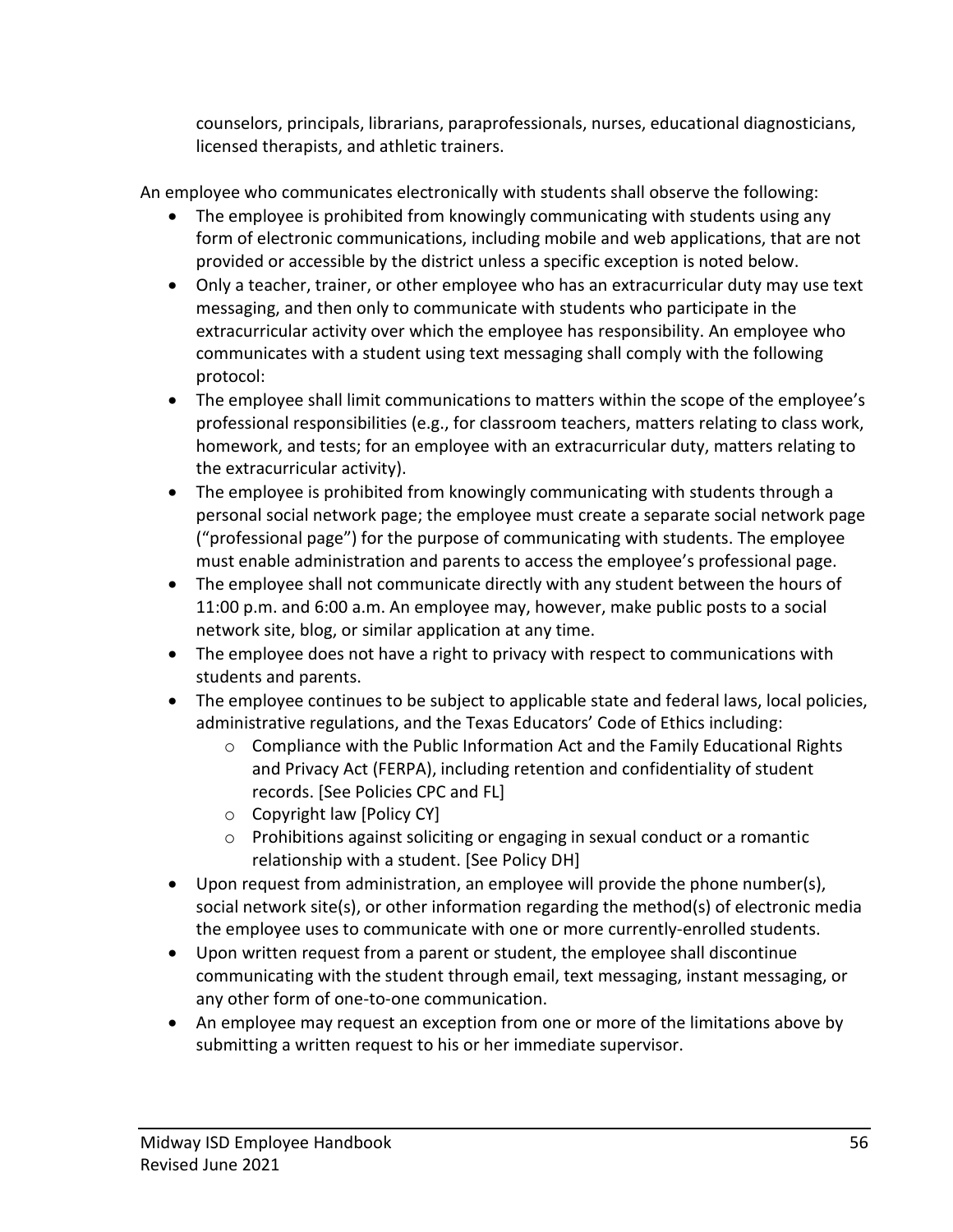counselors, principals, librarians, paraprofessionals, nurses, educational diagnosticians, licensed therapists, and athletic trainers.

An employee who communicates electronically with students shall observe the following:

- The employee is prohibited from knowingly communicating with students using any form of electronic communications, including mobile and web applications, that are not provided or accessible by the district unless a specific exception is noted below.
- Only a teacher, trainer, or other employee who has an extracurricular duty may use text messaging, and then only to communicate with students who participate in the extracurricular activity over which the employee has responsibility. An employee who communicates with a student using text messaging shall comply with the following protocol:
- The employee shall limit communications to matters within the scope of the employee's professional responsibilities (e.g., for classroom teachers, matters relating to class work, homework, and tests; for an employee with an extracurricular duty, matters relating to the extracurricular activity).
- The employee is prohibited from knowingly communicating with students through a personal social network page; the employee must create a separate social network page ("professional page") for the purpose of communicating with students. The employee must enable administration and parents to access the employee's professional page.
- The employee shall not communicate directly with any student between the hours of 11:00 p.m. and 6:00 a.m. An employee may, however, make public posts to a social network site, blog, or similar application at any time.
- The employee does not have a right to privacy with respect to communications with students and parents.
- The employee continues to be subject to applicable state and federal laws, local policies, administrative regulations, and the Texas Educators' Code of Ethics including:
  - Compliance with the Public Information Act and the Family Educational Rights and Privacy Act (FERPA), including retention and confidentiality of student records. [See Policies CPC and FL]
  - Copyright law [Policy CY]
  - Prohibitions against soliciting or engaging in sexual conduct or a romantic relationship with a student. [See Policy DH]
- Upon request from administration, an employee will provide the phone number(s), social network site(s), or other information regarding the method(s) of electronic media the employee uses to communicate with one or more currently-enrolled students.
- Upon written request from a parent or student, the employee shall discontinue communicating with the student through email, text messaging, instant messaging, or any other form of one-to-one communication.
- An employee may request an exception from one or more of the limitations above by submitting a written request to his or her immediate supervisor.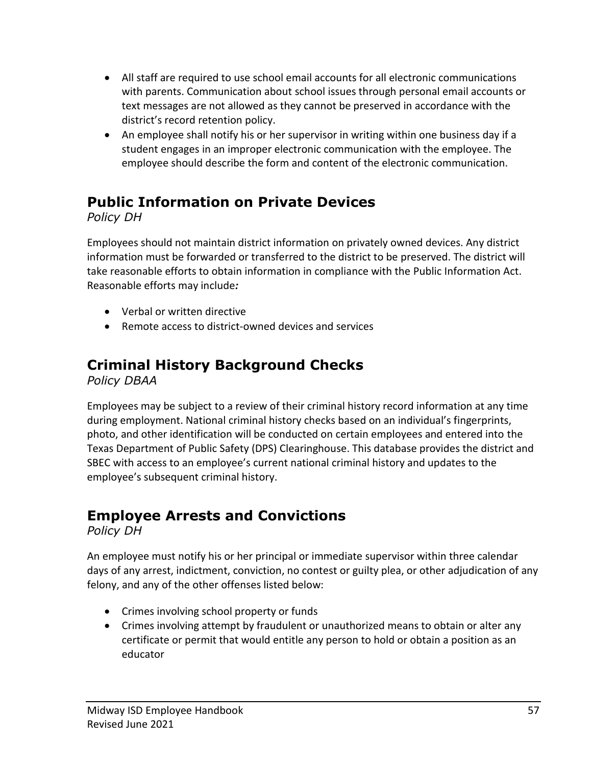- All staff are required to use school email accounts for all electronic communications with parents. Communication about school issues through personal email accounts or text messages are not allowed as they cannot be preserved in accordance with the district's record retention policy.
- An employee shall notify his or her supervisor in writing within one business day if a student engages in an improper electronic communication with the employee. The employee should describe the form and content of the electronic communication.

## Public Information on Private Devices

*Policy DH*

Employees should not maintain district information on privately owned devices. Any district information must be forwarded or transferred to the district to be preserved. The district will take reasonable efforts to obtain information in compliance with the Public Information Act. Reasonable efforts may include*:*

- Verbal or written directive
- Remote access to district-owned devices and services

## Criminal History Background Checks

*Policy DBAA*

Employees may be subject to a review of their criminal history record information at any time during employment. National criminal history checks based on an individual's fingerprints, photo, and other identification will be conducted on certain employees and entered into the Texas Department of Public Safety (DPS) Clearinghouse. This database provides the district and SBEC with access to an employee's current national criminal history and updates to the employee's subsequent criminal history.

## Employee Arrests and Convictions

*Policy DH*

An employee must notify his or her principal or immediate supervisor within three calendar days of any arrest, indictment, conviction, no contest or guilty plea, or other adjudication of any felony, and any of the other offenses listed below:

- Crimes involving school property or funds
- Crimes involving attempt by fraudulent or unauthorized means to obtain or alter any certificate or permit that would entitle any person to hold or obtain a position as an educator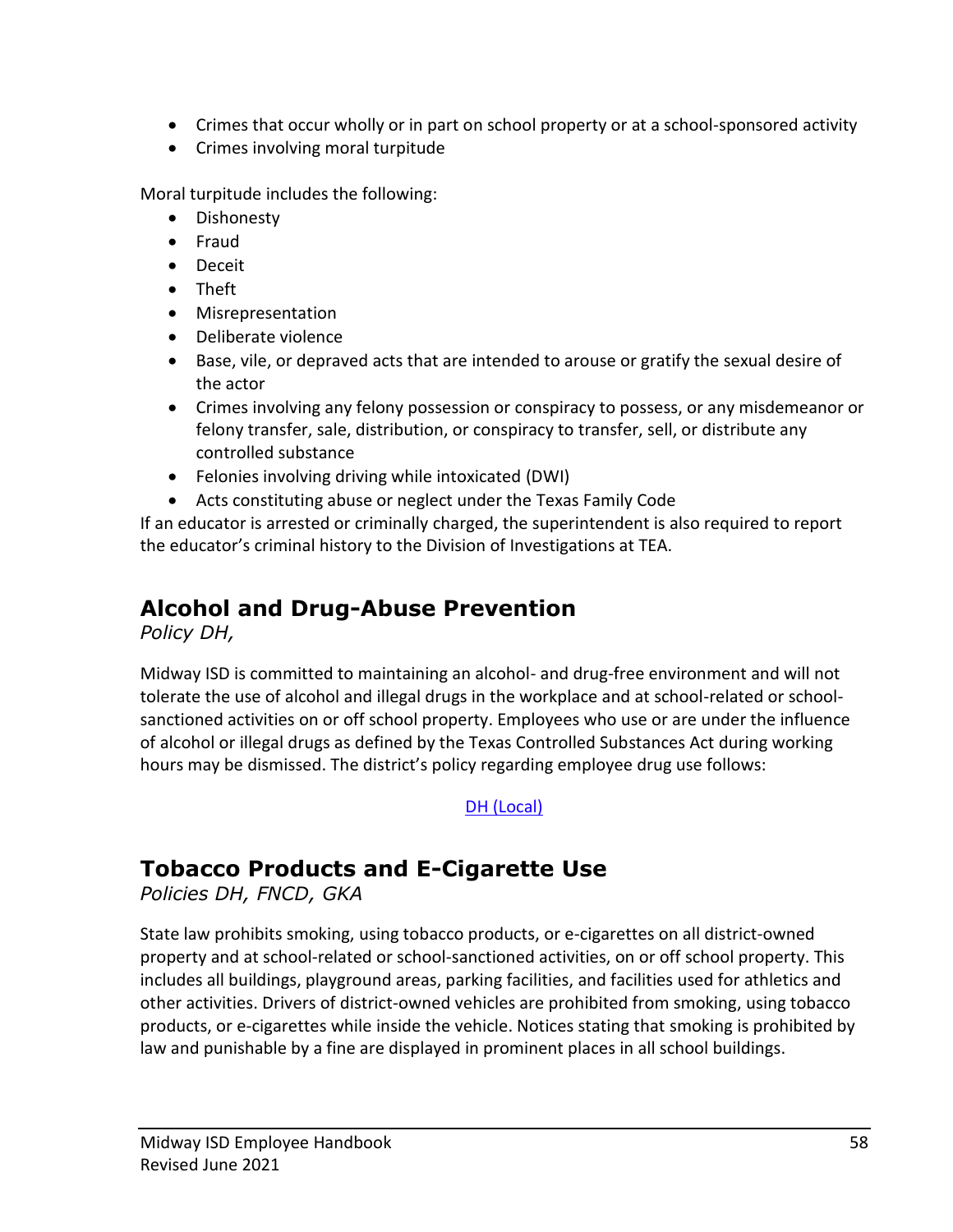- Crimes that occur wholly or in part on school property or at a school-sponsored activity
- Crimes involving moral turpitude

Moral turpitude includes the following:

- Dishonesty
- Fraud
- Deceit
- Theft
- Misrepresentation
- Deliberate violence
- Base, vile, or depraved acts that are intended to arouse or gratify the sexual desire of the actor
- Crimes involving any felony possession or conspiracy to possess, or any misdemeanor or felony transfer, sale, distribution, or conspiracy to transfer, sell, or distribute any controlled substance
- Felonies involving driving while intoxicated (DWI)
- Acts constituting abuse or neglect under the Texas Family Code

If an educator is arrested or criminally charged, the superintendent is also required to report the educator's criminal history to the Division of Investigations at TEA.

## Alcohol and Drug-Abuse Prevention

*Policy DH,*

Midway ISD is committed to maintaining an alcohol- and drug-free environment and will not tolerate the use of alcohol and illegal drugs in the workplace and at school-related or school-sanctioned activities on or off school property. Employees who use or are under the influence of alcohol or illegal drugs as defined by the Texas Controlled Substances Act during working hours may be dismissed. The district's policy regarding employee drug use follows:

DH (Local)

## Tobacco Products and E-Cigarette Use

*Policies DH, FNCD, GKA*

State law prohibits smoking, using tobacco products, or e-cigarettes on all district-owned property and at school-related or school-sanctioned activities, on or off school property. This includes all buildings, playground areas, parking facilities, and facilities used for athletics and other activities. Drivers of district-owned vehicles are prohibited from smoking, using tobacco products, or e-cigarettes while inside the vehicle. Notices stating that smoking is prohibited by law and punishable by a fine are displayed in prominent places in all school buildings.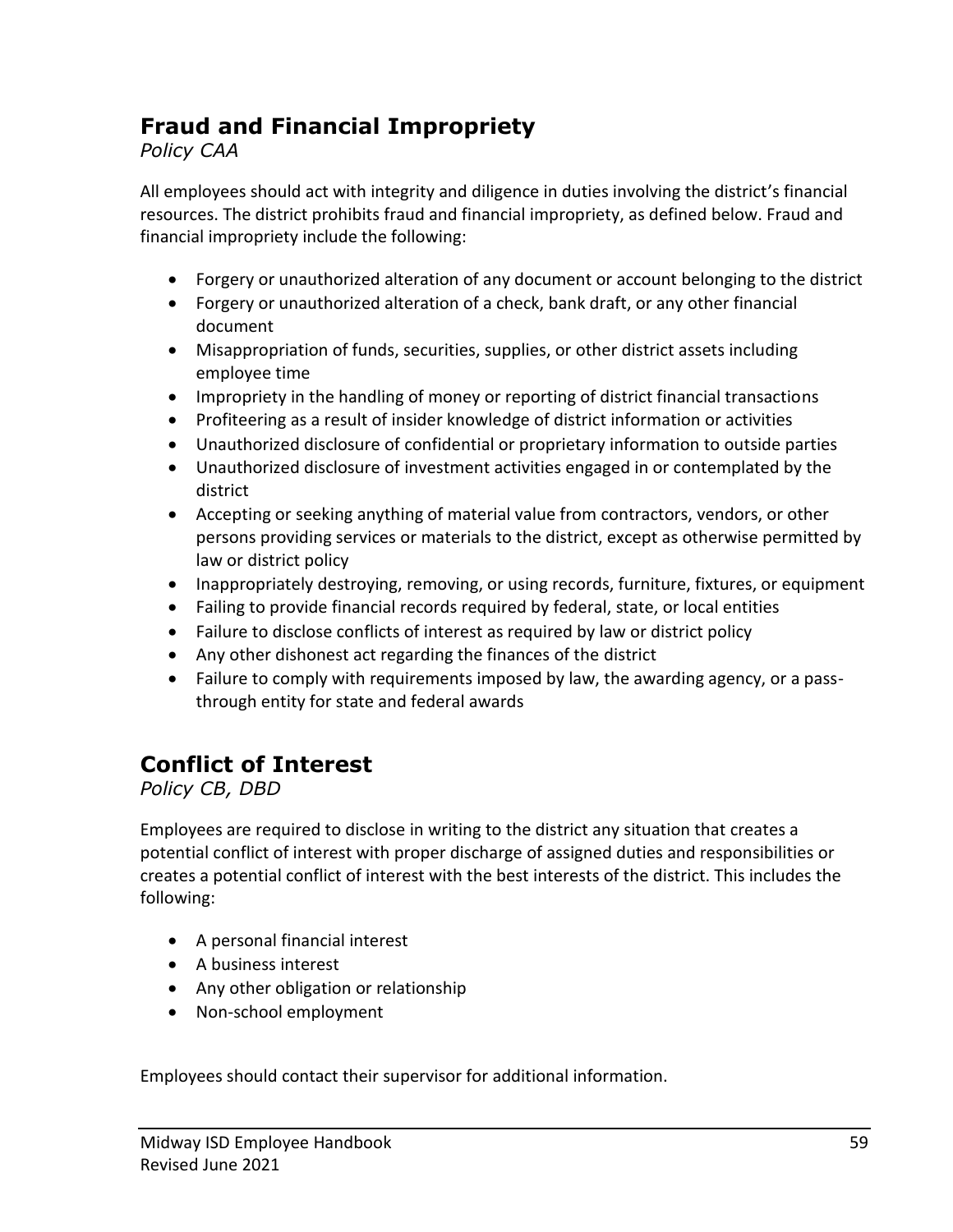## Fraud and Financial Impropriety

*Policy CAA*

All employees should act with integrity and diligence in duties involving the district's financial resources. The district prohibits fraud and financial impropriety, as defined below. Fraud and financial impropriety include the following:

- Forgery or unauthorized alteration of any document or account belonging to the district
- Forgery or unauthorized alteration of a check, bank draft, or any other financial document
- Misappropriation of funds, securities, supplies, or other district assets including employee time
- Impropriety in the handling of money or reporting of district financial transactions
- Profiteering as a result of insider knowledge of district information or activities
- Unauthorized disclosure of confidential or proprietary information to outside parties
- Unauthorized disclosure of investment activities engaged in or contemplated by the district
- Accepting or seeking anything of material value from contractors, vendors, or other persons providing services or materials to the district, except as otherwise permitted by law or district policy
- Inappropriately destroying, removing, or using records, furniture, fixtures, or equipment
- Failing to provide financial records required by federal, state, or local entities
- Failure to disclose conflicts of interest as required by law or district policy
- Any other dishonest act regarding the finances of the district
- Failure to comply with requirements imposed by law, the awarding agency, or a pass-through entity for state and federal awards

## Conflict of Interest

*Policy CB, DBD*

Employees are required to disclose in writing to the district any situation that creates a potential conflict of interest with proper discharge of assigned duties and responsibilities or creates a potential conflict of interest with the best interests of the district. This includes the following:

- A personal financial interest
- A business interest
- Any other obligation or relationship
- Non-school employment

Employees should contact their supervisor for additional information.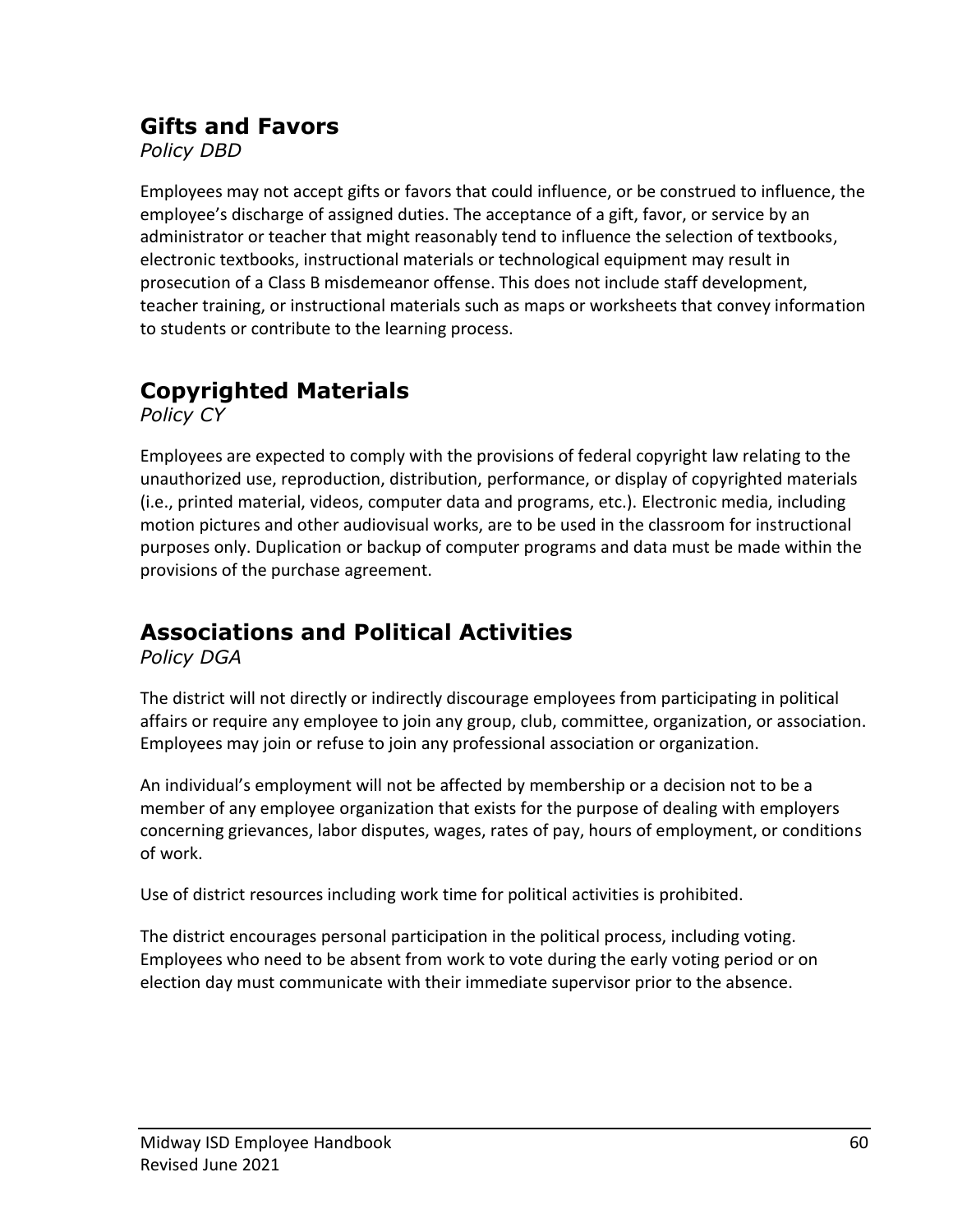## Gifts and Favors

*Policy DBD*

Employees may not accept gifts or favors that could influence, or be construed to influence, the employee's discharge of assigned duties. The acceptance of a gift, favor, or service by an administrator or teacher that might reasonably tend to influence the selection of textbooks, electronic textbooks, instructional materials or technological equipment may result in prosecution of a Class B misdemeanor offense. This does not include staff development, teacher training, or instructional materials such as maps or worksheets that convey information to students or contribute to the learning process.

## Copyrighted Materials

*Policy CY*

Employees are expected to comply with the provisions of federal copyright law relating to the unauthorized use, reproduction, distribution, performance, or display of copyrighted materials (i.e., printed material, videos, computer data and programs, etc.). Electronic media, including motion pictures and other audiovisual works, are to be used in the classroom for instructional purposes only. Duplication or backup of computer programs and data must be made within the provisions of the purchase agreement.

## Associations and Political Activities

*Policy DGA*

The district will not directly or indirectly discourage employees from participating in political affairs or require any employee to join any group, club, committee, organization, or association. Employees may join or refuse to join any professional association or organization.

An individual's employment will not be affected by membership or a decision not to be a member of any employee organization that exists for the purpose of dealing with employers concerning grievances, labor disputes, wages, rates of pay, hours of employment, or conditions of work.

Use of district resources including work time for political activities is prohibited.

The district encourages personal participation in the political process, including voting. Employees who need to be absent from work to vote during the early voting period or on election day must communicate with their immediate supervisor prior to the absence.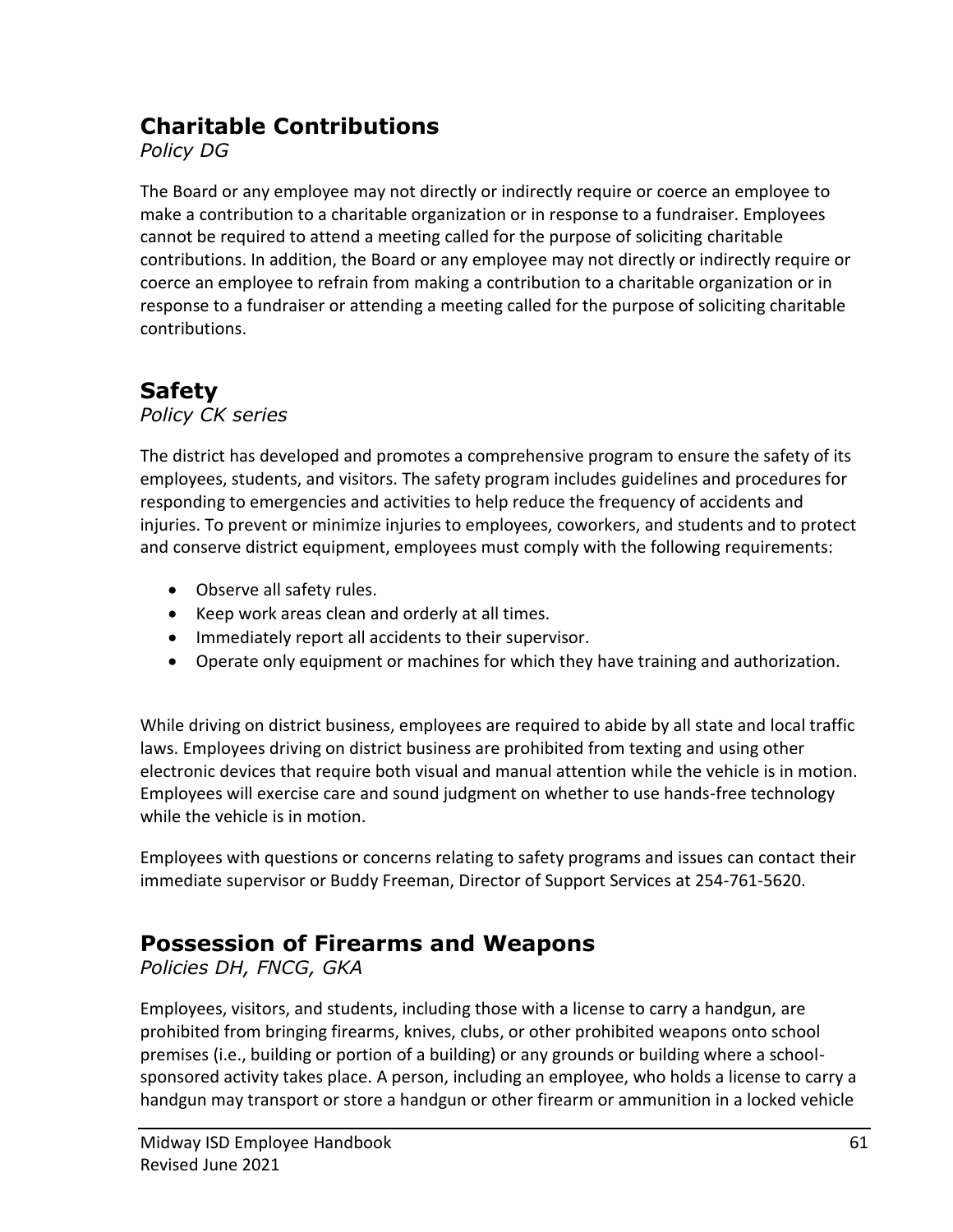## Charitable Contributions

*Policy DG*

The Board or any employee may not directly or indirectly require or coerce an employee to make a contribution to a charitable organization or in response to a fundraiser. Employees cannot be required to attend a meeting called for the purpose of soliciting charitable contributions. In addition, the Board or any employee may not directly or indirectly require or coerce an employee to refrain from making a contribution to a charitable organization or in response to a fundraiser or attending a meeting called for the purpose of soliciting charitable contributions.

## Safety

*Policy CK series*

The district has developed and promotes a comprehensive program to ensure the safety of its employees, students, and visitors. The safety program includes guidelines and procedures for responding to emergencies and activities to help reduce the frequency of accidents and injuries. To prevent or minimize injuries to employees, coworkers, and students and to protect and conserve district equipment, employees must comply with the following requirements:

- Observe all safety rules.
- Keep work areas clean and orderly at all times.
- Immediately report all accidents to their supervisor.
- Operate only equipment or machines for which they have training and authorization.

While driving on district business, employees are required to abide by all state and local traffic laws. Employees driving on district business are prohibited from texting and using other electronic devices that require both visual and manual attention while the vehicle is in motion. Employees will exercise care and sound judgment on whether to use hands-free technology while the vehicle is in motion.

Employees with questions or concerns relating to safety programs and issues can contact their immediate supervisor or Buddy Freeman, Director of Support Services at 254-761-5620.

## Possession of Firearms and Weapons

*Policies DH, FNCG, GKA*

Employees, visitors, and students, including those with a license to carry a handgun, are prohibited from bringing firearms, knives, clubs, or other prohibited weapons onto school premises (i.e., building or portion of a building) or any grounds or building where a school-sponsored activity takes place. A person, including an employee, who holds a license to carry a handgun may transport or store a handgun or other firearm or ammunition in a locked vehicle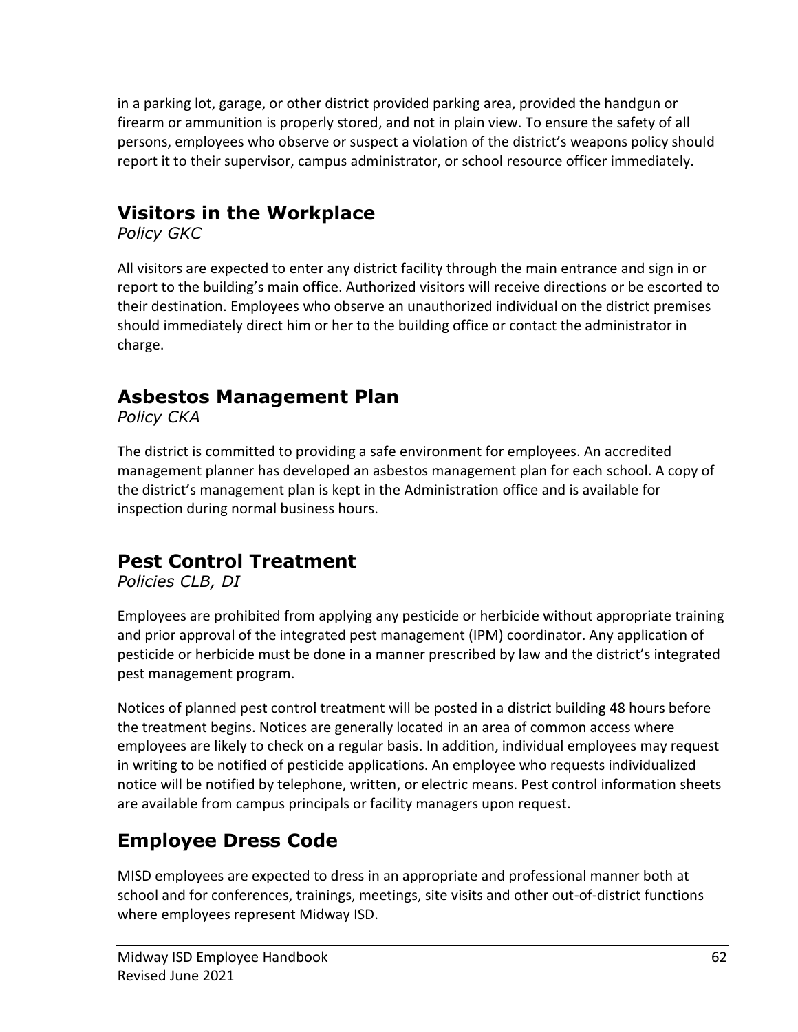in a parking lot, garage, or other district provided parking area, provided the handgun or firearm or ammunition is properly stored, and not in plain view. To ensure the safety of all persons, employees who observe or suspect a violation of the district's weapons policy should report it to their supervisor, campus administrator, or school resource officer immediately.

## Visitors in the Workplace

*Policy GKC*

All visitors are expected to enter any district facility through the main entrance and sign in or report to the building's main office. Authorized visitors will receive directions or be escorted to their destination. Employees who observe an unauthorized individual on the district premises should immediately direct him or her to the building office or contact the administrator in charge.

## Asbestos Management Plan

*Policy CKA*

The district is committed to providing a safe environment for employees. An accredited management planner has developed an asbestos management plan for each school. A copy of the district's management plan is kept in the Administration office and is available for inspection during normal business hours.

## Pest Control Treatment

*Policies CLB, DI*

Employees are prohibited from applying any pesticide or herbicide without appropriate training and prior approval of the integrated pest management (IPM) coordinator. Any application of pesticide or herbicide must be done in a manner prescribed by law and the district's integrated pest management program.

Notices of planned pest control treatment will be posted in a district building 48 hours before the treatment begins. Notices are generally located in an area of common access where employees are likely to check on a regular basis. In addition, individual employees may request in writing to be notified of pesticide applications. An employee who requests individualized notice will be notified by telephone, written, or electric means. Pest control information sheets are available from campus principals or facility managers upon request.

## Employee Dress Code

MISD employees are expected to dress in an appropriate and professional manner both at school and for conferences, trainings, meetings, site visits and other out-of-district functions where employees represent Midway ISD.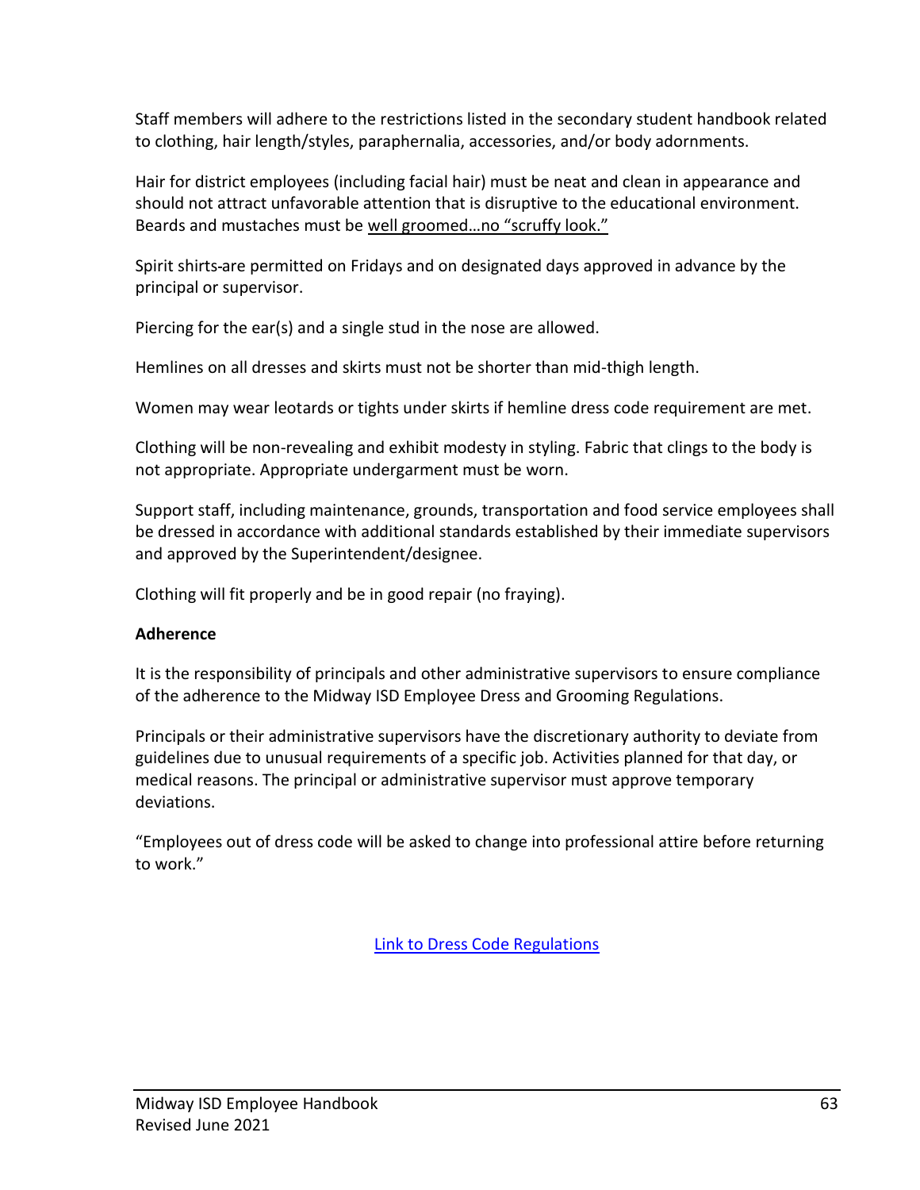Staff members will adhere to the restrictions listed in the secondary student handbook related to clothing, hair length/styles, paraphernalia, accessories, and/or body adornments.

Hair for district employees (including facial hair) must be neat and clean in appearance and should not attract unfavorable attention that is disruptive to the educational environment. Beards and mustaches must be well groomed…no "scruffy look."

Spirit shirts are permitted on Fridays and on designated days approved in advance by the principal or supervisor.

Piercing for the ear(s) and a single stud in the nose are allowed.

Hemlines on all dresses and skirts must not be shorter than mid-thigh length.

Women may wear leotards or tights under skirts if hemline dress code requirement are met.

Clothing will be non-revealing and exhibit modesty in styling. Fabric that clings to the body is not appropriate. Appropriate undergarment must be worn.

Support staff, including maintenance, grounds, transportation and food service employees shall be dressed in accordance with additional standards established by their immediate supervisors and approved by the Superintendent/designee.

Clothing will fit properly and be in good repair (no fraying).

**Adherence**

It is the responsibility of principals and other administrative supervisors to ensure compliance of the adherence to the Midway ISD Employee Dress and Grooming Regulations.

Principals or their administrative supervisors have the discretionary authority to deviate from guidelines due to unusual requirements of a specific job. Activities planned for that day, or medical reasons. The principal or administrative supervisor must approve temporary deviations.

"Employees out of dress code will be asked to change into professional attire before returning to work."

Link to Dress Code Regulations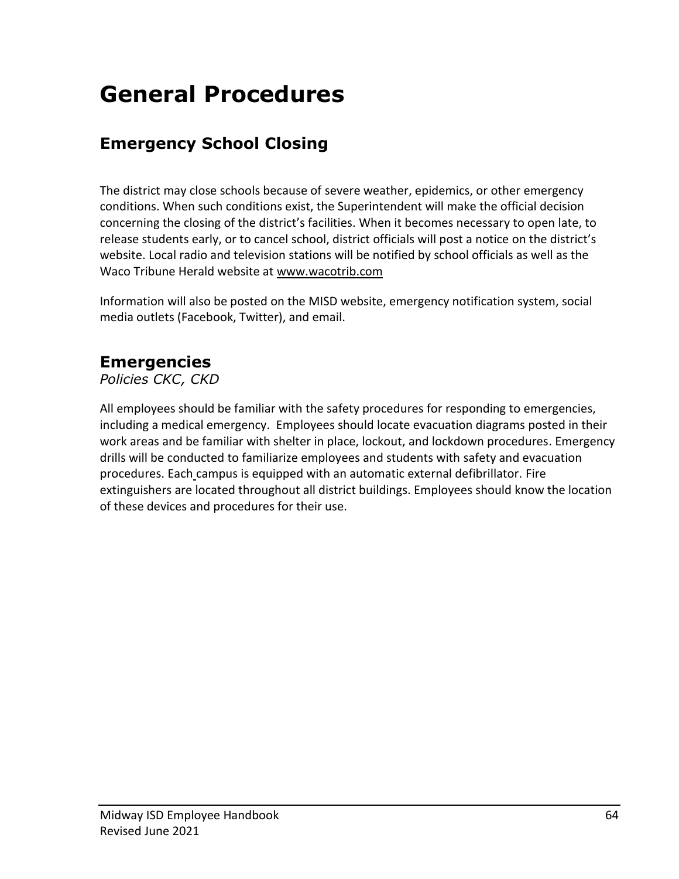# General Procedures

## Emergency School Closing

The district may close schools because of severe weather, epidemics, or other emergency conditions. When such conditions exist, the Superintendent will make the official decision concerning the closing of the district's facilities. When it becomes necessary to open late, to release students early, or to cancel school, district officials will post a notice on the district's website. Local radio and television stations will be notified by school officials as well as the Waco Tribune Herald website at www.wacotrib.com

Information will also be posted on the MISD website, emergency notification system, social media outlets (Facebook, Twitter), and email.

## Emergencies

*Policies CKC, CKD*

All employees should be familiar with the safety procedures for responding to emergencies, including a medical emergency. Employees should locate evacuation diagrams posted in their work areas and be familiar with shelter in place, lockout, and lockdown procedures. Emergency drills will be conducted to familiarize employees and students with safety and evacuation procedures. Each campus is equipped with an automatic external defibrillator. Fire extinguishers are located throughout all district buildings. Employees should know the location of these devices and procedures for their use.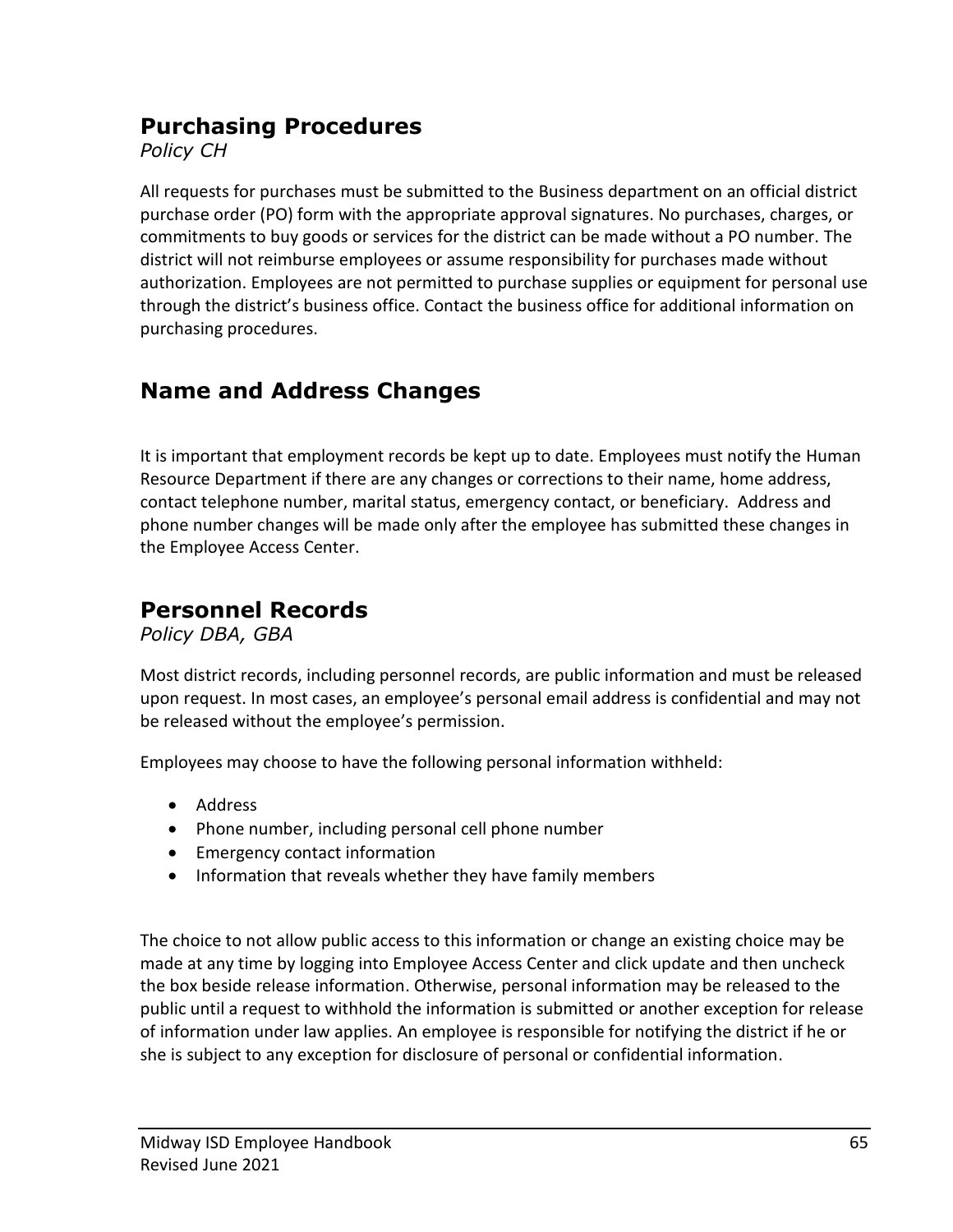## Purchasing Procedures

*Policy CH*

All requests for purchases must be submitted to the Business department on an official district purchase order (PO) form with the appropriate approval signatures. No purchases, charges, or commitments to buy goods or services for the district can be made without a PO number. The district will not reimburse employees or assume responsibility for purchases made without authorization. Employees are not permitted to purchase supplies or equipment for personal use through the district's business office. Contact the business office for additional information on purchasing procedures.

## Name and Address Changes

It is important that employment records be kept up to date. Employees must notify the Human Resource Department if there are any changes or corrections to their name, home address, contact telephone number, marital status, emergency contact, or beneficiary. Address and phone number changes will be made only after the employee has submitted these changes in the Employee Access Center.

## Personnel Records

*Policy DBA, GBA*

Most district records, including personnel records, are public information and must be released upon request. In most cases, an employee's personal email address is confidential and may not be released without the employee's permission.

Employees may choose to have the following personal information withheld:

- Address
- Phone number, including personal cell phone number
- Emergency contact information
- Information that reveals whether they have family members

The choice to not allow public access to this information or change an existing choice may be made at any time by logging into Employee Access Center and click update and then uncheck the box beside release information. Otherwise, personal information may be released to the public until a request to withhold the information is submitted or another exception for release of information under law applies. An employee is responsible for notifying the district if he or she is subject to any exception for disclosure of personal or confidential information.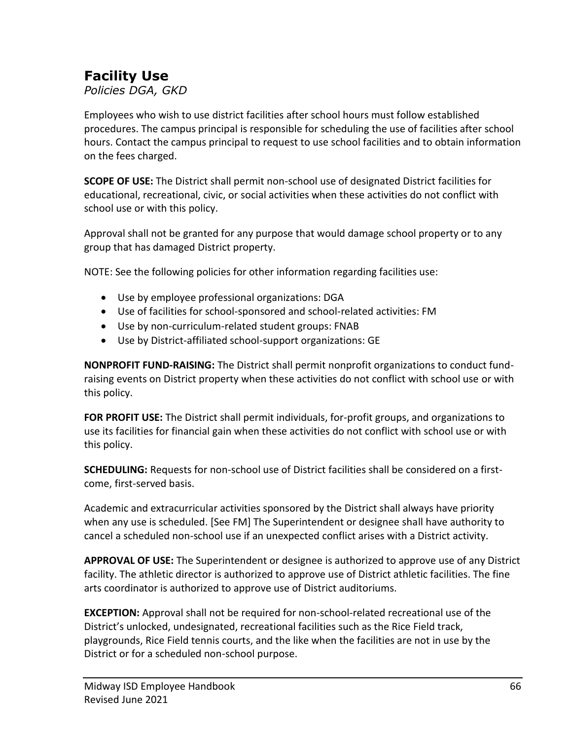## Facility Use

*Policies DGA, GKD*

Employees who wish to use district facilities after school hours must follow established procedures. The campus principal is responsible for scheduling the use of facilities after school hours. Contact the campus principal to request to use school facilities and to obtain information on the fees charged.

**SCOPE OF USE:** The District shall permit non-school use of designated District facilities for educational, recreational, civic, or social activities when these activities do not conflict with school use or with this policy.

Approval shall not be granted for any purpose that would damage school property or to any group that has damaged District property.

NOTE: See the following policies for other information regarding facilities use:

- Use by employee professional organizations: DGA
- Use of facilities for school-sponsored and school-related activities: FM
- Use by non-curriculum-related student groups: FNAB
- Use by District-affiliated school-support organizations: GE

**NONPROFIT FUND-RAISING:** The District shall permit nonprofit organizations to conduct fund-raising events on District property when these activities do not conflict with school use or with this policy.

**FOR PROFIT USE:** The District shall permit individuals, for-profit groups, and organizations to use its facilities for financial gain when these activities do not conflict with school use or with this policy.

**SCHEDULING:** Requests for non-school use of District facilities shall be considered on a first-come, first-served basis.

Academic and extracurricular activities sponsored by the District shall always have priority when any use is scheduled. [See FM] The Superintendent or designee shall have authority to cancel a scheduled non-school use if an unexpected conflict arises with a District activity.

**APPROVAL OF USE:** The Superintendent or designee is authorized to approve use of any District facility. The athletic director is authorized to approve use of District athletic facilities. The fine arts coordinator is authorized to approve use of District auditoriums.

**EXCEPTION:** Approval shall not be required for non-school-related recreational use of the District's unlocked, undesignated, recreational facilities such as the Rice Field track, playgrounds, Rice Field tennis courts, and the like when the facilities are not in use by the District or for a scheduled non-school purpose.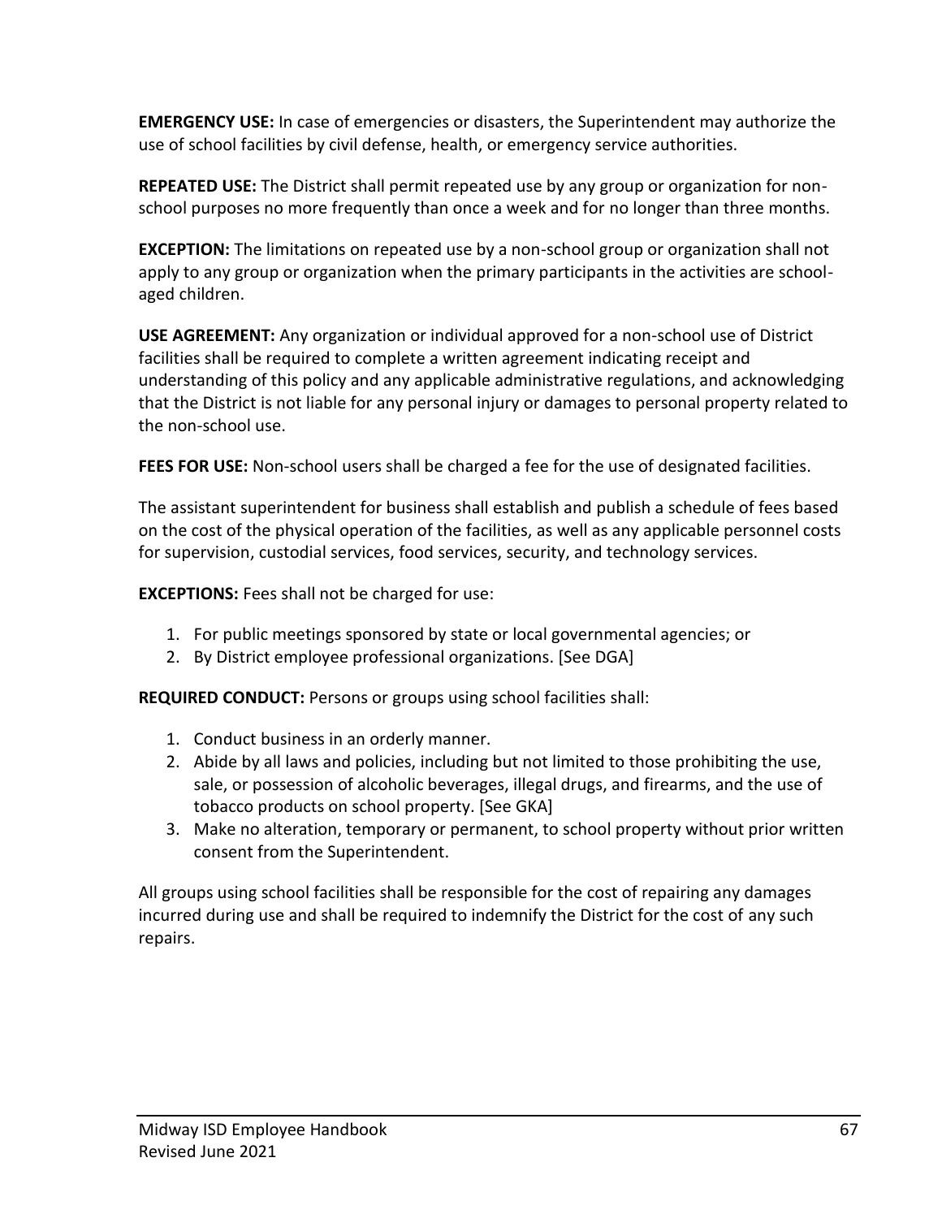**EMERGENCY USE:** In case of emergencies or disasters, the Superintendent may authorize the use of school facilities by civil defense, health, or emergency service authorities.

**REPEATED USE:** The District shall permit repeated use by any group or organization for non-school purposes no more frequently than once a week and for no longer than three months.

**EXCEPTION:** The limitations on repeated use by a non-school group or organization shall not apply to any group or organization when the primary participants in the activities are school-aged children.

**USE AGREEMENT:** Any organization or individual approved for a non-school use of District facilities shall be required to complete a written agreement indicating receipt and understanding of this policy and any applicable administrative regulations, and acknowledging that the District is not liable for any personal injury or damages to personal property related to the non-school use.

**FEES FOR USE:** Non-school users shall be charged a fee for the use of designated facilities.

The assistant superintendent for business shall establish and publish a schedule of fees based on the cost of the physical operation of the facilities, as well as any applicable personnel costs for supervision, custodial services, food services, security, and technology services.

**EXCEPTIONS:** Fees shall not be charged for use:

1. For public meetings sponsored by state or local governmental agencies; or
2. By District employee professional organizations. [See DGA]

**REQUIRED CONDUCT:** Persons or groups using school facilities shall:

1. Conduct business in an orderly manner.
2. Abide by all laws and policies, including but not limited to those prohibiting the use, sale, or possession of alcoholic beverages, illegal drugs, and firearms, and the use of tobacco products on school property. [See GKA]
3. Make no alteration, temporary or permanent, to school property without prior written consent from the Superintendent.

All groups using school facilities shall be responsible for the cost of repairing any damages incurred during use and shall be required to indemnify the District for the cost of any such repairs.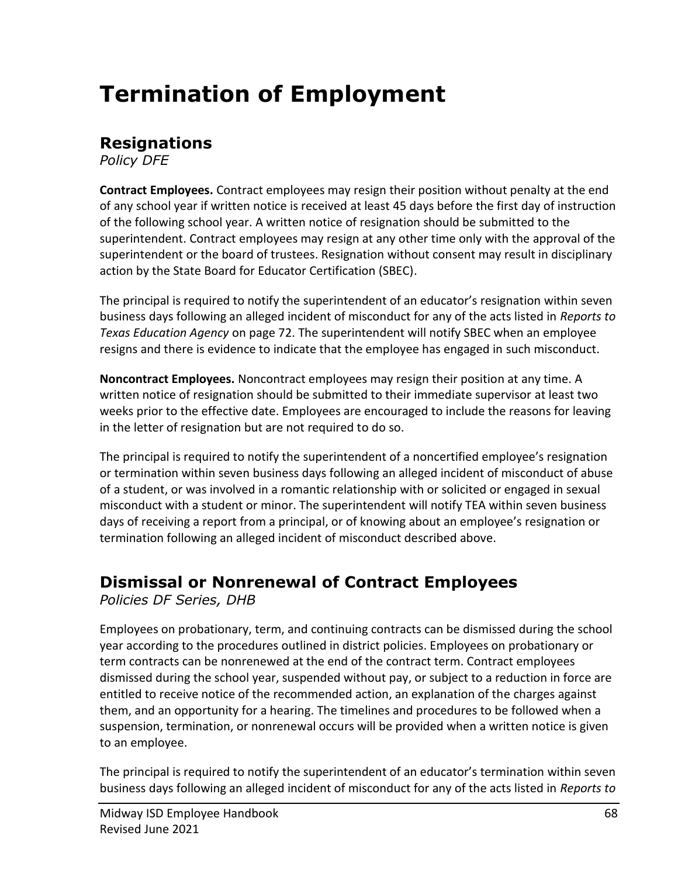# Termination of Employment

## Resignations

*Policy DFE*

**Contract Employees.** Contract employees may resign their position without penalty at the end of any school year if written notice is received at least 45 days before the first day of instruction of the following school year. A written notice of resignation should be submitted to the superintendent. Contract employees may resign at any other time only with the approval of the superintendent or the board of trustees. Resignation without consent may result in disciplinary action by the State Board for Educator Certification (SBEC).

The principal is required to notify the superintendent of an educator's resignation within seven business days following an alleged incident of misconduct for any of the acts listed in *Reports to Texas Education Agency* on page 72. The superintendent will notify SBEC when an employee resigns and there is evidence to indicate that the employee has engaged in such misconduct.

**Noncontract Employees.** Noncontract employees may resign their position at any time. A written notice of resignation should be submitted to their immediate supervisor at least two weeks prior to the effective date. Employees are encouraged to include the reasons for leaving in the letter of resignation but are not required to do so.

The principal is required to notify the superintendent of a noncertified employee's resignation or termination within seven business days following an alleged incident of misconduct of abuse of a student, or was involved in a romantic relationship with or solicited or engaged in sexual misconduct with a student or minor. The superintendent will notify TEA within seven business days of receiving a report from a principal, or of knowing about an employee's resignation or termination following an alleged incident of misconduct described above.

## Dismissal or Nonrenewal of Contract Employees

*Policies DF Series, DHB*

Employees on probationary, term, and continuing contracts can be dismissed during the school year according to the procedures outlined in district policies. Employees on probationary or term contracts can be nonrenewed at the end of the contract term. Contract employees dismissed during the school year, suspended without pay, or subject to a reduction in force are entitled to receive notice of the recommended action, an explanation of the charges against them, and an opportunity for a hearing. The timelines and procedures to be followed when a suspension, termination, or nonrenewal occurs will be provided when a written notice is given to an employee.

The principal is required to notify the superintendent of an educator's termination within seven business days following an alleged incident of misconduct for any of the acts listed in *Reports to*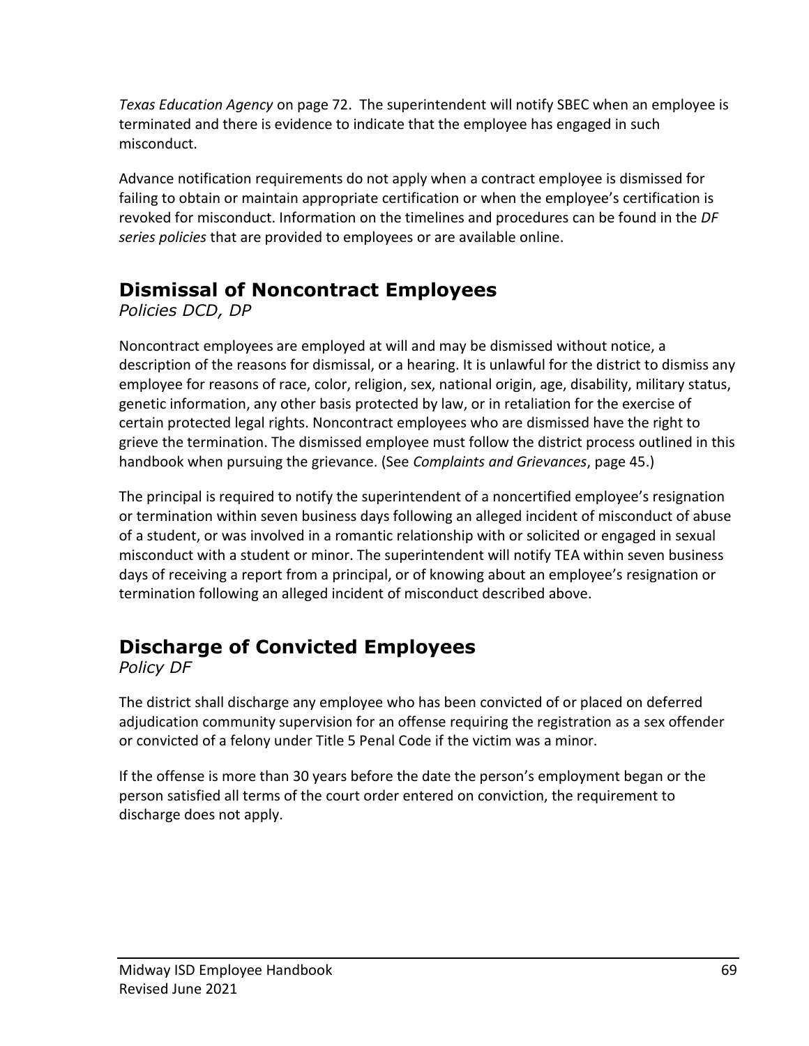*Texas Education Agency* on page 72. The superintendent will notify SBEC when an employee is terminated and there is evidence to indicate that the employee has engaged in such misconduct.

Advance notification requirements do not apply when a contract employee is dismissed for failing to obtain or maintain appropriate certification or when the employee's certification is revoked for misconduct. Information on the timelines and procedures can be found in the *DF series policies* that are provided to employees or are available online.

## Dismissal of Noncontract Employees

*Policies DCD, DP*

Noncontract employees are employed at will and may be dismissed without notice, a description of the reasons for dismissal, or a hearing. It is unlawful for the district to dismiss any employee for reasons of race, color, religion, sex, national origin, age, disability, military status, genetic information, any other basis protected by law, or in retaliation for the exercise of certain protected legal rights. Noncontract employees who are dismissed have the right to grieve the termination. The dismissed employee must follow the district process outlined in this handbook when pursuing the grievance. (See *Complaints and Grievances*, page 45.)

The principal is required to notify the superintendent of a noncertified employee's resignation or termination within seven business days following an alleged incident of misconduct of abuse of a student, or was involved in a romantic relationship with or solicited or engaged in sexual misconduct with a student or minor. The superintendent will notify TEA within seven business days of receiving a report from a principal, or of knowing about an employee's resignation or termination following an alleged incident of misconduct described above.

## Discharge of Convicted Employees

*Policy DF*

The district shall discharge any employee who has been convicted of or placed on deferred adjudication community supervision for an offense requiring the registration as a sex offender or convicted of a felony under Title 5 Penal Code if the victim was a minor.

If the offense is more than 30 years before the date the person's employment began or the person satisfied all terms of the court order entered on conviction, the requirement to discharge does not apply.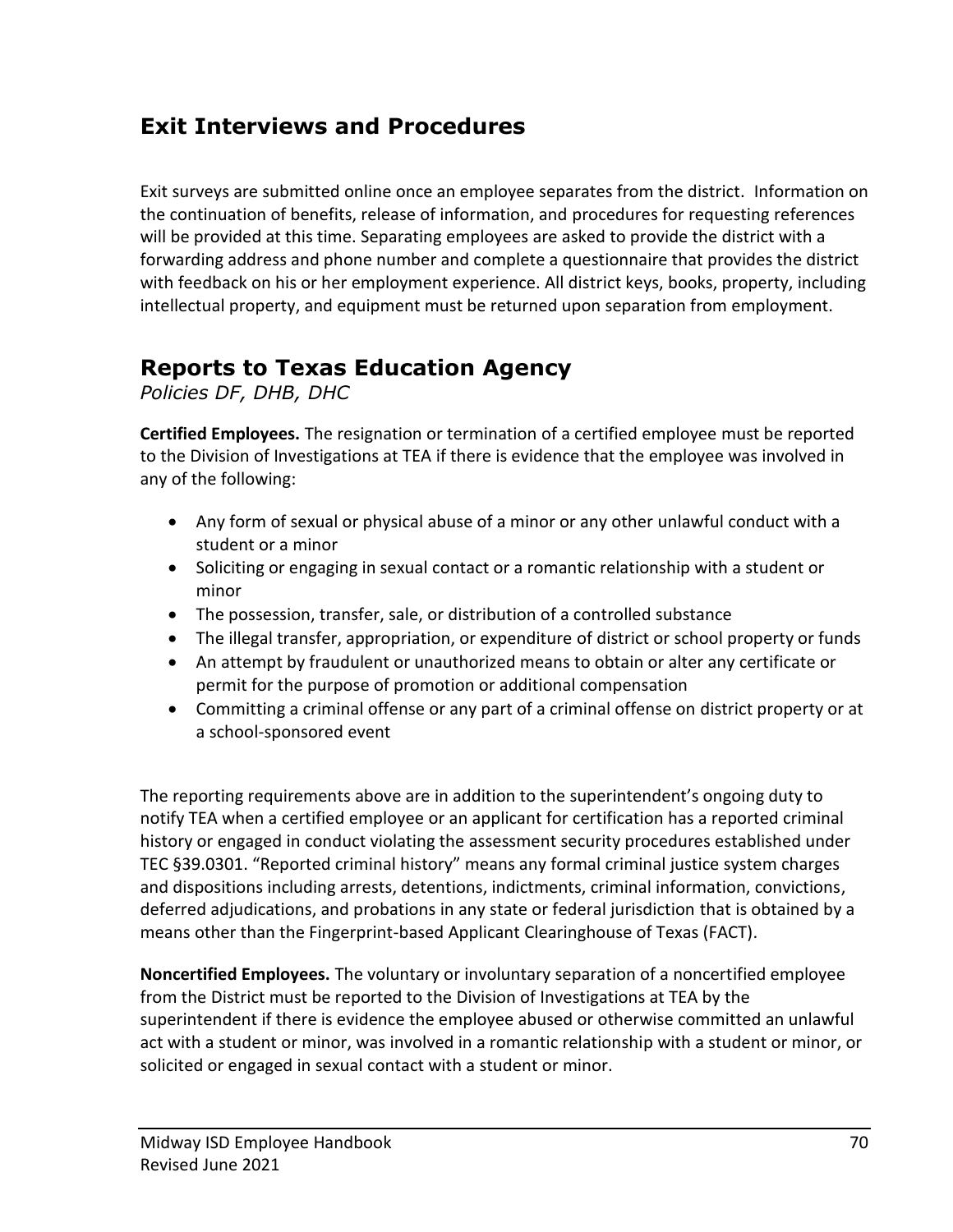## Exit Interviews and Procedures

Exit surveys are submitted online once an employee separates from the district. Information on the continuation of benefits, release of information, and procedures for requesting references will be provided at this time. Separating employees are asked to provide the district with a forwarding address and phone number and complete a questionnaire that provides the district with feedback on his or her employment experience. All district keys, books, property, including intellectual property, and equipment must be returned upon separation from employment.

## Reports to Texas Education Agency

*Policies DF, DHB, DHC*

**Certified Employees.** The resignation or termination of a certified employee must be reported to the Division of Investigations at TEA if there is evidence that the employee was involved in any of the following:

- Any form of sexual or physical abuse of a minor or any other unlawful conduct with a student or a minor
- Soliciting or engaging in sexual contact or a romantic relationship with a student or minor
- The possession, transfer, sale, or distribution of a controlled substance
- The illegal transfer, appropriation, or expenditure of district or school property or funds
- An attempt by fraudulent or unauthorized means to obtain or alter any certificate or permit for the purpose of promotion or additional compensation
- Committing a criminal offense or any part of a criminal offense on district property or at a school-sponsored event

The reporting requirements above are in addition to the superintendent's ongoing duty to notify TEA when a certified employee or an applicant for certification has a reported criminal history or engaged in conduct violating the assessment security procedures established under TEC §39.0301. "Reported criminal history" means any formal criminal justice system charges and dispositions including arrests, detentions, indictments, criminal information, convictions, deferred adjudications, and probations in any state or federal jurisdiction that is obtained by a means other than the Fingerprint-based Applicant Clearinghouse of Texas (FACT).

**Noncertified Employees.** The voluntary or involuntary separation of a noncertified employee from the District must be reported to the Division of Investigations at TEA by the superintendent if there is evidence the employee abused or otherwise committed an unlawful act with a student or minor, was involved in a romantic relationship with a student or minor, or solicited or engaged in sexual contact with a student or minor.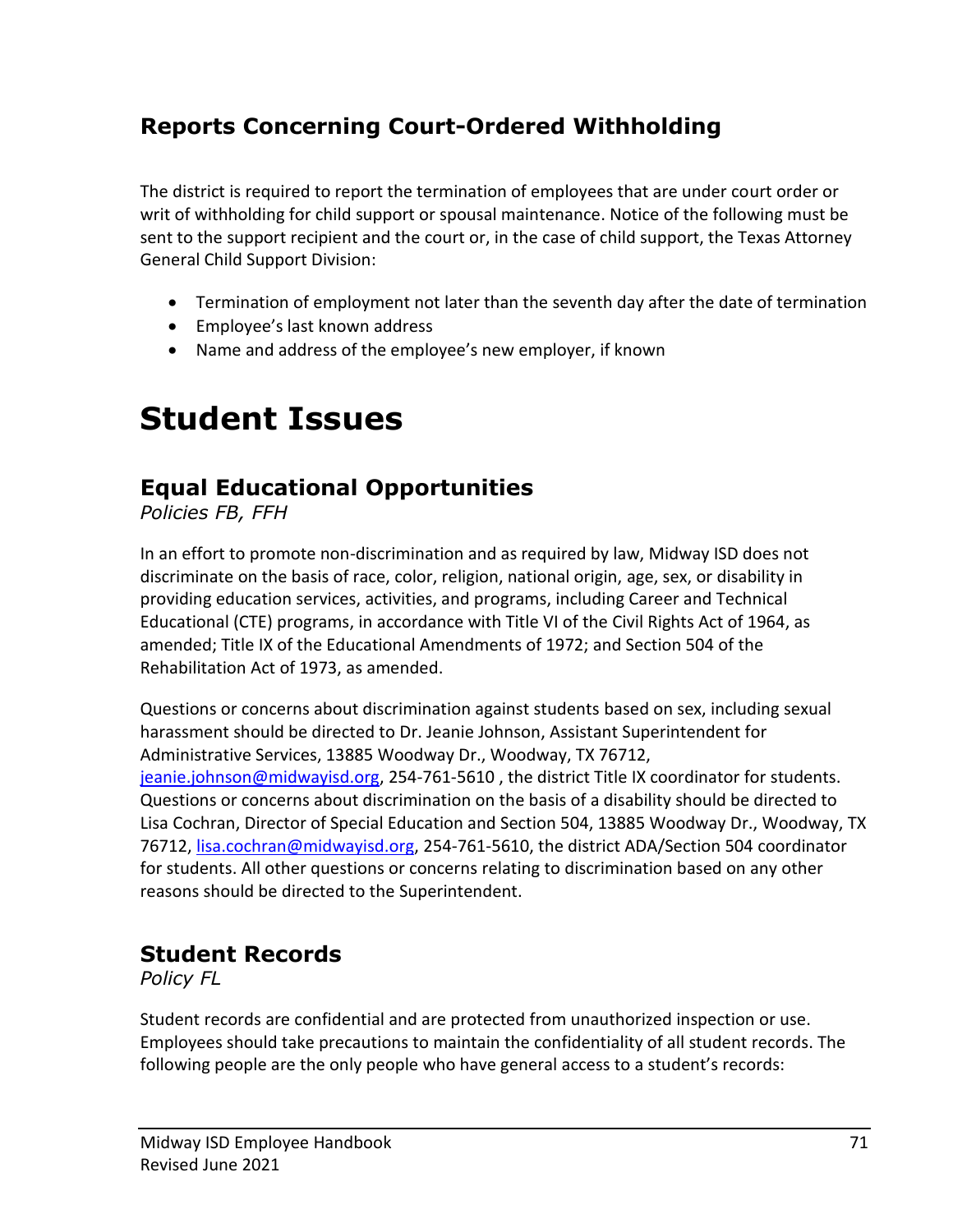## Reports Concerning Court-Ordered Withholding

The district is required to report the termination of employees that are under court order or writ of withholding for child support or spousal maintenance. Notice of the following must be sent to the support recipient and the court or, in the case of child support, the Texas Attorney General Child Support Division:

- Termination of employment not later than the seventh day after the date of termination
- Employee's last known address
- Name and address of the employee's new employer, if known

# Student Issues

## Equal Educational Opportunities

*Policies FB, FFH*

In an effort to promote non-discrimination and as required by law, Midway ISD does not discriminate on the basis of race, color, religion, national origin, age, sex, or disability in providing education services, activities, and programs, including Career and Technical Educational (CTE) programs, in accordance with Title VI of the Civil Rights Act of 1964, as amended; Title IX of the Educational Amendments of 1972; and Section 504 of the Rehabilitation Act of 1973, as amended.

Questions or concerns about discrimination against students based on sex, including sexual harassment should be directed to Dr. Jeanie Johnson, Assistant Superintendent for Administrative Services, 13885 Woodway Dr., Woodway, TX 76712, jeanie.johnson@midwayisd.org, 254-761-5610 , the district Title IX coordinator for students. Questions or concerns about discrimination on the basis of a disability should be directed to Lisa Cochran, Director of Special Education and Section 504, 13885 Woodway Dr., Woodway, TX 76712, lisa.cochran@midwayisd.org, 254-761-5610, the district ADA/Section 504 coordinator for students. All other questions or concerns relating to discrimination based on any other reasons should be directed to the Superintendent.

## Student Records

*Policy FL*

Student records are confidential and are protected from unauthorized inspection or use. Employees should take precautions to maintain the confidentiality of all student records. The following people are the only people who have general access to a student's records: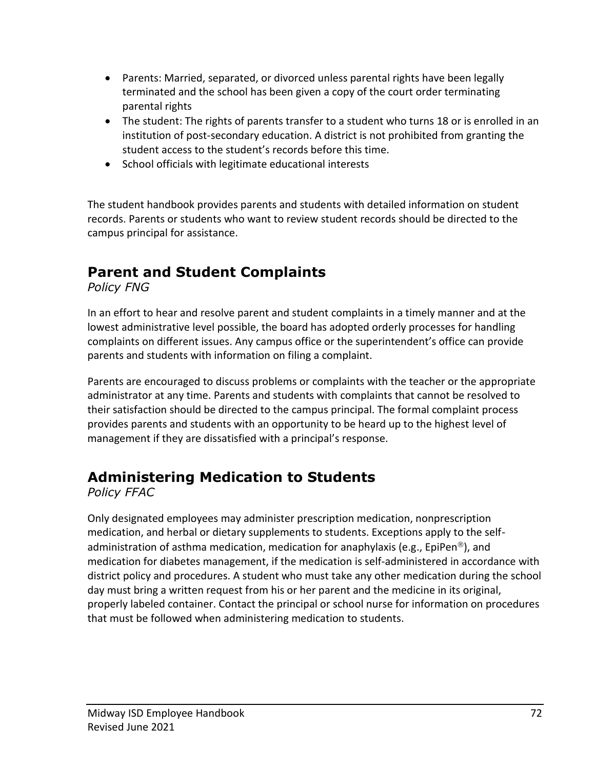- Parents: Married, separated, or divorced unless parental rights have been legally terminated and the school has been given a copy of the court order terminating parental rights
- The student: The rights of parents transfer to a student who turns 18 or is enrolled in an institution of post-secondary education. A district is not prohibited from granting the student access to the student's records before this time.
- School officials with legitimate educational interests

The student handbook provides parents and students with detailed information on student records. Parents or students who want to review student records should be directed to the campus principal for assistance.

## Parent and Student Complaints

*Policy FNG*

In an effort to hear and resolve parent and student complaints in a timely manner and at the lowest administrative level possible, the board has adopted orderly processes for handling complaints on different issues. Any campus office or the superintendent's office can provide parents and students with information on filing a complaint.

Parents are encouraged to discuss problems or complaints with the teacher or the appropriate administrator at any time. Parents and students with complaints that cannot be resolved to their satisfaction should be directed to the campus principal. The formal complaint process provides parents and students with an opportunity to be heard up to the highest level of management if they are dissatisfied with a principal's response.

## Administering Medication to Students

*Policy FFAC*

Only designated employees may administer prescription medication, nonprescription medication, and herbal or dietary supplements to students. Exceptions apply to the self-administration of asthma medication, medication for anaphylaxis (e.g., EpiPen®), and medication for diabetes management, if the medication is self-administered in accordance with district policy and procedures. A student who must take any other medication during the school day must bring a written request from his or her parent and the medicine in its original, properly labeled container. Contact the principal or school nurse for information on procedures that must be followed when administering medication to students.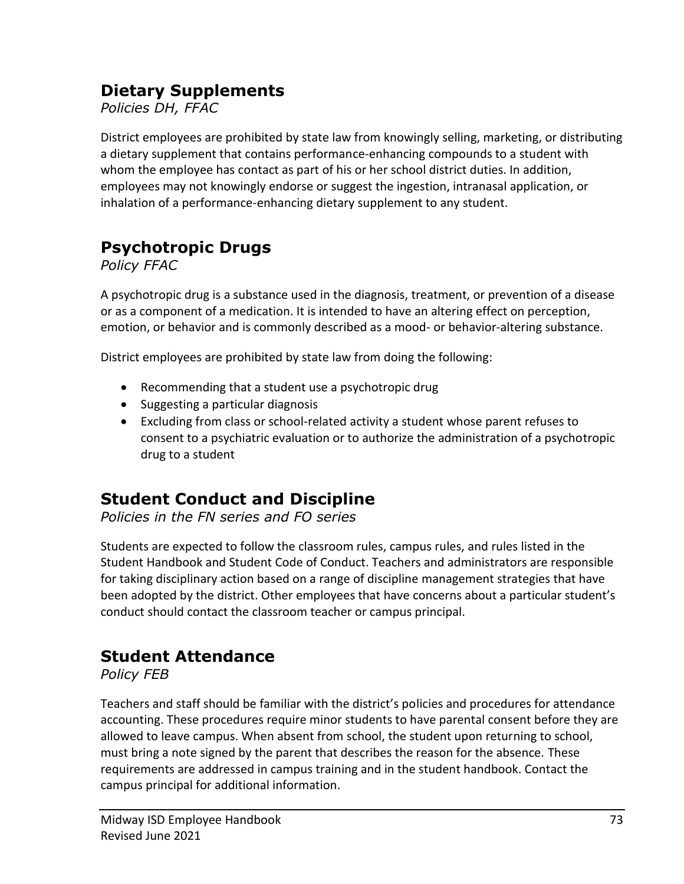## Dietary Supplements

*Policies DH, FFAC*

District employees are prohibited by state law from knowingly selling, marketing, or distributing a dietary supplement that contains performance-enhancing compounds to a student with whom the employee has contact as part of his or her school district duties. In addition, employees may not knowingly endorse or suggest the ingestion, intranasal application, or inhalation of a performance-enhancing dietary supplement to any student.

## Psychotropic Drugs

*Policy FFAC*

A psychotropic drug is a substance used in the diagnosis, treatment, or prevention of a disease or as a component of a medication. It is intended to have an altering effect on perception, emotion, or behavior and is commonly described as a mood- or behavior-altering substance.

District employees are prohibited by state law from doing the following:

- Recommending that a student use a psychotropic drug
- Suggesting a particular diagnosis
- Excluding from class or school-related activity a student whose parent refuses to consent to a psychiatric evaluation or to authorize the administration of a psychotropic drug to a student

## Student Conduct and Discipline

*Policies in the FN series and FO series*

Students are expected to follow the classroom rules, campus rules, and rules listed in the Student Handbook and Student Code of Conduct. Teachers and administrators are responsible for taking disciplinary action based on a range of discipline management strategies that have been adopted by the district. Other employees that have concerns about a particular student's conduct should contact the classroom teacher or campus principal.

## Student Attendance

*Policy FEB*

Teachers and staff should be familiar with the district's policies and procedures for attendance accounting. These procedures require minor students to have parental consent before they are allowed to leave campus. When absent from school, the student upon returning to school, must bring a note signed by the parent that describes the reason for the absence. These requirements are addressed in campus training and in the student handbook. Contact the campus principal for additional information.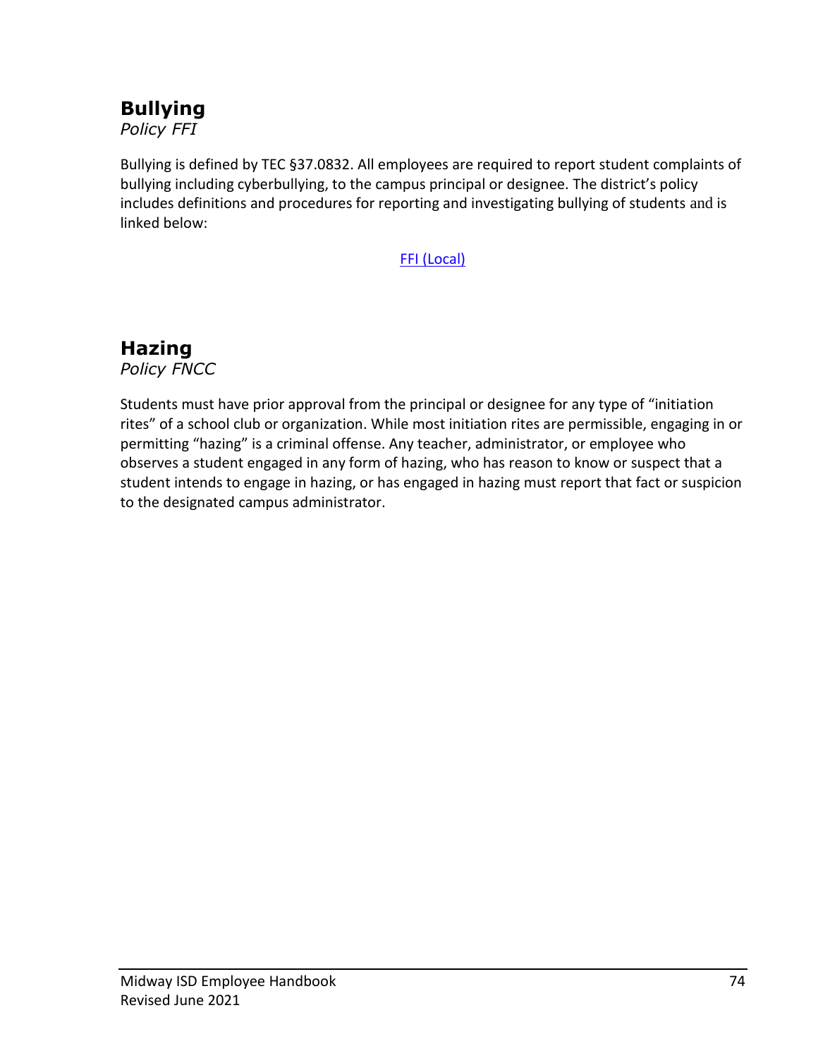## Bullying

*Policy FFI*

Bullying is defined by TEC §37.0832. All employees are required to report student complaints of bullying including cyberbullying, to the campus principal or designee. The district's policy includes definitions and procedures for reporting and investigating bullying of students and is linked below:

[FFI (Local)]

## Hazing

*Policy FNCC*

Students must have prior approval from the principal or designee for any type of "initiation rites" of a school club or organization. While most initiation rites are permissible, engaging in or permitting "hazing" is a criminal offense. Any teacher, administrator, or employee who observes a student engaged in any form of hazing, who has reason to know or suspect that a student intends to engage in hazing, or has engaged in hazing must report that fact or suspicion to the designated campus administrator.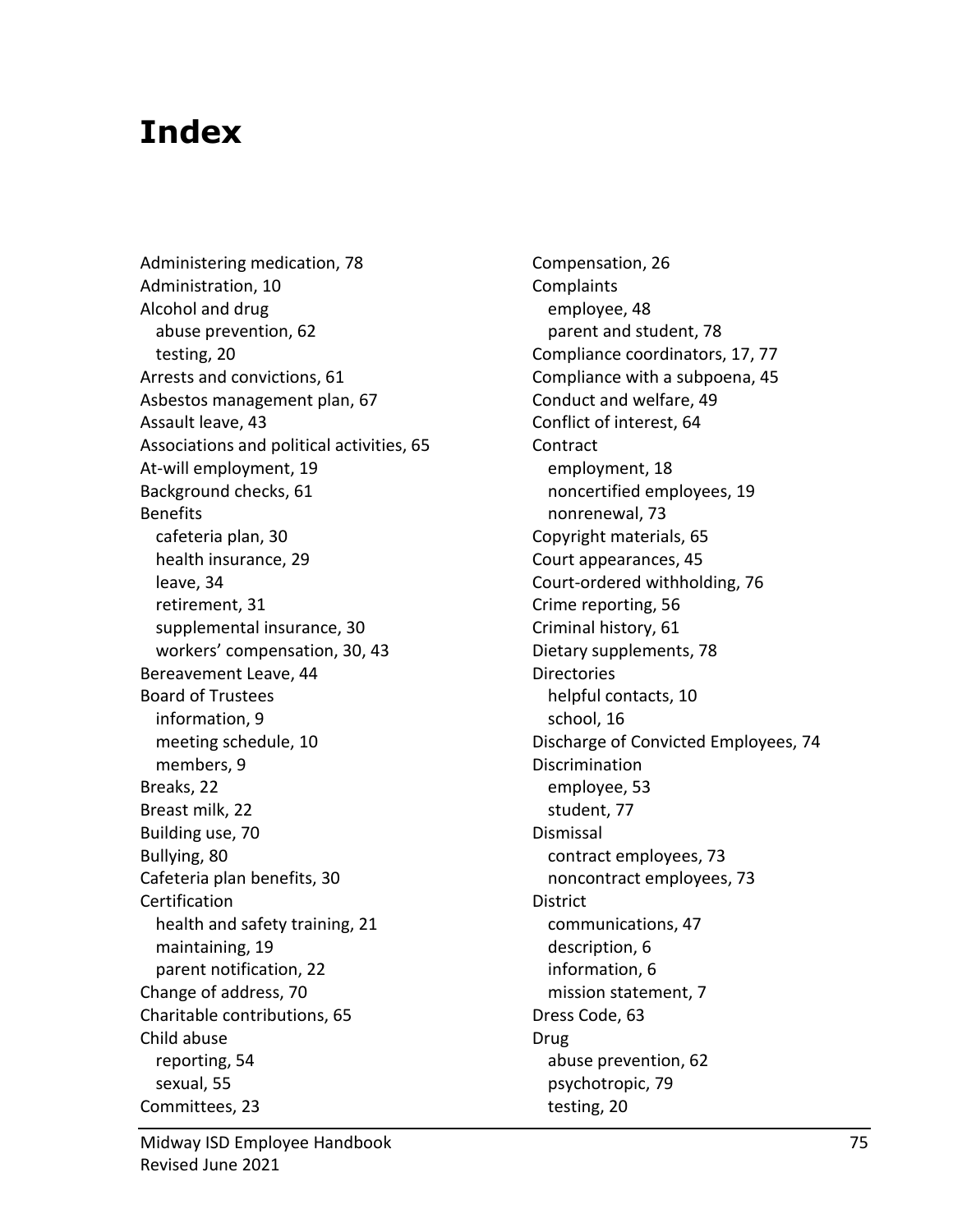# Index

Administering medication, 78
Administration, 10
Alcohol and drug
  abuse prevention, 62
  testing, 20
Arrests and convictions, 61
Asbestos management plan, 67
Assault leave, 43
Associations and political activities, 65
At-will employment, 19
Background checks, 61
Benefits
  cafeteria plan, 30
  health insurance, 29
  leave, 34
  retirement, 31
  supplemental insurance, 30
  workers' compensation, 30, 43
Bereavement Leave, 44
Board of Trustees
  information, 9
  meeting schedule, 10
  members, 9
Breaks, 22
Breast milk, 22
Building use, 70
Bullying, 80
Cafeteria plan benefits, 30
Certification
  health and safety training, 21
  maintaining, 19
  parent notification, 22
Change of address, 70
Charitable contributions, 65
Child abuse
  reporting, 54
  sexual, 55
Committees, 23
Compensation, 26
Complaints
  employee, 48
  parent and student, 78
Compliance coordinators, 17, 77
Compliance with a subpoena, 45
Conduct and welfare, 49
Conflict of interest, 64
Contract
  employment, 18
  noncertified employees, 19
  nonrenewal, 73
Copyright materials, 65
Court appearances, 45
Court-ordered withholding, 76
Crime reporting, 56
Criminal history, 61
Dietary supplements, 78
Directories
  helpful contacts, 10
  school, 16
Discharge of Convicted Employees, 74
Discrimination
  employee, 53
  student, 77
Dismissal
  contract employees, 73
  noncontract employees, 73
District
  communications, 47
  description, 6
  information, 6
  mission statement, 7
Dress Code, 63
Drug
  abuse prevention, 62
  psychotropic, 79
  testing, 20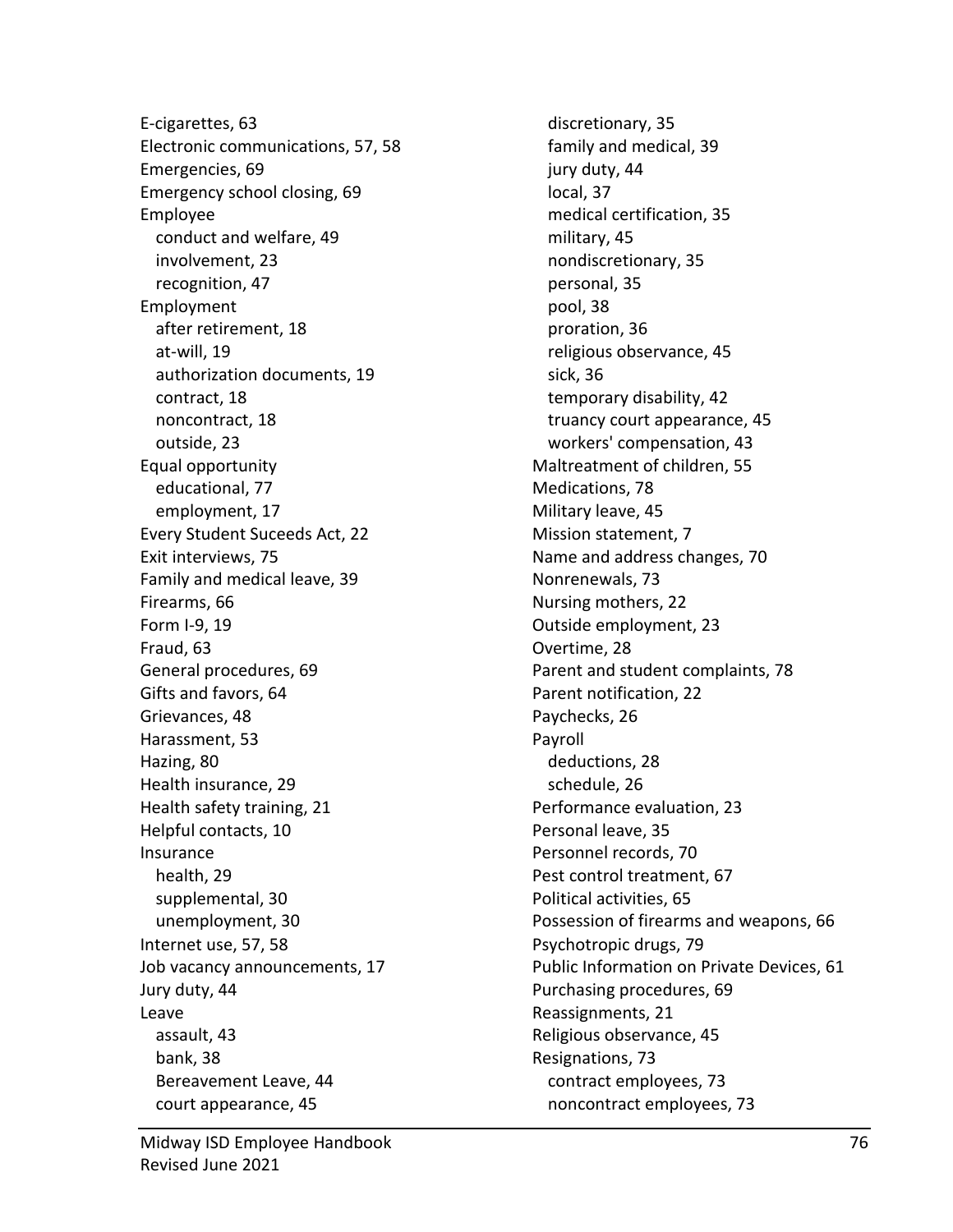E-cigarettes, 63
Electronic communications, 57, 58
Emergencies, 69
Emergency school closing, 69
Employee
  conduct and welfare, 49
  involvement, 23
  recognition, 47
Employment
  after retirement, 18
  at-will, 19
  authorization documents, 19
  contract, 18
  noncontract, 18
  outside, 23
Equal opportunity
  educational, 77
  employment, 17
Every Student Suceeds Act, 22
Exit interviews, 75
Family and medical leave, 39
Firearms, 66
Form I-9, 19
Fraud, 63
General procedures, 69
Gifts and favors, 64
Grievances, 48
Harassment, 53
Hazing, 80
Health insurance, 29
Health safety training, 21
Helpful contacts, 10
Insurance
  health, 29
  supplemental, 30
  unemployment, 30
Internet use, 57, 58
Job vacancy announcements, 17
Jury duty, 44
Leave
  assault, 43
  bank, 38
  Bereavement Leave, 44
  court appearance, 45
  discretionary, 35
  family and medical, 39
  jury duty, 44
  local, 37
  medical certification, 35
  military, 45
  nondiscretionary, 35
  personal, 35
  pool, 38
  proration, 36
  religious observance, 45
  sick, 36
  temporary disability, 42
  truancy court appearance, 45
  workers' compensation, 43
Maltreatment of children, 55
Medications, 78
Military leave, 45
Mission statement, 7
Name and address changes, 70
Nonrenewals, 73
Nursing mothers, 22
Outside employment, 23
Overtime, 28
Parent and student complaints, 78
Parent notification, 22
Paychecks, 26
Payroll
  deductions, 28
  schedule, 26
Performance evaluation, 23
Personal leave, 35
Personnel records, 70
Pest control treatment, 67
Political activities, 65
Possession of firearms and weapons, 66
Psychotropic drugs, 79
Public Information on Private Devices, 61
Purchasing procedures, 69
Reassignments, 21
Religious observance, 45
Resignations, 73
  contract employees, 73
  noncontract employees, 73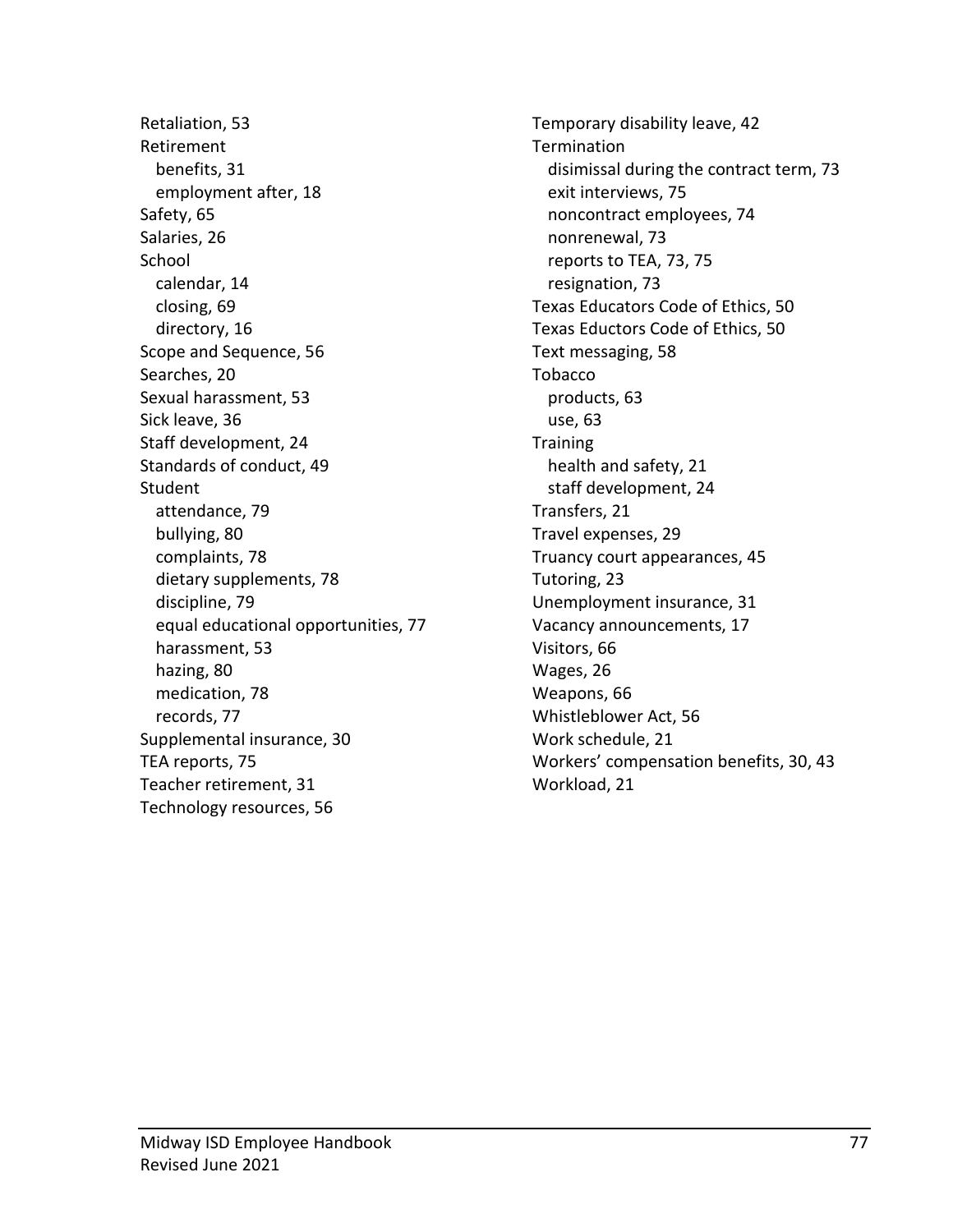Retaliation, 53
Retirement
  benefits, 31
  employment after, 18
Safety, 65
Salaries, 26
School
  calendar, 14
  closing, 69
  directory, 16
Scope and Sequence, 56
Searches, 20
Sexual harassment, 53
Sick leave, 36
Staff development, 24
Standards of conduct, 49
Student
  attendance, 79
  bullying, 80
  complaints, 78
  dietary supplements, 78
  discipline, 79
  equal educational opportunities, 77
  harassment, 53
  hazing, 80
  medication, 78
  records, 77
Supplemental insurance, 30
TEA reports, 75
Teacher retirement, 31
Technology resources, 56
Temporary disability leave, 42
Termination
  disimissal during the contract term, 73
  exit interviews, 75
  noncontract employees, 74
  nonrenewal, 73
  reports to TEA, 73, 75
  resignation, 73
Texas Educators Code of Ethics, 50
Texas Eductors Code of Ethics, 50
Text messaging, 58
Tobacco
  products, 63
  use, 63
Training
  health and safety, 21
  staff development, 24
Transfers, 21
Travel expenses, 29
Truancy court appearances, 45
Tutoring, 23
Unemployment insurance, 31
Vacancy announcements, 17
Visitors, 66
Wages, 26
Weapons, 66
Whistleblower Act, 56
Work schedule, 21
Workers' compensation benefits, 30, 43
Workload, 21